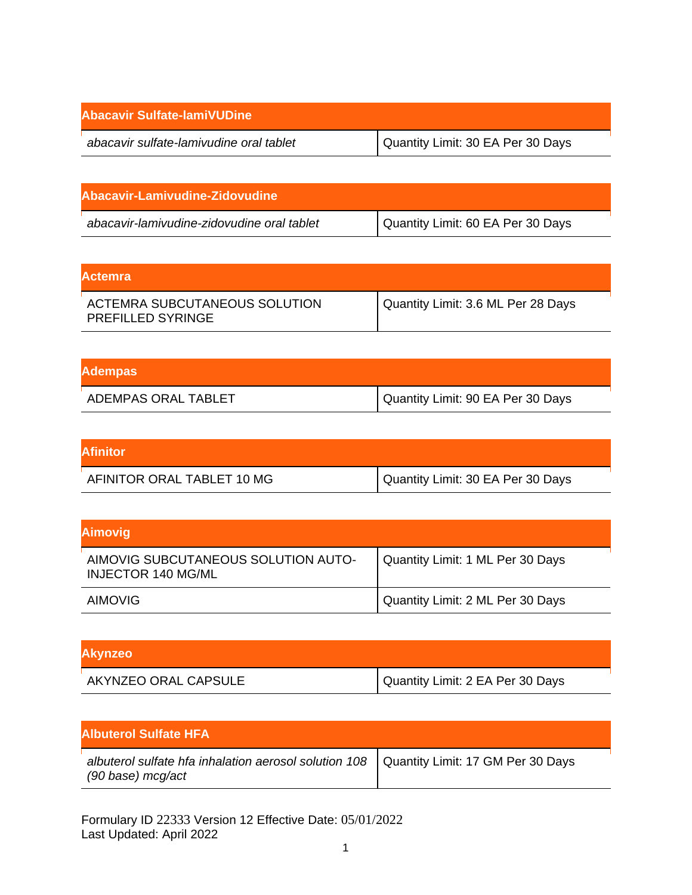| Abacavir Sulfate-lamiVUDine | |
|---|---|
| *abacavir sulfate-lamivudine oral tablet* | Quantity Limit: 30 EA Per 30 Days |

| Abacavir-Lamivudine-Zidovudine | |
|---|---|
| *abacavir-lamivudine-zidovudine oral tablet* | Quantity Limit: 60 EA Per 30 Days |

| Actemra | |
|---|---|
| ACTEMRA SUBCUTANEOUS SOLUTION PREFILLED SYRINGE | Quantity Limit: 3.6 ML Per 28 Days |

| Adempas | |
|---|---|
| ADEMPAS ORAL TABLET | Quantity Limit: 90 EA Per 30 Days |

| Afinitor | |
|---|---|
| AFINITOR ORAL TABLET 10 MG | Quantity Limit: 30 EA Per 30 Days |

| Aimovig | |
|---|---|
| AIMOVIG SUBCUTANEOUS SOLUTION AUTO-INJECTOR 140 MG/ML | Quantity Limit: 1 ML Per 30 Days |
| AIMOVIG | Quantity Limit: 2 ML Per 30 Days |

| Akynzeo | |
|---|---|
| AKYNZEO ORAL CAPSULE | Quantity Limit: 2 EA Per 30 Days |

| Albuterol Sulfate HFA | |
|---|---|
| *albuterol sulfate hfa inhalation aerosol solution 108 (90 base) mcg/act* | Quantity Limit: 17 GM Per 30 Days |

Formulary ID 22333 Version 12 Effective Date: 05/01/2022
Last Updated: April 2022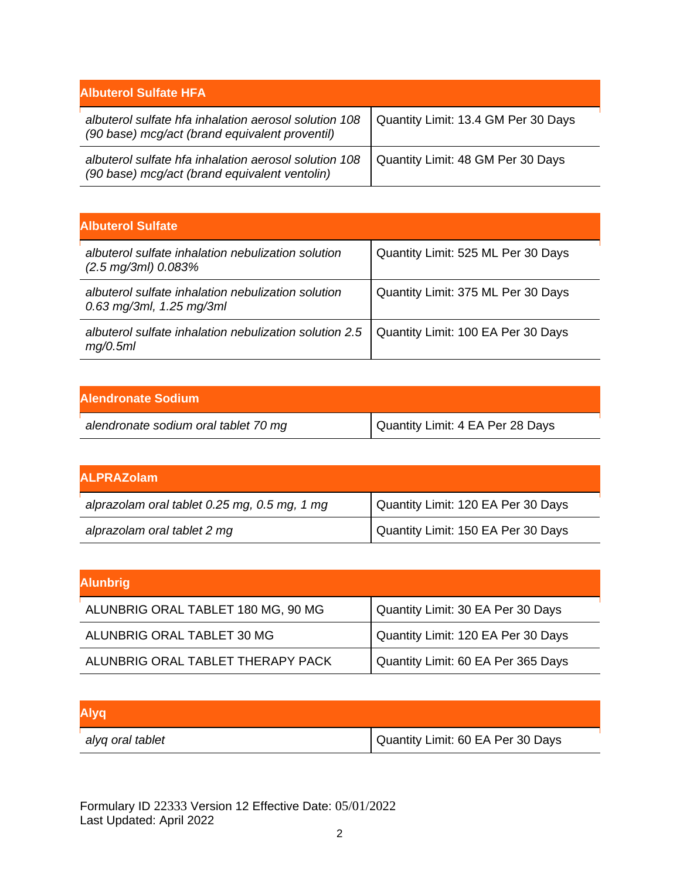| Albuterol Sulfate HFA | |
|---|---|
| *albuterol sulfate hfa inhalation aerosol solution 108 (90 base) mcg/act (brand equivalent proventil)* | Quantity Limit: 13.4 GM Per 30 Days |
| *albuterol sulfate hfa inhalation aerosol solution 108 (90 base) mcg/act (brand equivalent ventolin)* | Quantity Limit: 48 GM Per 30 Days |

| Albuterol Sulfate | |
|---|---|
| *albuterol sulfate inhalation nebulization solution (2.5 mg/3ml) 0.083%* | Quantity Limit: 525 ML Per 30 Days |
| *albuterol sulfate inhalation nebulization solution 0.63 mg/3ml, 1.25 mg/3ml* | Quantity Limit: 375 ML Per 30 Days |
| *albuterol sulfate inhalation nebulization solution 2.5 mg/0.5ml* | Quantity Limit: 100 EA Per 30 Days |

| Alendronate Sodium | |
|---|---|
| *alendronate sodium oral tablet 70 mg* | Quantity Limit: 4 EA Per 28 Days |

| ALPRAZolam | |
|---|---|
| *alprazolam oral tablet 0.25 mg, 0.5 mg, 1 mg* | Quantity Limit: 120 EA Per 30 Days |
| *alprazolam oral tablet 2 mg* | Quantity Limit: 150 EA Per 30 Days |

| Alunbrig | |
|---|---|
| ALUNBRIG ORAL TABLET 180 MG, 90 MG | Quantity Limit: 30 EA Per 30 Days |
| ALUNBRIG ORAL TABLET 30 MG | Quantity Limit: 120 EA Per 30 Days |
| ALUNBRIG ORAL TABLET THERAPY PACK | Quantity Limit: 60 EA Per 365 Days |

| Alyq | |
|---|---|
| *alyq oral tablet* | Quantity Limit: 60 EA Per 30 Days |

Formulary ID 22333 Version 12 Effective Date: 05/01/2022
Last Updated: April 2022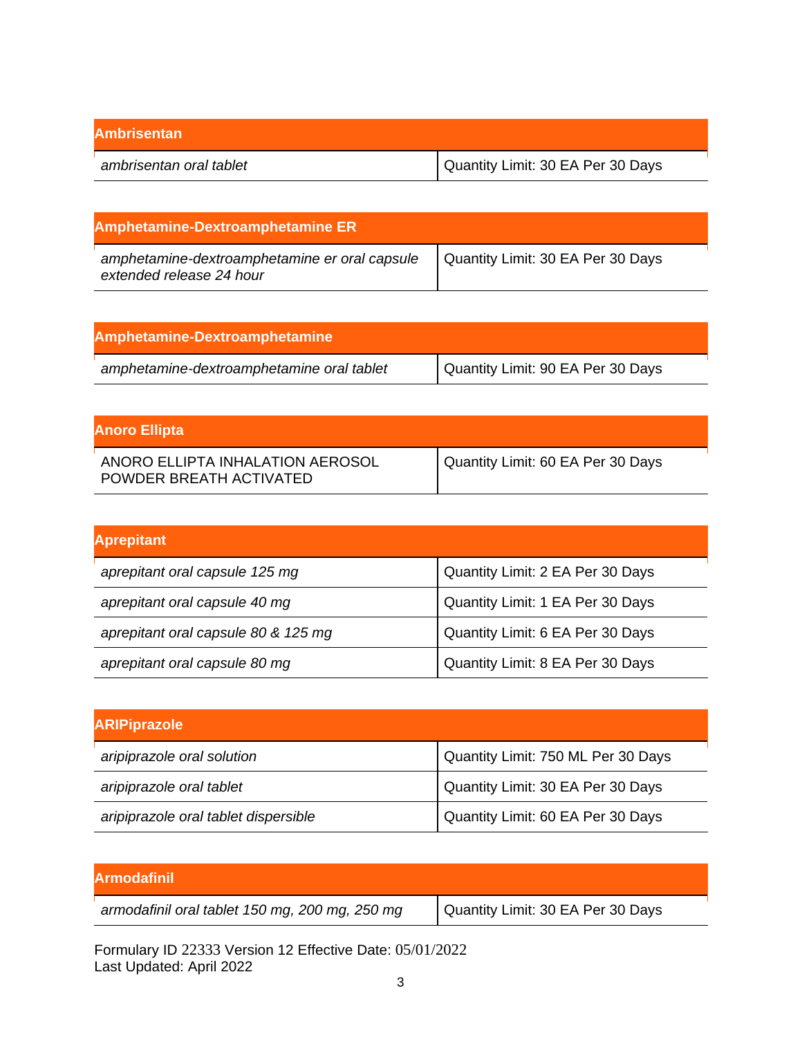| Ambrisentan | |
| --- | --- |
| *ambrisentan oral tablet* | Quantity Limit: 30 EA Per 30 Days |

| Amphetamine-Dextroamphetamine ER | |
| --- | --- |
| *amphetamine-dextroamphetamine er oral capsule extended release 24 hour* | Quantity Limit: 30 EA Per 30 Days |

| Amphetamine-Dextroamphetamine | |
| --- | --- |
| *amphetamine-dextroamphetamine oral tablet* | Quantity Limit: 90 EA Per 30 Days |

| Anoro Ellipta | |
| --- | --- |
| ANORO ELLIPTA INHALATION AEROSOL POWDER BREATH ACTIVATED | Quantity Limit: 60 EA Per 30 Days |

| Aprepitant | |
| --- | --- |
| *aprepitant oral capsule 125 mg* | Quantity Limit: 2 EA Per 30 Days |
| *aprepitant oral capsule 40 mg* | Quantity Limit: 1 EA Per 30 Days |
| *aprepitant oral capsule 80 & 125 mg* | Quantity Limit: 6 EA Per 30 Days |
| *aprepitant oral capsule 80 mg* | Quantity Limit: 8 EA Per 30 Days |

| ARIPiprazole | |
| --- | --- |
| *aripiprazole oral solution* | Quantity Limit: 750 ML Per 30 Days |
| *aripiprazole oral tablet* | Quantity Limit: 30 EA Per 30 Days |
| *aripiprazole oral tablet dispersible* | Quantity Limit: 60 EA Per 30 Days |

| Armodafinil | |
| --- | --- |
| *armodafinil oral tablet 150 mg, 200 mg, 250 mg* | Quantity Limit: 30 EA Per 30 Days |

Formulary ID 22333 Version 12 Effective Date: 05/01/2022
Last Updated: April 2022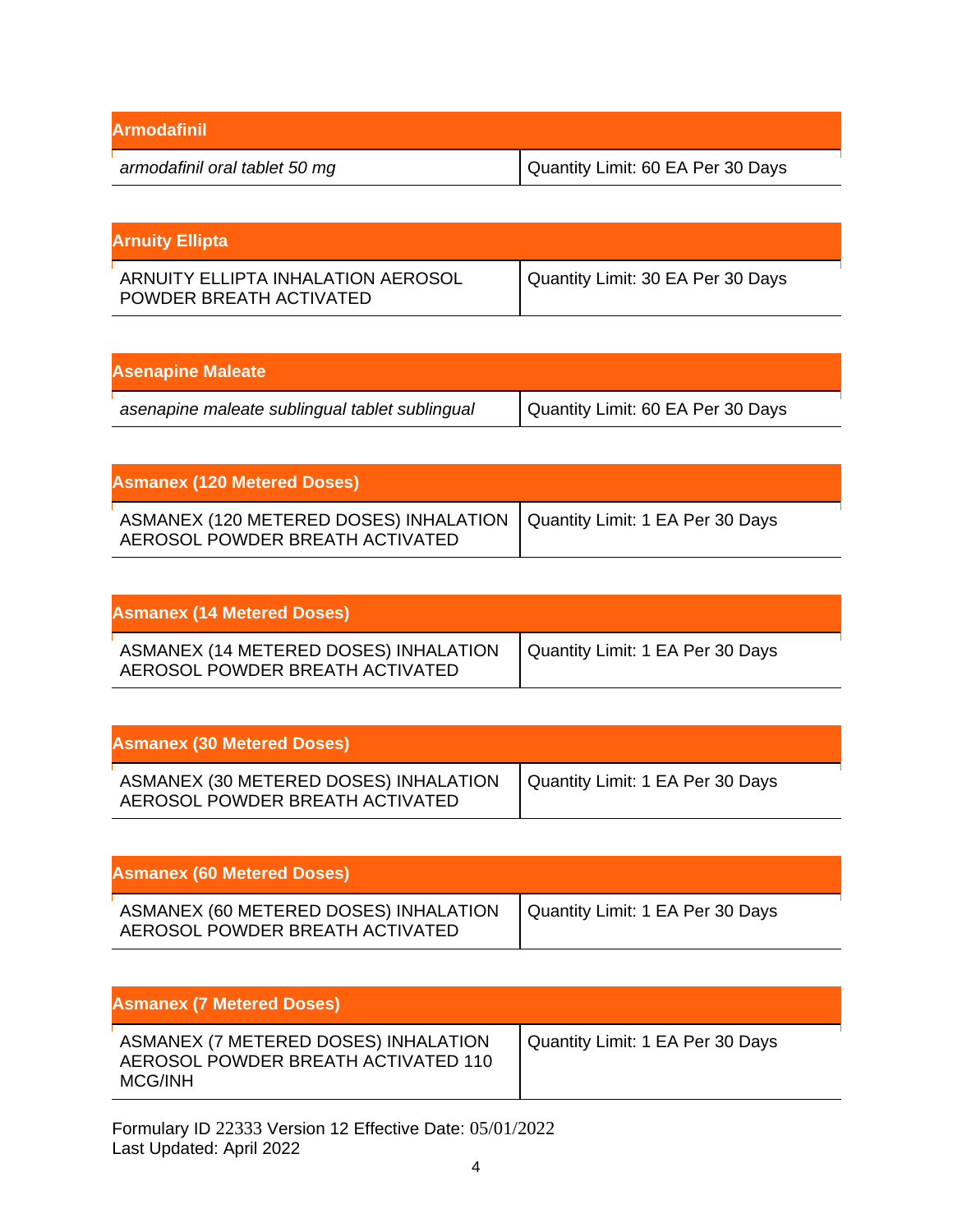| Armodafinil | |
|---|---|
| *armodafinil oral tablet 50 mg* | Quantity Limit: 60 EA Per 30 Days |

| Arnuity Ellipta | |
|---|---|
| ARNUITY ELLIPTA INHALATION AEROSOL POWDER BREATH ACTIVATED | Quantity Limit: 30 EA Per 30 Days |

| Asenapine Maleate | |
|---|---|
| *asenapine maleate sublingual tablet sublingual* | Quantity Limit: 60 EA Per 30 Days |

| Asmanex (120 Metered Doses) | |
|---|---|
| ASMANEX (120 METERED DOSES) INHALATION AEROSOL POWDER BREATH ACTIVATED | Quantity Limit: 1 EA Per 30 Days |

| Asmanex (14 Metered Doses) | |
|---|---|
| ASMANEX (14 METERED DOSES) INHALATION AEROSOL POWDER BREATH ACTIVATED | Quantity Limit: 1 EA Per 30 Days |

| Asmanex (30 Metered Doses) | |
|---|---|
| ASMANEX (30 METERED DOSES) INHALATION AEROSOL POWDER BREATH ACTIVATED | Quantity Limit: 1 EA Per 30 Days |

| Asmanex (60 Metered Doses) | |
|---|---|
| ASMANEX (60 METERED DOSES) INHALATION AEROSOL POWDER BREATH ACTIVATED | Quantity Limit: 1 EA Per 30 Days |

| Asmanex (7 Metered Doses) | |
|---|---|
| ASMANEX (7 METERED DOSES) INHALATION AEROSOL POWDER BREATH ACTIVATED 110 MCG/INH | Quantity Limit: 1 EA Per 30 Days |

Formulary ID 22333 Version 12 Effective Date: 05/01/2022
Last Updated: April 2022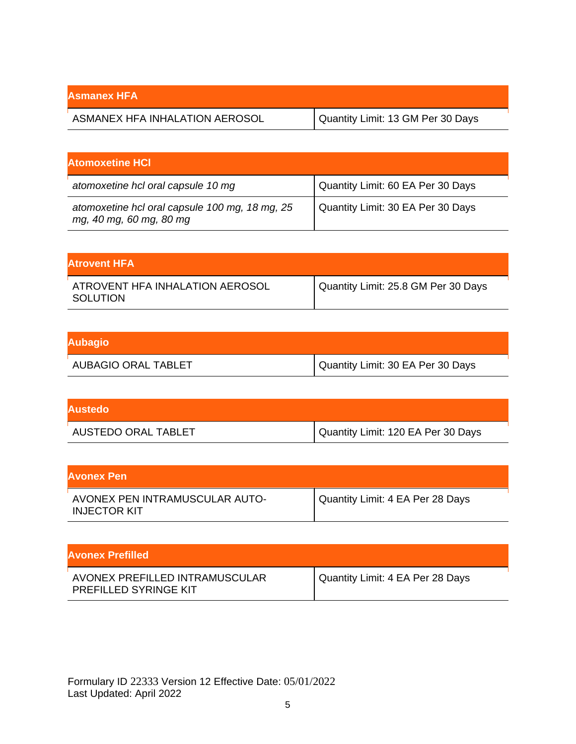| Asmanex HFA | |
|---|---|
| ASMANEX HFA INHALATION AEROSOL | Quantity Limit: 13 GM Per 30 Days |

| Atomoxetine HCl | |
|---|---|
| *atomoxetine hcl oral capsule 10 mg* | Quantity Limit: 60 EA Per 30 Days |
| *atomoxetine hcl oral capsule 100 mg, 18 mg, 25 mg, 40 mg, 60 mg, 80 mg* | Quantity Limit: 30 EA Per 30 Days |

| Atrovent HFA | |
|---|---|
| ATROVENT HFA INHALATION AEROSOL SOLUTION | Quantity Limit: 25.8 GM Per 30 Days |

| Aubagio | |
|---|---|
| AUBAGIO ORAL TABLET | Quantity Limit: 30 EA Per 30 Days |

| Austedo | |
|---|---|
| AUSTEDO ORAL TABLET | Quantity Limit: 120 EA Per 30 Days |

| Avonex Pen | |
|---|---|
| AVONEX PEN INTRAMUSCULAR AUTO-INJECTOR KIT | Quantity Limit: 4 EA Per 28 Days |

| Avonex Prefilled | |
|---|---|
| AVONEX PREFILLED INTRAMUSCULAR PREFILLED SYRINGE KIT | Quantity Limit: 4 EA Per 28 Days |

Formulary ID 22333 Version 12 Effective Date: 05/01/2022
Last Updated: April 2022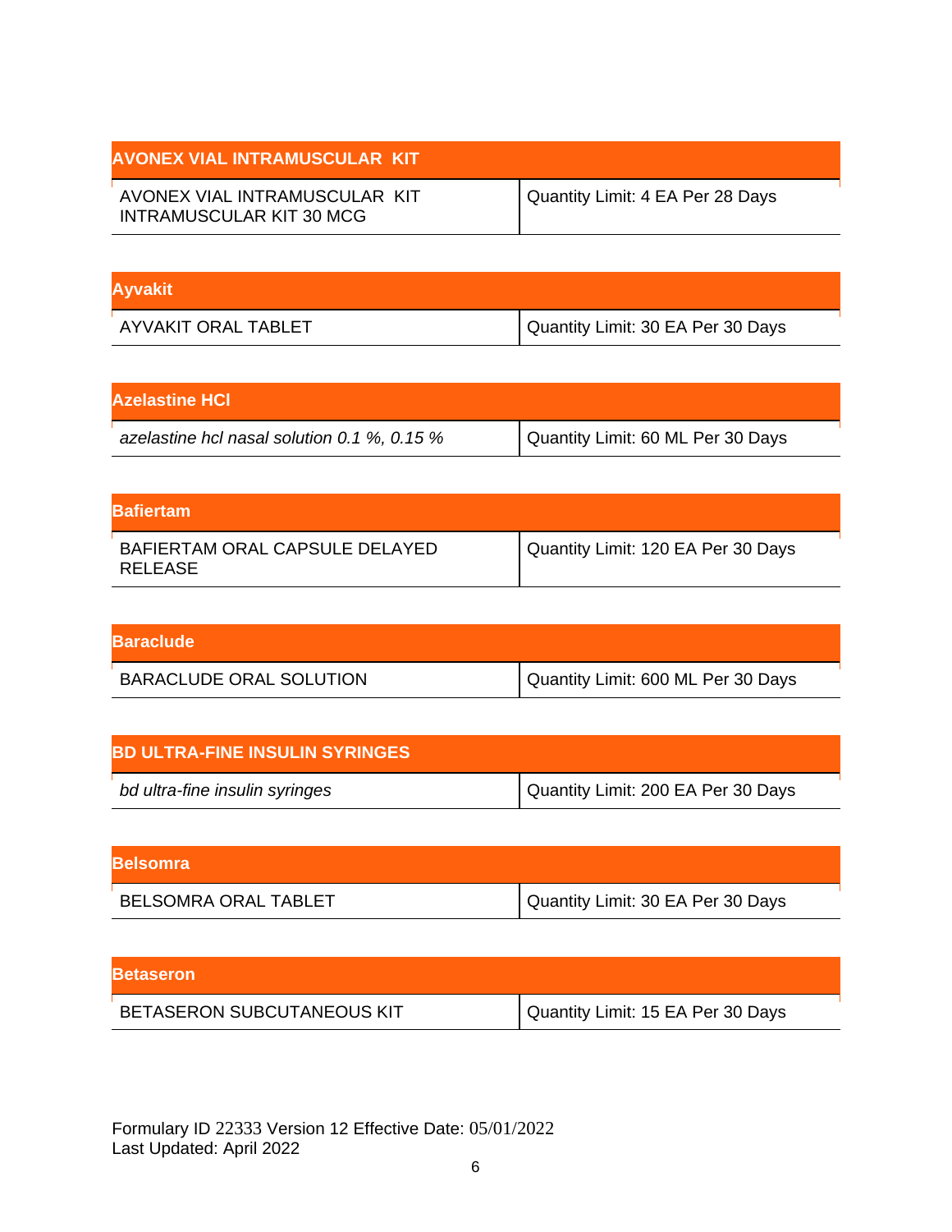| AVONEX VIAL INTRAMUSCULAR KIT | |
|---|---|
| AVONEX VIAL INTRAMUSCULAR KIT INTRAMUSCULAR KIT 30 MCG | Quantity Limit: 4 EA Per 28 Days |

| Ayvakit | |
|---|---|
| AYVAKIT ORAL TABLET | Quantity Limit: 30 EA Per 30 Days |

| Azelastine HCl | |
|---|---|
| *azelastine hcl nasal solution 0.1 %, 0.15 %* | Quantity Limit: 60 ML Per 30 Days |

| Bafiertam | |
|---|---|
| BAFIERTAM ORAL CAPSULE DELAYED RELEASE | Quantity Limit: 120 EA Per 30 Days |

| Baraclude | |
|---|---|
| BARACLUDE ORAL SOLUTION | Quantity Limit: 600 ML Per 30 Days |

| BD ULTRA-FINE INSULIN SYRINGES | |
|---|---|
| *bd ultra-fine insulin syringes* | Quantity Limit: 200 EA Per 30 Days |

| Belsomra | |
|---|---|
| BELSOMRA ORAL TABLET | Quantity Limit: 30 EA Per 30 Days |

| Betaseron | |
|---|---|
| BETASERON SUBCUTANEOUS KIT | Quantity Limit: 15 EA Per 30 Days |

Formulary ID 22333 Version 12 Effective Date: 05/01/2022
Last Updated: April 2022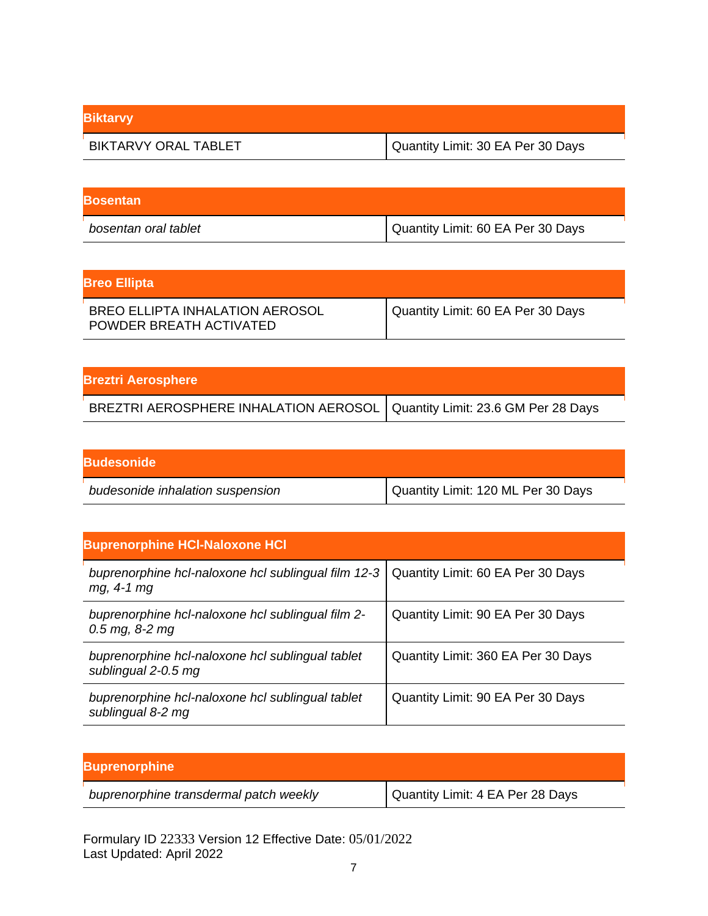| Biktarvy | |
|---|---|
| BIKTARVY ORAL TABLET | Quantity Limit: 30 EA Per 30 Days |

| Bosentan | |
|---|---|
| *bosentan oral tablet* | Quantity Limit: 60 EA Per 30 Days |

| Breo Ellipta | |
|---|---|
| BREO ELLIPTA INHALATION AEROSOL POWDER BREATH ACTIVATED | Quantity Limit: 60 EA Per 30 Days |

| Breztri Aerosphere | |
|---|---|
| BREZTRI AEROSPHERE INHALATION AEROSOL | Quantity Limit: 23.6 GM Per 28 Days |

| Budesonide | |
|---|---|
| *budesonide inhalation suspension* | Quantity Limit: 120 ML Per 30 Days |

| Buprenorphine HCl-Naloxone HCl | |
|---|---|
| *buprenorphine hcl-naloxone hcl sublingual film 12-3 mg, 4-1 mg* | Quantity Limit: 60 EA Per 30 Days |
| *buprenorphine hcl-naloxone hcl sublingual film 2-0.5 mg, 8-2 mg* | Quantity Limit: 90 EA Per 30 Days |
| *buprenorphine hcl-naloxone hcl sublingual tablet sublingual 2-0.5 mg* | Quantity Limit: 360 EA Per 30 Days |
| *buprenorphine hcl-naloxone hcl sublingual tablet sublingual 8-2 mg* | Quantity Limit: 90 EA Per 30 Days |

| Buprenorphine | |
|---|---|
| *buprenorphine transdermal patch weekly* | Quantity Limit: 4 EA Per 28 Days |

Formulary ID 22333 Version 12 Effective Date: 05/01/2022
Last Updated: April 2022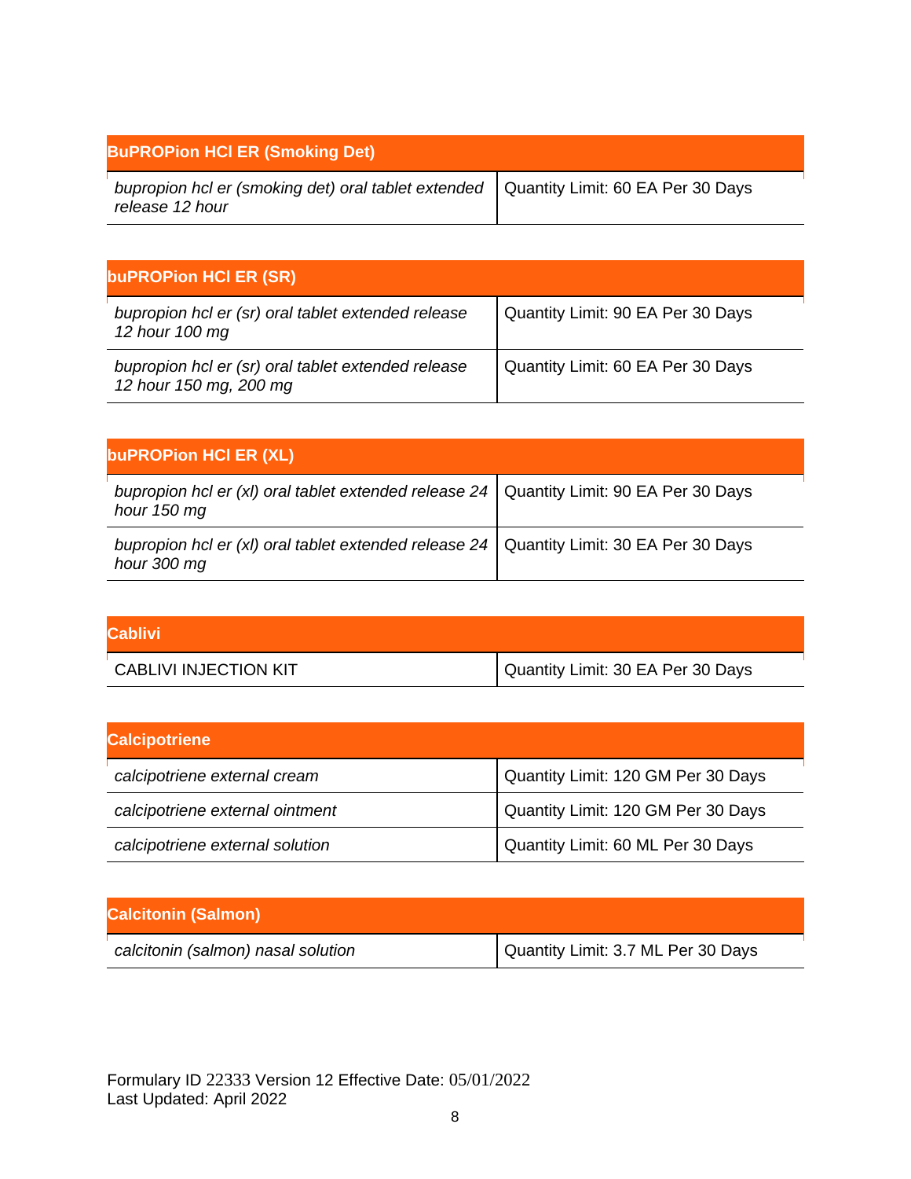| BuPROPion HCl ER (Smoking Det) | |
|---|---|
| *bupropion hcl er (smoking det) oral tablet extended release 12 hour* | Quantity Limit: 60 EA Per 30 Days |

| buPROPion HCl ER (SR) | |
|---|---|
| *bupropion hcl er (sr) oral tablet extended release 12 hour 100 mg* | Quantity Limit: 90 EA Per 30 Days |
| *bupropion hcl er (sr) oral tablet extended release 12 hour 150 mg, 200 mg* | Quantity Limit: 60 EA Per 30 Days |

| buPROPion HCl ER (XL) | |
|---|---|
| *bupropion hcl er (xl) oral tablet extended release 24 hour 150 mg* | Quantity Limit: 90 EA Per 30 Days |
| *bupropion hcl er (xl) oral tablet extended release 24 hour 300 mg* | Quantity Limit: 30 EA Per 30 Days |

| Cablivi | |
|---|---|
| CABLIVI INJECTION KIT | Quantity Limit: 30 EA Per 30 Days |

| Calcipotriene | |
|---|---|
| *calcipotriene external cream* | Quantity Limit: 120 GM Per 30 Days |
| *calcipotriene external ointment* | Quantity Limit: 120 GM Per 30 Days |
| *calcipotriene external solution* | Quantity Limit: 60 ML Per 30 Days |

| Calcitonin (Salmon) | |
|---|---|
| *calcitonin (salmon) nasal solution* | Quantity Limit: 3.7 ML Per 30 Days |

Formulary ID 22333 Version 12 Effective Date: 05/01/2022
Last Updated: April 2022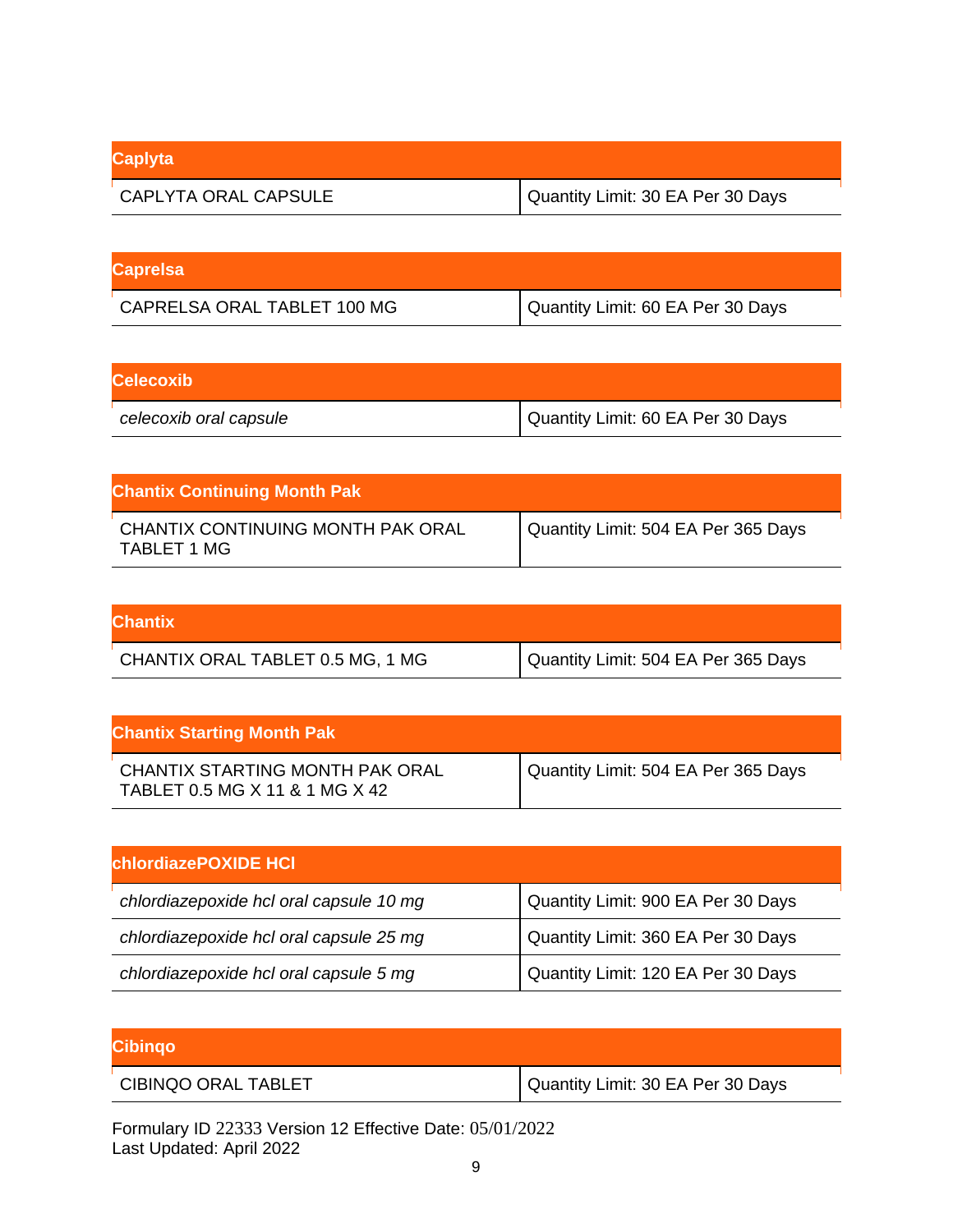| Caplyta | |
|---|---|
| CAPLYTA ORAL CAPSULE | Quantity Limit: 30 EA Per 30 Days |

| Caprelsa | |
|---|---|
| CAPRELSA ORAL TABLET 100 MG | Quantity Limit: 60 EA Per 30 Days |

| Celecoxib | |
|---|---|
| *celecoxib oral capsule* | Quantity Limit: 60 EA Per 30 Days |

| Chantix Continuing Month Pak | |
|---|---|
| CHANTIX CONTINUING MONTH PAK ORAL TABLET 1 MG | Quantity Limit: 504 EA Per 365 Days |

| Chantix | |
|---|---|
| CHANTIX ORAL TABLET 0.5 MG, 1 MG | Quantity Limit: 504 EA Per 365 Days |

| Chantix Starting Month Pak | |
|---|---|
| CHANTIX STARTING MONTH PAK ORAL TABLET 0.5 MG X 11 & 1 MG X 42 | Quantity Limit: 504 EA Per 365 Days |

| chlordiazePOXIDE HCl | |
|---|---|
| *chlordiazepoxide hcl oral capsule 10 mg* | Quantity Limit: 900 EA Per 30 Days |
| *chlordiazepoxide hcl oral capsule 25 mg* | Quantity Limit: 360 EA Per 30 Days |
| *chlordiazepoxide hcl oral capsule 5 mg* | Quantity Limit: 120 EA Per 30 Days |

| Cibinqo | |
|---|---|
| CIBINQO ORAL TABLET | Quantity Limit: 30 EA Per 30 Days |

Formulary ID 22333 Version 12 Effective Date: 05/01/2022
Last Updated: April 2022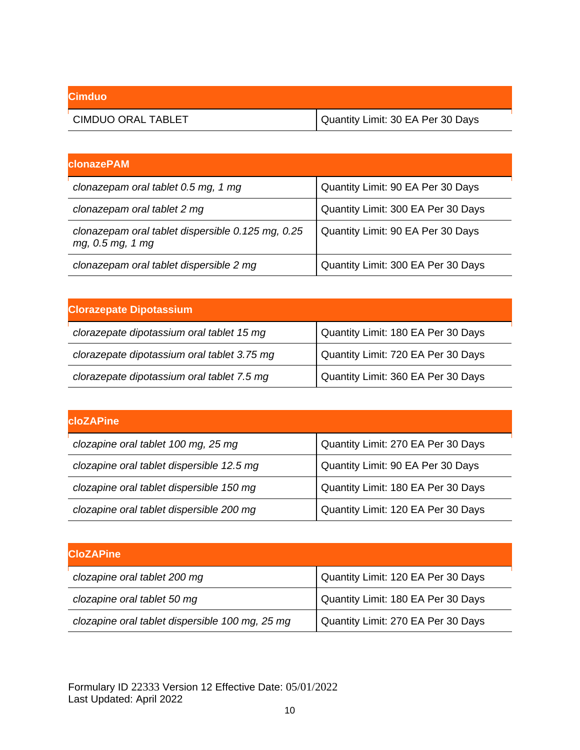| Cimduo | |
|---|---|
| CIMDUO ORAL TABLET | Quantity Limit: 30 EA Per 30 Days |

| clonazePAM | |
|---|---|
| *clonazepam oral tablet 0.5 mg, 1 mg* | Quantity Limit: 90 EA Per 30 Days |
| *clonazepam oral tablet 2 mg* | Quantity Limit: 300 EA Per 30 Days |
| *clonazepam oral tablet dispersible 0.125 mg, 0.25 mg, 0.5 mg, 1 mg* | Quantity Limit: 90 EA Per 30 Days |
| *clonazepam oral tablet dispersible 2 mg* | Quantity Limit: 300 EA Per 30 Days |

| Clorazepate Dipotassium | |
|---|---|
| *clorazepate dipotassium oral tablet 15 mg* | Quantity Limit: 180 EA Per 30 Days |
| *clorazepate dipotassium oral tablet 3.75 mg* | Quantity Limit: 720 EA Per 30 Days |
| *clorazepate dipotassium oral tablet 7.5 mg* | Quantity Limit: 360 EA Per 30 Days |

| cloZAPine | |
|---|---|
| *clozapine oral tablet 100 mg, 25 mg* | Quantity Limit: 270 EA Per 30 Days |
| *clozapine oral tablet dispersible 12.5 mg* | Quantity Limit: 90 EA Per 30 Days |
| *clozapine oral tablet dispersible 150 mg* | Quantity Limit: 180 EA Per 30 Days |
| *clozapine oral tablet dispersible 200 mg* | Quantity Limit: 120 EA Per 30 Days |

| CloZAPine | |
|---|---|
| *clozapine oral tablet 200 mg* | Quantity Limit: 120 EA Per 30 Days |
| *clozapine oral tablet 50 mg* | Quantity Limit: 180 EA Per 30 Days |
| *clozapine oral tablet dispersible 100 mg, 25 mg* | Quantity Limit: 270 EA Per 30 Days |

Formulary ID 22333 Version 12 Effective Date: 05/01/2022
Last Updated: April 2022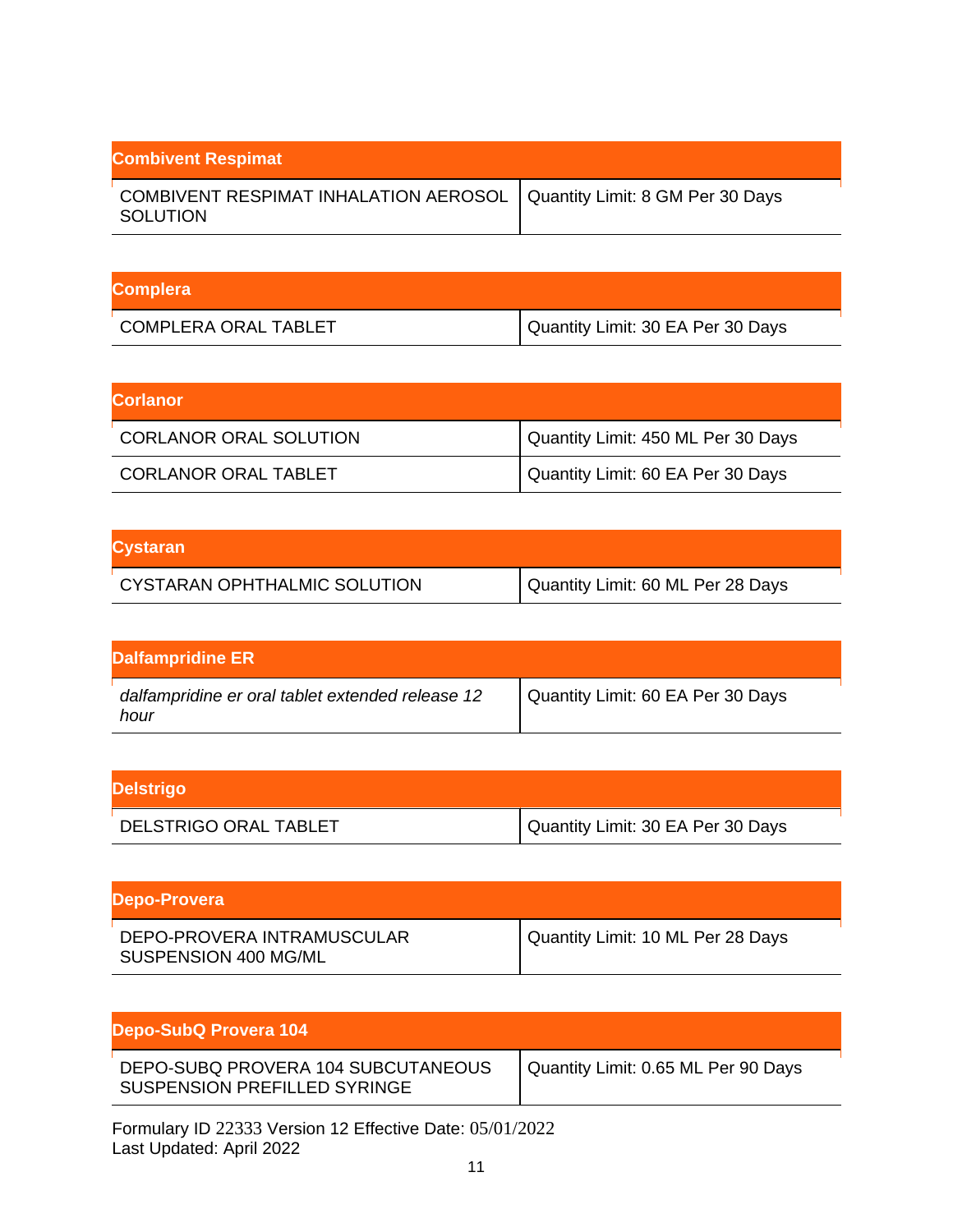| Combivent Respimat | |
|---|---|
| COMBIVENT RESPIMAT INHALATION AEROSOL SOLUTION | Quantity Limit: 8 GM Per 30 Days |

| Complera | |
|---|---|
| COMPLERA ORAL TABLET | Quantity Limit: 30 EA Per 30 Days |

| Corlanor | |
|---|---|
| CORLANOR ORAL SOLUTION | Quantity Limit: 450 ML Per 30 Days |
| CORLANOR ORAL TABLET | Quantity Limit: 60 EA Per 30 Days |

| Cystaran | |
|---|---|
| CYSTARAN OPHTHALMIC SOLUTION | Quantity Limit: 60 ML Per 28 Days |

| Dalfampridine ER | |
|---|---|
| *dalfampridine er oral tablet extended release 12 hour* | Quantity Limit: 60 EA Per 30 Days |

| Delstrigo | |
|---|---|
| DELSTRIGO ORAL TABLET | Quantity Limit: 30 EA Per 30 Days |

| Depo-Provera | |
|---|---|
| DEPO-PROVERA INTRAMUSCULAR SUSPENSION 400 MG/ML | Quantity Limit: 10 ML Per 28 Days |

| Depo-SubQ Provera 104 | |
|---|---|
| DEPO-SUBQ PROVERA 104 SUBCUTANEOUS SUSPENSION PREFILLED SYRINGE | Quantity Limit: 0.65 ML Per 90 Days |

Formulary ID 22333 Version 12 Effective Date: 05/01/2022
Last Updated: April 2022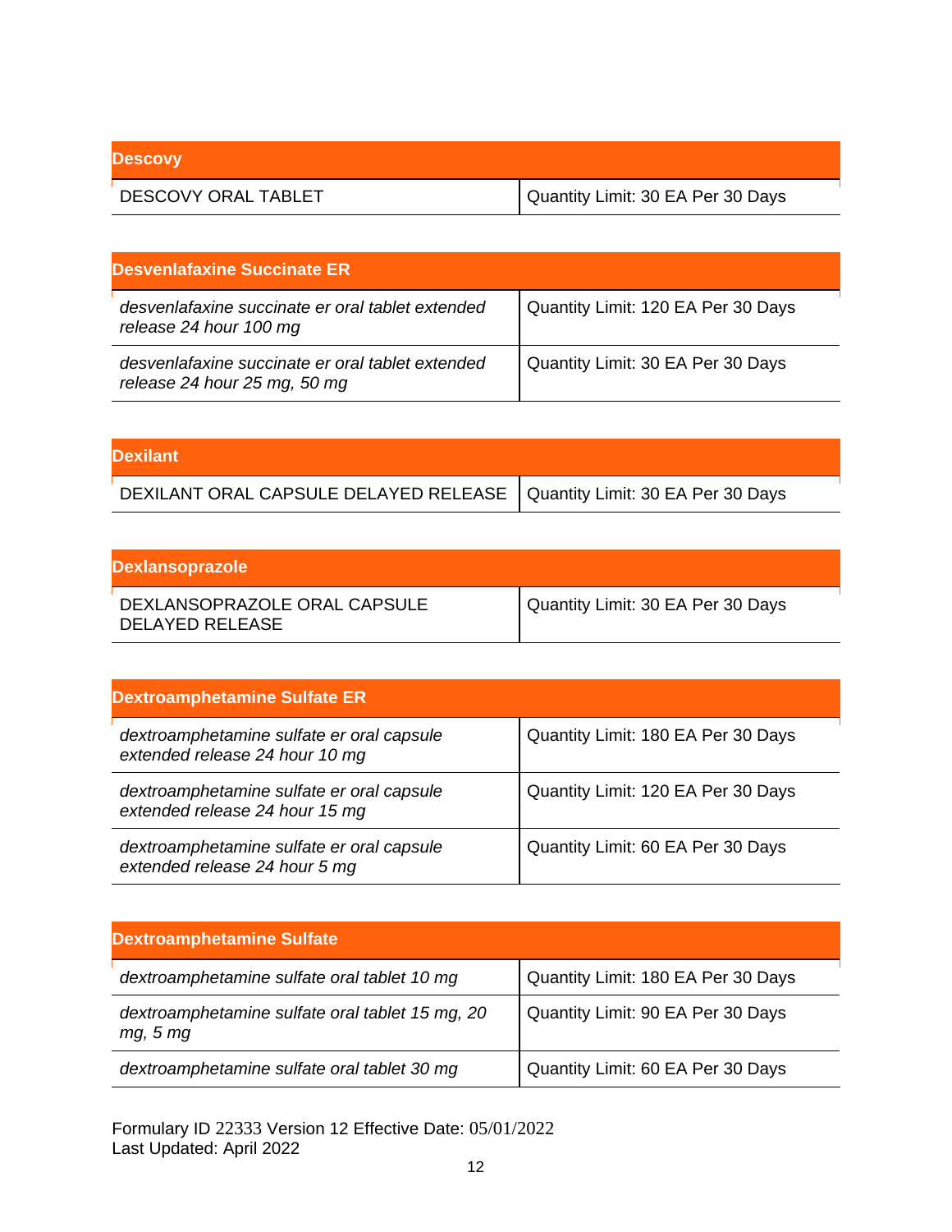| Descovy | |
|---|---|
| DESCOVY ORAL TABLET | Quantity Limit: 30 EA Per 30 Days |

| Desvenlafaxine Succinate ER | |
|---|---|
| *desvenlafaxine succinate er oral tablet extended release 24 hour 100 mg* | Quantity Limit: 120 EA Per 30 Days |
| *desvenlafaxine succinate er oral tablet extended release 24 hour 25 mg, 50 mg* | Quantity Limit: 30 EA Per 30 Days |

| Dexilant | |
|---|---|
| DEXILANT ORAL CAPSULE DELAYED RELEASE | Quantity Limit: 30 EA Per 30 Days |

| Dexlansoprazole | |
|---|---|
| DEXLANSOPRAZOLE ORAL CAPSULE DELAYED RELEASE | Quantity Limit: 30 EA Per 30 Days |

| Dextroamphetamine Sulfate ER | |
|---|---|
| *dextroamphetamine sulfate er oral capsule extended release 24 hour 10 mg* | Quantity Limit: 180 EA Per 30 Days |
| *dextroamphetamine sulfate er oral capsule extended release 24 hour 15 mg* | Quantity Limit: 120 EA Per 30 Days |
| *dextroamphetamine sulfate er oral capsule extended release 24 hour 5 mg* | Quantity Limit: 60 EA Per 30 Days |

| Dextroamphetamine Sulfate | |
|---|---|
| *dextroamphetamine sulfate oral tablet 10 mg* | Quantity Limit: 180 EA Per 30 Days |
| *dextroamphetamine sulfate oral tablet 15 mg, 20 mg, 5 mg* | Quantity Limit: 90 EA Per 30 Days |
| *dextroamphetamine sulfate oral tablet 30 mg* | Quantity Limit: 60 EA Per 30 Days |

Formulary ID 22333 Version 12 Effective Date: 05/01/2022
Last Updated: April 2022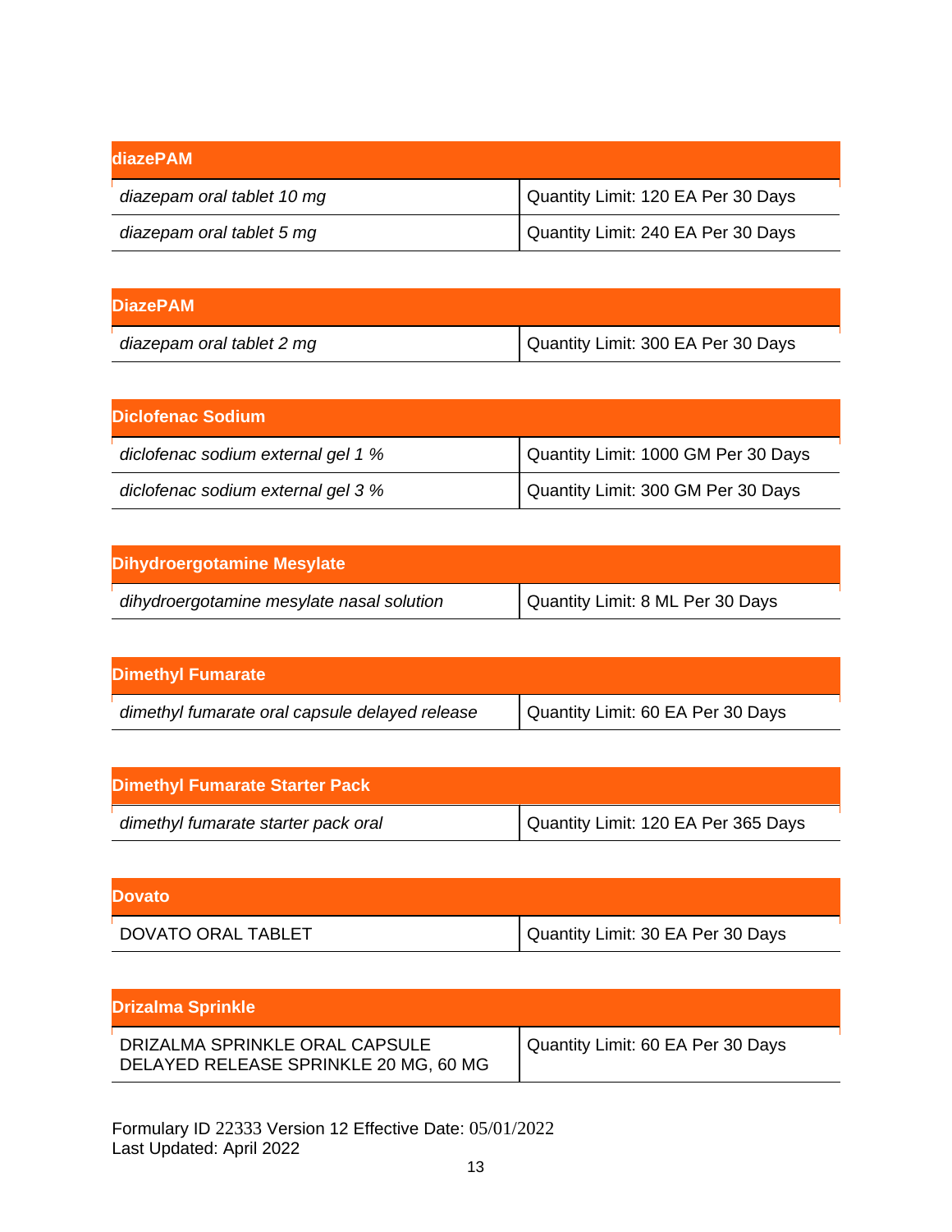| diazePAM | |
|---|---|
| *diazepam oral tablet 10 mg* | Quantity Limit: 120 EA Per 30 Days |
| *diazepam oral tablet 5 mg* | Quantity Limit: 240 EA Per 30 Days |

| DiazePAM | |
|---|---|
| *diazepam oral tablet 2 mg* | Quantity Limit: 300 EA Per 30 Days |

| Diclofenac Sodium | |
|---|---|
| *diclofenac sodium external gel 1 %* | Quantity Limit: 1000 GM Per 30 Days |
| *diclofenac sodium external gel 3 %* | Quantity Limit: 300 GM Per 30 Days |

| Dihydroergotamine Mesylate | |
|---|---|
| *dihydroergotamine mesylate nasal solution* | Quantity Limit: 8 ML Per 30 Days |

| Dimethyl Fumarate | |
|---|---|
| *dimethyl fumarate oral capsule delayed release* | Quantity Limit: 60 EA Per 30 Days |

| Dimethyl Fumarate Starter Pack | |
|---|---|
| *dimethyl fumarate starter pack oral* | Quantity Limit: 120 EA Per 365 Days |

| Dovato | |
|---|---|
| DOVATO ORAL TABLET | Quantity Limit: 30 EA Per 30 Days |

| Drizalma Sprinkle | |
|---|---|
| DRIZALMA SPRINKLE ORAL CAPSULE DELAYED RELEASE SPRINKLE 20 MG, 60 MG | Quantity Limit: 60 EA Per 30 Days |

Formulary ID 22333 Version 12 Effective Date: 05/01/2022
Last Updated: April 2022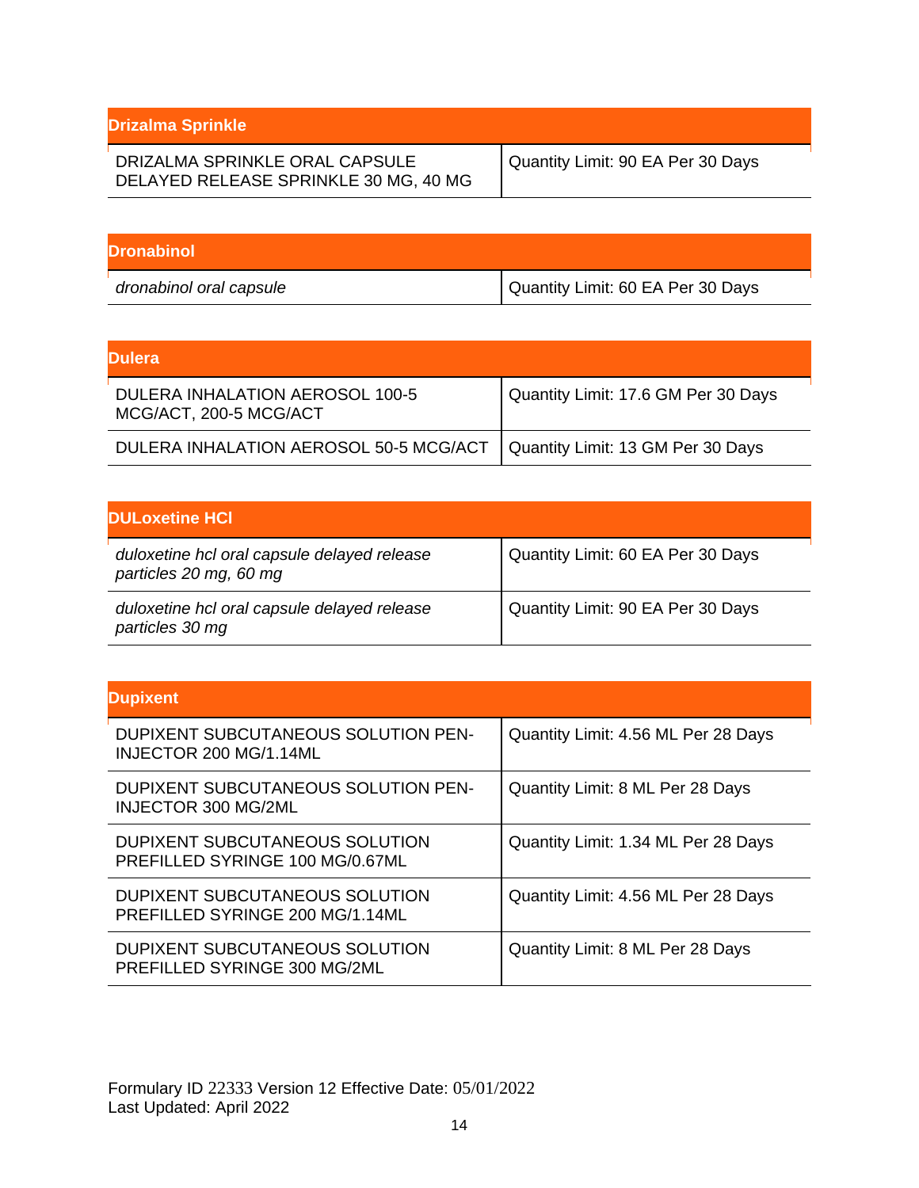| Drizalma Sprinkle | |
|---|---|
| DRIZALMA SPRINKLE ORAL CAPSULE DELAYED RELEASE SPRINKLE 30 MG, 40 MG | Quantity Limit: 90 EA Per 30 Days |

| Dronabinol | |
|---|---|
| *dronabinol oral capsule* | Quantity Limit: 60 EA Per 30 Days |

| Dulera | |
|---|---|
| DULERA INHALATION AEROSOL 100-5 MCG/ACT, 200-5 MCG/ACT | Quantity Limit: 17.6 GM Per 30 Days |
| DULERA INHALATION AEROSOL 50-5 MCG/ACT | Quantity Limit: 13 GM Per 30 Days |

| DULoxetine HCl | |
|---|---|
| *duloxetine hcl oral capsule delayed release particles 20 mg, 60 mg* | Quantity Limit: 60 EA Per 30 Days |
| *duloxetine hcl oral capsule delayed release particles 30 mg* | Quantity Limit: 90 EA Per 30 Days |

| Dupixent | |
|---|---|
| DUPIXENT SUBCUTANEOUS SOLUTION PEN-INJECTOR 200 MG/1.14ML | Quantity Limit: 4.56 ML Per 28 Days |
| DUPIXENT SUBCUTANEOUS SOLUTION PEN-INJECTOR 300 MG/2ML | Quantity Limit: 8 ML Per 28 Days |
| DUPIXENT SUBCUTANEOUS SOLUTION PREFILLED SYRINGE 100 MG/0.67ML | Quantity Limit: 1.34 ML Per 28 Days |
| DUPIXENT SUBCUTANEOUS SOLUTION PREFILLED SYRINGE 200 MG/1.14ML | Quantity Limit: 4.56 ML Per 28 Days |
| DUPIXENT SUBCUTANEOUS SOLUTION PREFILLED SYRINGE 300 MG/2ML | Quantity Limit: 8 ML Per 28 Days |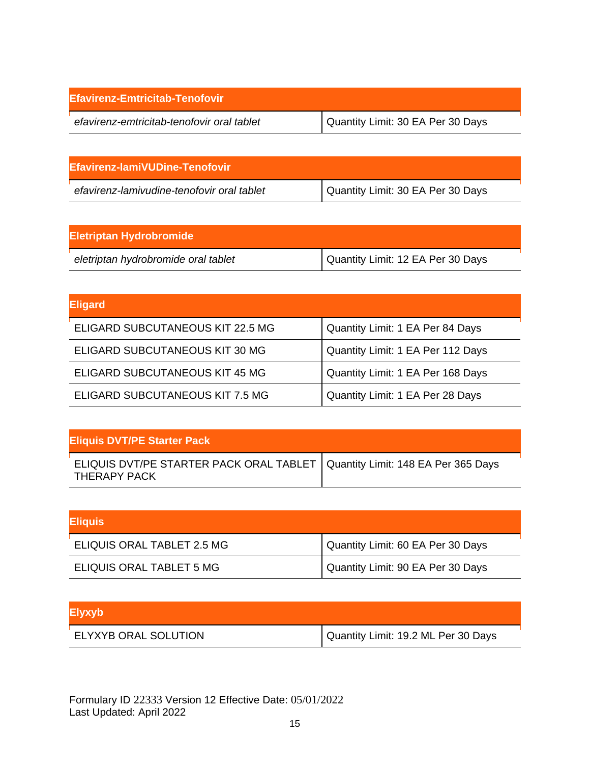| Efavirenz-Emtricitab-Tenofovir | |
|---|---|
| *efavirenz-emtricitab-tenofovir oral tablet* | Quantity Limit: 30 EA Per 30 Days |

| Efavirenz-lamiVUDine-Tenofovir | |
|---|---|
| *efavirenz-lamivudine-tenofovir oral tablet* | Quantity Limit: 30 EA Per 30 Days |

| Eletriptan Hydrobromide | |
|---|---|
| *eletriptan hydrobromide oral tablet* | Quantity Limit: 12 EA Per 30 Days |

| Eligard | |
|---|---|
| ELIGARD SUBCUTANEOUS KIT 22.5 MG | Quantity Limit: 1 EA Per 84 Days |
| ELIGARD SUBCUTANEOUS KIT 30 MG | Quantity Limit: 1 EA Per 112 Days |
| ELIGARD SUBCUTANEOUS KIT 45 MG | Quantity Limit: 1 EA Per 168 Days |
| ELIGARD SUBCUTANEOUS KIT 7.5 MG | Quantity Limit: 1 EA Per 28 Days |

| Eliquis DVT/PE Starter Pack | |
|---|---|
| ELIQUIS DVT/PE STARTER PACK ORAL TABLET THERAPY PACK | Quantity Limit: 148 EA Per 365 Days |

| Eliquis | |
|---|---|
| ELIQUIS ORAL TABLET 2.5 MG | Quantity Limit: 60 EA Per 30 Days |
| ELIQUIS ORAL TABLET 5 MG | Quantity Limit: 90 EA Per 30 Days |

| Elyxyb | |
|---|---|
| ELYXYB ORAL SOLUTION | Quantity Limit: 19.2 ML Per 30 Days |

Formulary ID 22333 Version 12 Effective Date: 05/01/2022
Last Updated: April 2022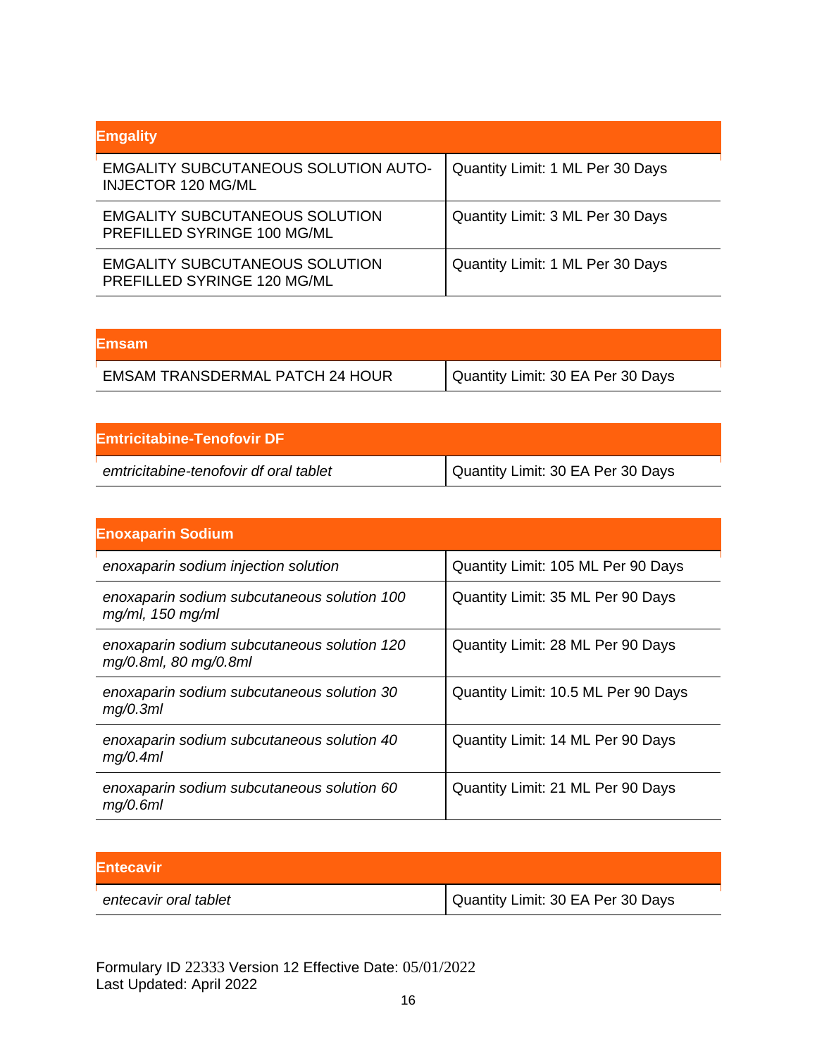| Emgality | |
|---|---|
| EMGALITY SUBCUTANEOUS SOLUTION AUTO-INJECTOR 120 MG/ML | Quantity Limit: 1 ML Per 30 Days |
| EMGALITY SUBCUTANEOUS SOLUTION PREFILLED SYRINGE 100 MG/ML | Quantity Limit: 3 ML Per 30 Days |
| EMGALITY SUBCUTANEOUS SOLUTION PREFILLED SYRINGE 120 MG/ML | Quantity Limit: 1 ML Per 30 Days |

| Emsam | |
|---|---|
| EMSAM TRANSDERMAL PATCH 24 HOUR | Quantity Limit: 30 EA Per 30 Days |

| Emtricitabine-Tenofovir DF | |
|---|---|
| *emtricitabine-tenofovir df oral tablet* | Quantity Limit: 30 EA Per 30 Days |

| Enoxaparin Sodium | |
|---|---|
| *enoxaparin sodium injection solution* | Quantity Limit: 105 ML Per 90 Days |
| *enoxaparin sodium subcutaneous solution 100 mg/ml, 150 mg/ml* | Quantity Limit: 35 ML Per 90 Days |
| *enoxaparin sodium subcutaneous solution 120 mg/0.8ml, 80 mg/0.8ml* | Quantity Limit: 28 ML Per 90 Days |
| *enoxaparin sodium subcutaneous solution 30 mg/0.3ml* | Quantity Limit: 10.5 ML Per 90 Days |
| *enoxaparin sodium subcutaneous solution 40 mg/0.4ml* | Quantity Limit: 14 ML Per 90 Days |
| *enoxaparin sodium subcutaneous solution 60 mg/0.6ml* | Quantity Limit: 21 ML Per 90 Days |

| Entecavir | |
|---|---|
| *entecavir oral tablet* | Quantity Limit: 30 EA Per 30 Days |

Formulary ID 22333 Version 12 Effective Date: 05/01/2022
Last Updated: April 2022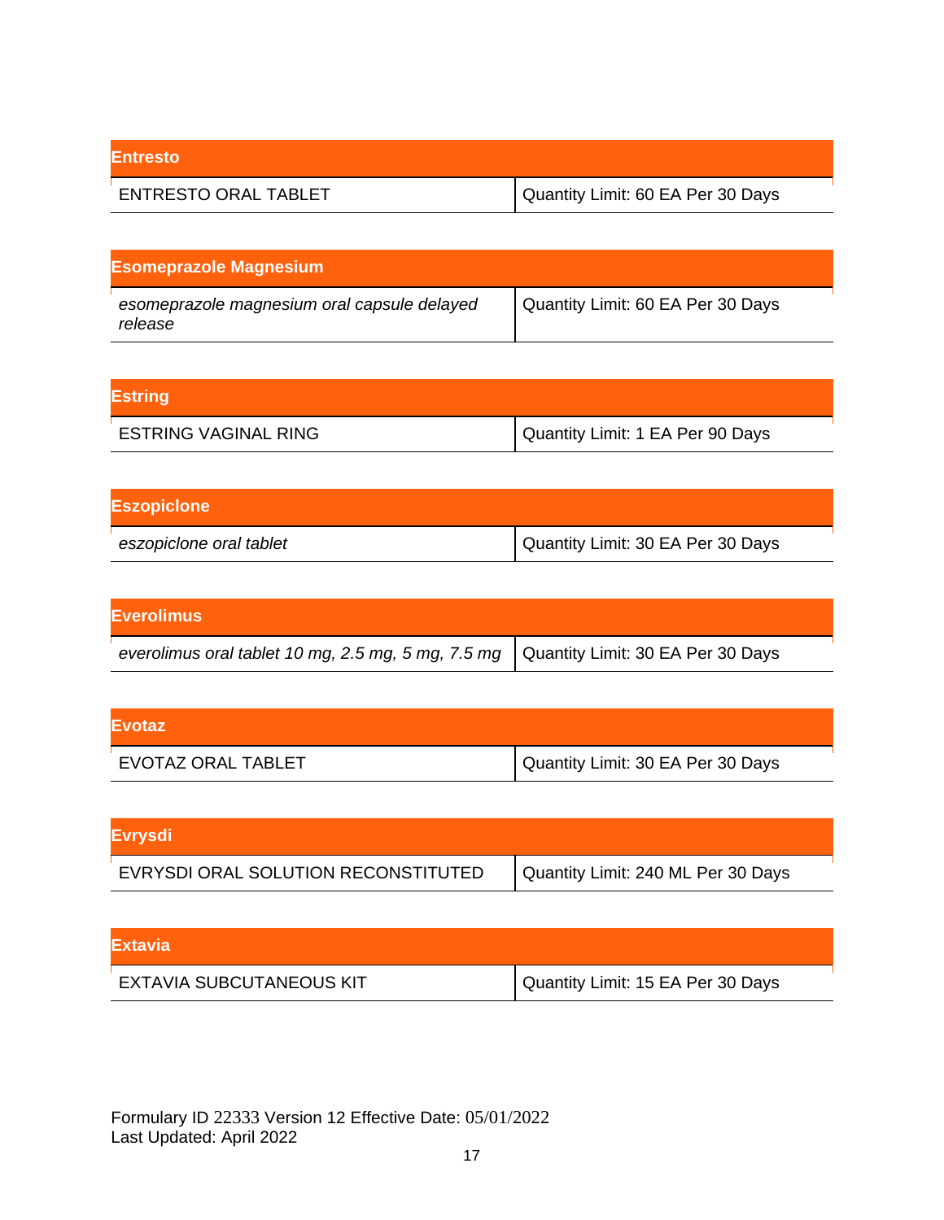| Entresto | |
|---|---|
| ENTRESTO ORAL TABLET | Quantity Limit: 60 EA Per 30 Days |

| Esomeprazole Magnesium | |
|---|---|
| *esomeprazole magnesium oral capsule delayed release* | Quantity Limit: 60 EA Per 30 Days |

| Estring | |
|---|---|
| ESTRING VAGINAL RING | Quantity Limit: 1 EA Per 90 Days |

| Eszopiclone | |
|---|---|
| *eszopiclone oral tablet* | Quantity Limit: 30 EA Per 30 Days |

| Everolimus | |
|---|---|
| *everolimus oral tablet 10 mg, 2.5 mg, 5 mg, 7.5 mg* | Quantity Limit: 30 EA Per 30 Days |

| Evotaz | |
|---|---|
| EVOTAZ ORAL TABLET | Quantity Limit: 30 EA Per 30 Days |

| Evrysdi | |
|---|---|
| EVRYSDI ORAL SOLUTION RECONSTITUTED | Quantity Limit: 240 ML Per 30 Days |

| Extavia | |
|---|---|
| EXTAVIA SUBCUTANEOUS KIT | Quantity Limit: 15 EA Per 30 Days |

Formulary ID 22333 Version 12 Effective Date: 05/01/2022
Last Updated: April 2022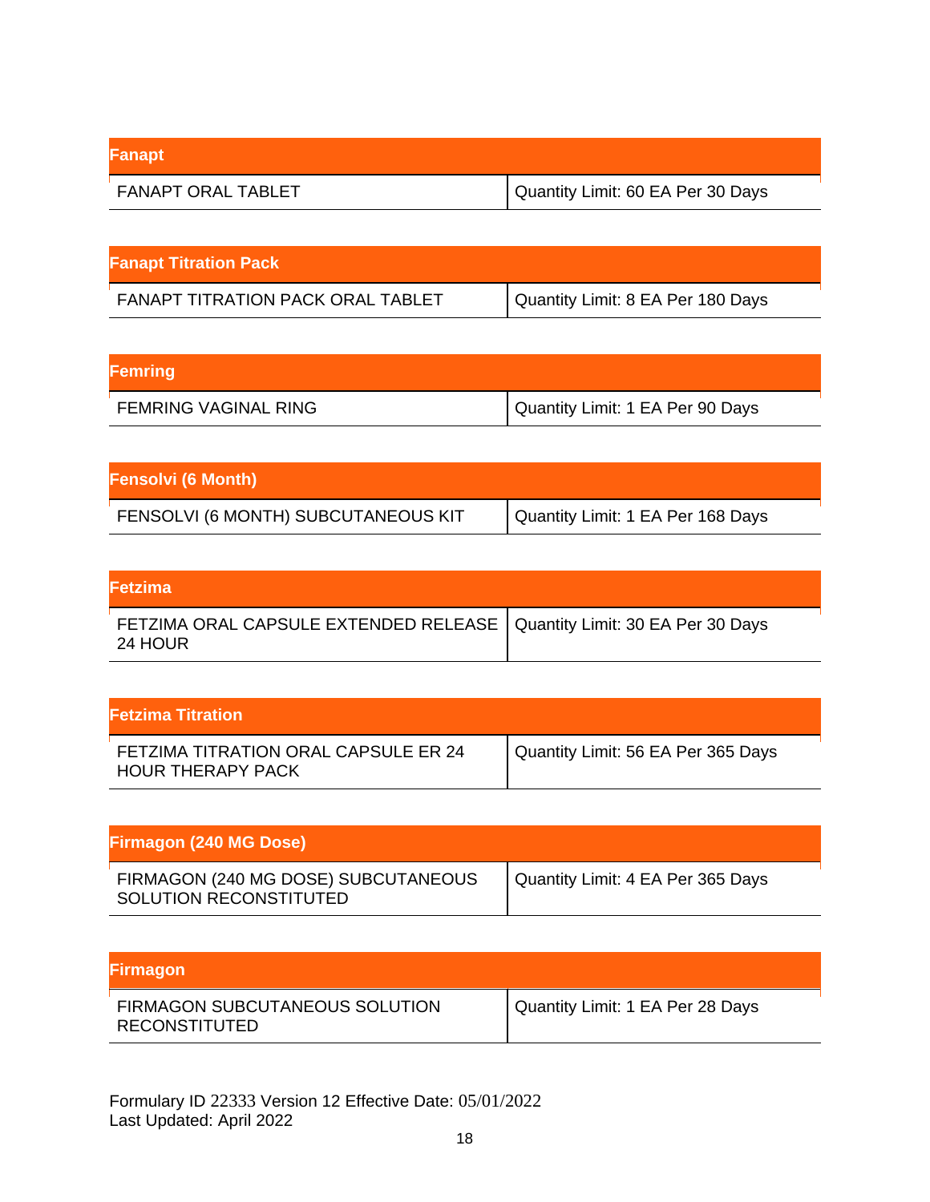| Fanapt | |
|---|---|
| FANAPT ORAL TABLET | Quantity Limit: 60 EA Per 30 Days |

| Fanapt Titration Pack | |
|---|---|
| FANAPT TITRATION PACK ORAL TABLET | Quantity Limit: 8 EA Per 180 Days |

| Femring | |
|---|---|
| FEMRING VAGINAL RING | Quantity Limit: 1 EA Per 90 Days |

| Fensolvi (6 Month) | |
|---|---|
| FENSOLVI (6 MONTH) SUBCUTANEOUS KIT | Quantity Limit: 1 EA Per 168 Days |

| Fetzima | |
|---|---|
| FETZIMA ORAL CAPSULE EXTENDED RELEASE 24 HOUR | Quantity Limit: 30 EA Per 30 Days |

| Fetzima Titration | |
|---|---|
| FETZIMA TITRATION ORAL CAPSULE ER 24 HOUR THERAPY PACK | Quantity Limit: 56 EA Per 365 Days |

| Firmagon (240 MG Dose) | |
|---|---|
| FIRMAGON (240 MG DOSE) SUBCUTANEOUS SOLUTION RECONSTITUTED | Quantity Limit: 4 EA Per 365 Days |

| Firmagon | |
|---|---|
| FIRMAGON SUBCUTANEOUS SOLUTION RECONSTITUTED | Quantity Limit: 1 EA Per 28 Days |

Formulary ID 22333 Version 12 Effective Date: 05/01/2022
Last Updated: April 2022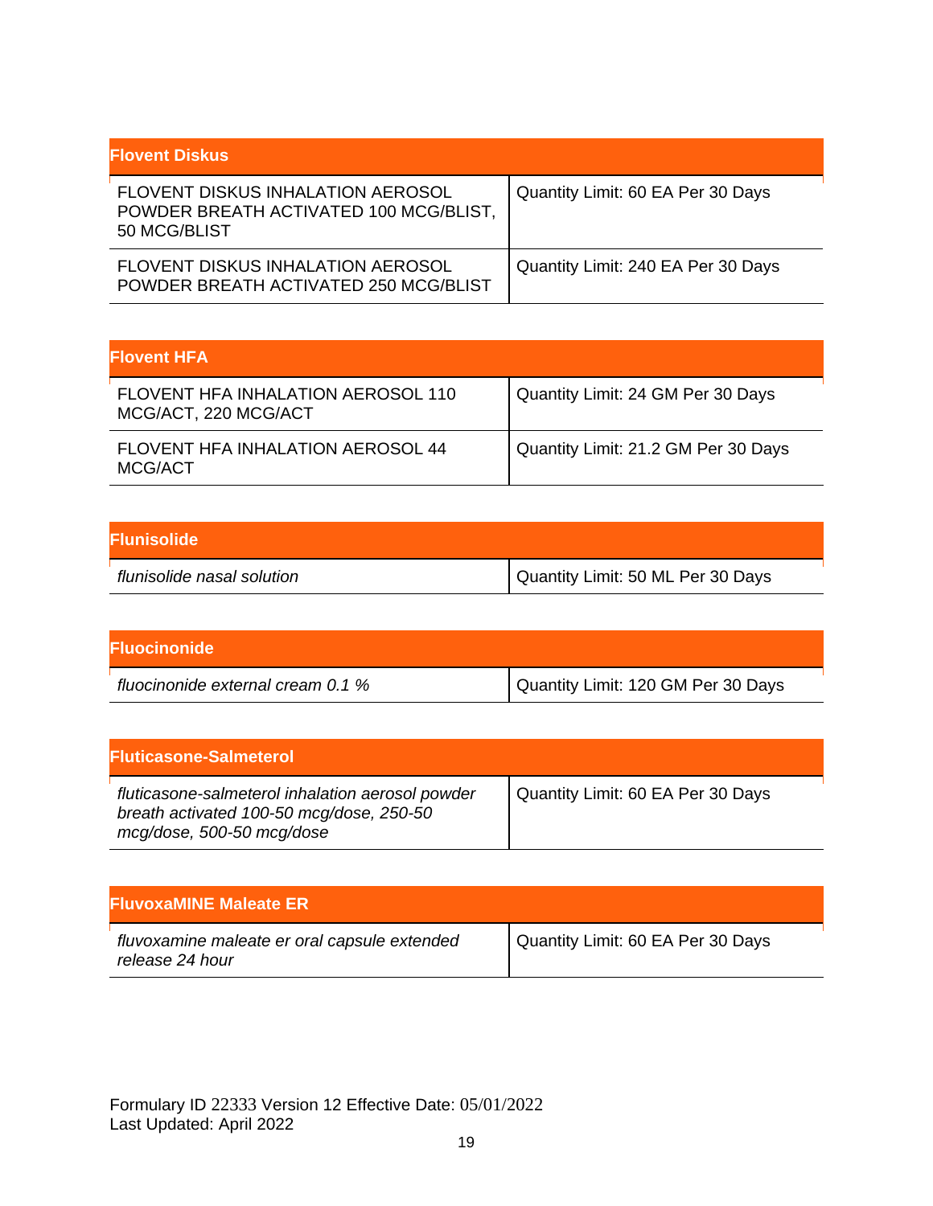| Flovent Diskus | |
|---|---|
| FLOVENT DISKUS INHALATION AEROSOL POWDER BREATH ACTIVATED 100 MCG/BLIST, 50 MCG/BLIST | Quantity Limit: 60 EA Per 30 Days |
| FLOVENT DISKUS INHALATION AEROSOL POWDER BREATH ACTIVATED 250 MCG/BLIST | Quantity Limit: 240 EA Per 30 Days |

| Flovent HFA | |
|---|---|
| FLOVENT HFA INHALATION AEROSOL 110 MCG/ACT, 220 MCG/ACT | Quantity Limit: 24 GM Per 30 Days |
| FLOVENT HFA INHALATION AEROSOL 44 MCG/ACT | Quantity Limit: 21.2 GM Per 30 Days |

| Flunisolide | |
|---|---|
| *flunisolide nasal solution* | Quantity Limit: 50 ML Per 30 Days |

| Fluocinonide | |
|---|---|
| *fluocinonide external cream 0.1 %* | Quantity Limit: 120 GM Per 30 Days |

| Fluticasone-Salmeterol | |
|---|---|
| *fluticasone-salmeterol inhalation aerosol powder breath activated 100-50 mcg/dose, 250-50 mcg/dose, 500-50 mcg/dose* | Quantity Limit: 60 EA Per 30 Days |

| FluvoxaMINE Maleate ER | |
|---|---|
| *fluvoxamine maleate er oral capsule extended release 24 hour* | Quantity Limit: 60 EA Per 30 Days |

Formulary ID 22333 Version 12 Effective Date: 05/01/2022
Last Updated: April 2022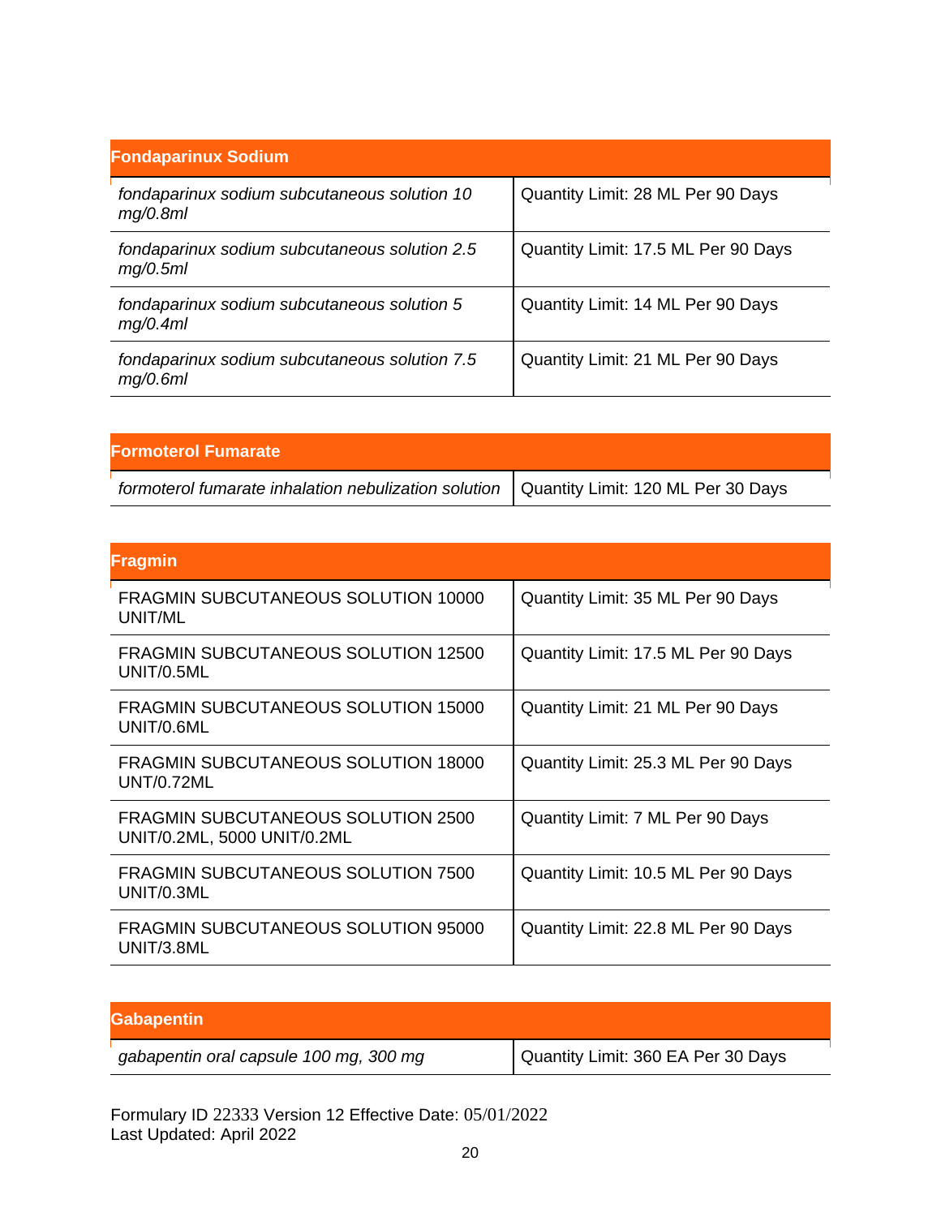| Fondaparinux Sodium | |
|---|---|
| *fondaparinux sodium subcutaneous solution 10 mg/0.8ml* | Quantity Limit: 28 ML Per 90 Days |
| *fondaparinux sodium subcutaneous solution 2.5 mg/0.5ml* | Quantity Limit: 17.5 ML Per 90 Days |
| *fondaparinux sodium subcutaneous solution 5 mg/0.4ml* | Quantity Limit: 14 ML Per 90 Days |
| *fondaparinux sodium subcutaneous solution 7.5 mg/0.6ml* | Quantity Limit: 21 ML Per 90 Days |

| Formoterol Fumarate | |
|---|---|
| *formoterol fumarate inhalation nebulization solution* | Quantity Limit: 120 ML Per 30 Days |

| Fragmin | |
|---|---|
| FRAGMIN SUBCUTANEOUS SOLUTION 10000 UNIT/ML | Quantity Limit: 35 ML Per 90 Days |
| FRAGMIN SUBCUTANEOUS SOLUTION 12500 UNIT/0.5ML | Quantity Limit: 17.5 ML Per 90 Days |
| FRAGMIN SUBCUTANEOUS SOLUTION 15000 UNIT/0.6ML | Quantity Limit: 21 ML Per 90 Days |
| FRAGMIN SUBCUTANEOUS SOLUTION 18000 UNT/0.72ML | Quantity Limit: 25.3 ML Per 90 Days |
| FRAGMIN SUBCUTANEOUS SOLUTION 2500 UNIT/0.2ML, 5000 UNIT/0.2ML | Quantity Limit: 7 ML Per 90 Days |
| FRAGMIN SUBCUTANEOUS SOLUTION 7500 UNIT/0.3ML | Quantity Limit: 10.5 ML Per 90 Days |
| FRAGMIN SUBCUTANEOUS SOLUTION 95000 UNIT/3.8ML | Quantity Limit: 22.8 ML Per 90 Days |

| Gabapentin | |
|---|---|
| *gabapentin oral capsule 100 mg, 300 mg* | Quantity Limit: 360 EA Per 30 Days |

Formulary ID 22333 Version 12 Effective Date: 05/01/2022
Last Updated: April 2022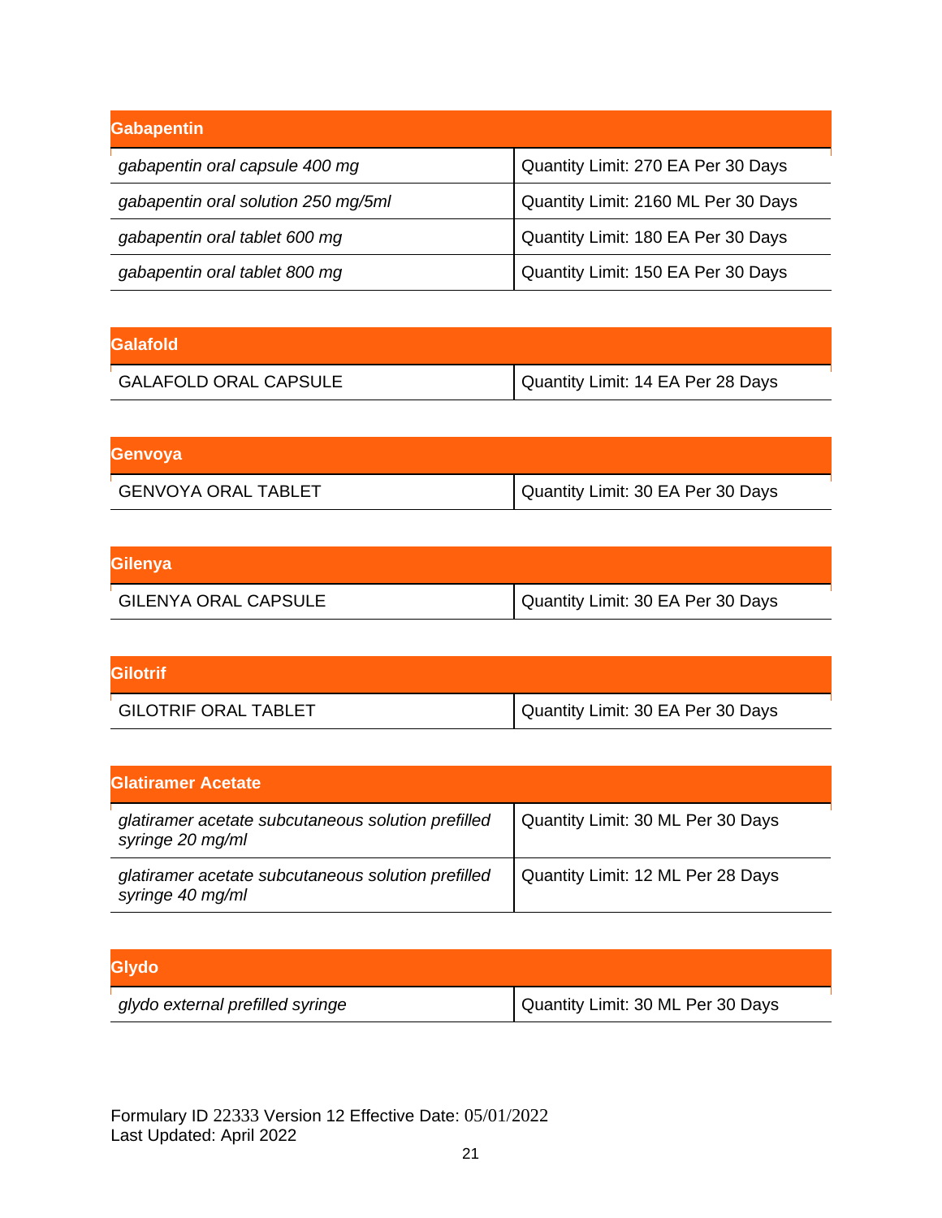| Gabapentin | |
|---|---|
| *gabapentin oral capsule 400 mg* | Quantity Limit: 270 EA Per 30 Days |
| *gabapentin oral solution 250 mg/5ml* | Quantity Limit: 2160 ML Per 30 Days |
| *gabapentin oral tablet 600 mg* | Quantity Limit: 180 EA Per 30 Days |
| *gabapentin oral tablet 800 mg* | Quantity Limit: 150 EA Per 30 Days |

| Galafold | |
|---|---|
| GALAFOLD ORAL CAPSULE | Quantity Limit: 14 EA Per 28 Days |

| Genvoya | |
|---|---|
| GENVOYA ORAL TABLET | Quantity Limit: 30 EA Per 30 Days |

| Gilenya | |
|---|---|
| GILENYA ORAL CAPSULE | Quantity Limit: 30 EA Per 30 Days |

| Gilotrif | |
|---|---|
| GILOTRIF ORAL TABLET | Quantity Limit: 30 EA Per 30 Days |

| Glatiramer Acetate | |
|---|---|
| *glatiramer acetate subcutaneous solution prefilled syringe 20 mg/ml* | Quantity Limit: 30 ML Per 30 Days |
| *glatiramer acetate subcutaneous solution prefilled syringe 40 mg/ml* | Quantity Limit: 12 ML Per 28 Days |

| Glydo | |
|---|---|
| *glydo external prefilled syringe* | Quantity Limit: 30 ML Per 30 Days |

Formulary ID 22333 Version 12 Effective Date: 05/01/2022
Last Updated: April 2022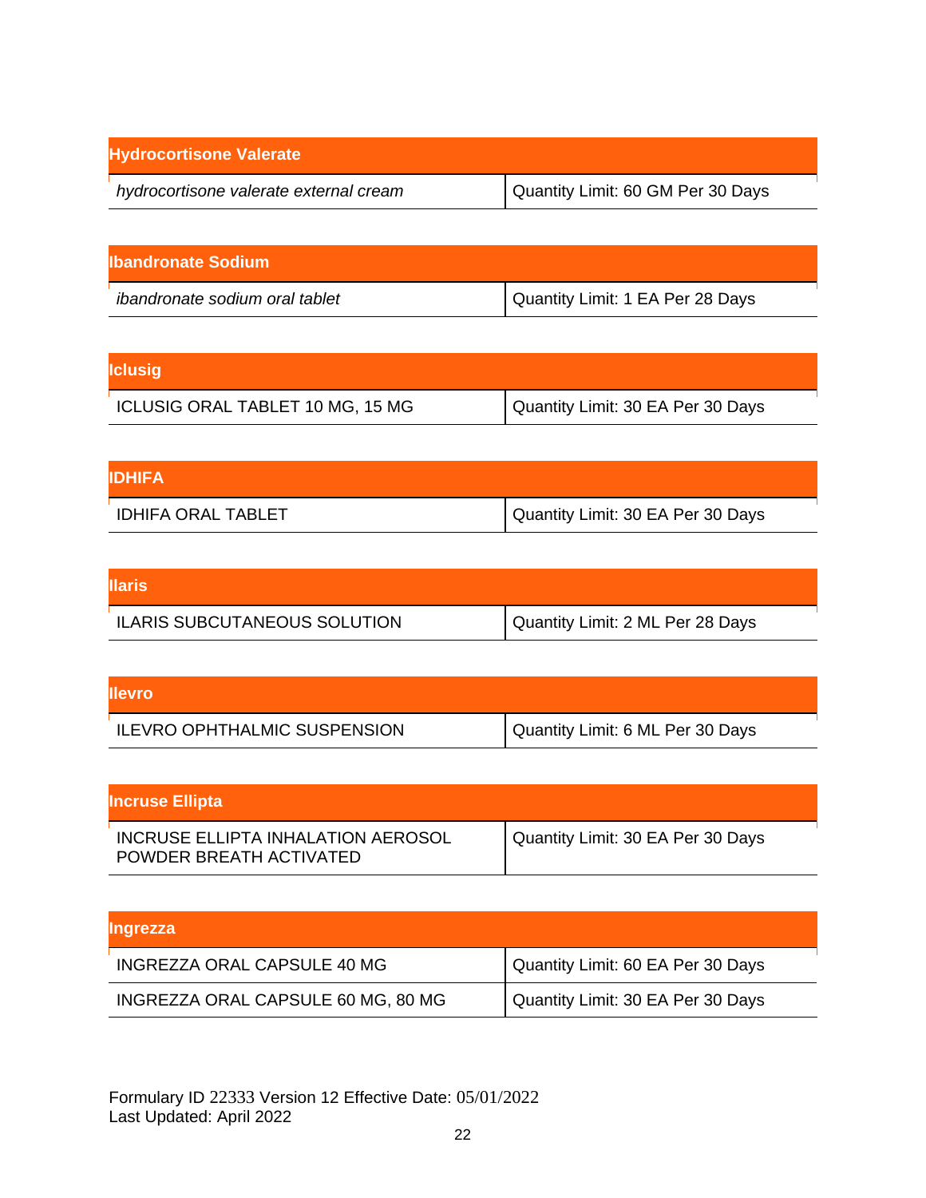| Hydrocortisone Valerate | |
|---|---|
| *hydrocortisone valerate external cream* | Quantity Limit: 60 GM Per 30 Days |

| Ibandronate Sodium | |
|---|---|
| *ibandronate sodium oral tablet* | Quantity Limit: 1 EA Per 28 Days |

| Iclusig | |
|---|---|
| ICLUSIG ORAL TABLET 10 MG, 15 MG | Quantity Limit: 30 EA Per 30 Days |

| IDHIFA | |
|---|---|
| IDHIFA ORAL TABLET | Quantity Limit: 30 EA Per 30 Days |

| Ilaris | |
|---|---|
| ILARIS SUBCUTANEOUS SOLUTION | Quantity Limit: 2 ML Per 28 Days |

| Ilevro | |
|---|---|
| ILEVRO OPHTHALMIC SUSPENSION | Quantity Limit: 6 ML Per 30 Days |

| Incruse Ellipta | |
|---|---|
| INCRUSE ELLIPTA INHALATION AEROSOL POWDER BREATH ACTIVATED | Quantity Limit: 30 EA Per 30 Days |

| Ingrezza | |
|---|---|
| INGREZZA ORAL CAPSULE 40 MG | Quantity Limit: 60 EA Per 30 Days |
| INGREZZA ORAL CAPSULE 60 MG, 80 MG | Quantity Limit: 30 EA Per 30 Days |

Formulary ID 22333 Version 12 Effective Date: 05/01/2022
Last Updated: April 2022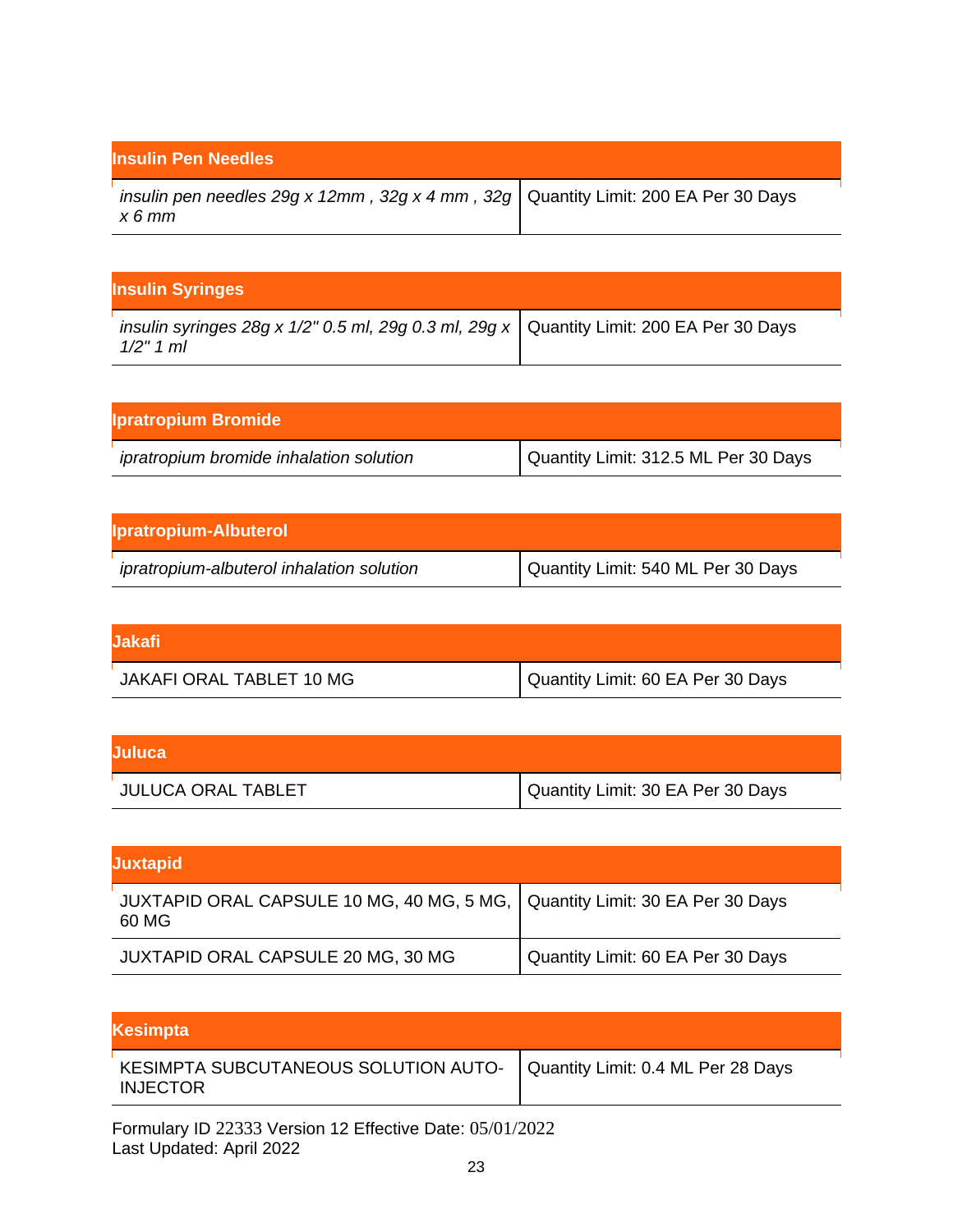| Insulin Pen Needles | |
|---|---|
| *insulin pen needles 29g x 12mm , 32g x 4 mm , 32g x 6 mm* | Quantity Limit: 200 EA Per 30 Days |

| Insulin Syringes | |
|---|---|
| *insulin syringes 28g x 1/2" 0.5 ml, 29g 0.3 ml, 29g x 1/2" 1 ml* | Quantity Limit: 200 EA Per 30 Days |

| Ipratropium Bromide | |
|---|---|
| *ipratropium bromide inhalation solution* | Quantity Limit: 312.5 ML Per 30 Days |

| Ipratropium-Albuterol | |
|---|---|
| *ipratropium-albuterol inhalation solution* | Quantity Limit: 540 ML Per 30 Days |

| Jakafi | |
|---|---|
| JAKAFI ORAL TABLET 10 MG | Quantity Limit: 60 EA Per 30 Days |

| Juluca | |
|---|---|
| JULUCA ORAL TABLET | Quantity Limit: 30 EA Per 30 Days |

| Juxtapid | |
|---|---|
| JUXTAPID ORAL CAPSULE 10 MG, 40 MG, 5 MG, 60 MG | Quantity Limit: 30 EA Per 30 Days |
| JUXTAPID ORAL CAPSULE 20 MG, 30 MG | Quantity Limit: 60 EA Per 30 Days |

| Kesimpta | |
|---|---|
| KESIMPTA SUBCUTANEOUS SOLUTION AUTO-INJECTOR | Quantity Limit: 0.4 ML Per 28 Days |

Formulary ID 22333 Version 12 Effective Date: 05/01/2022
Last Updated: April 2022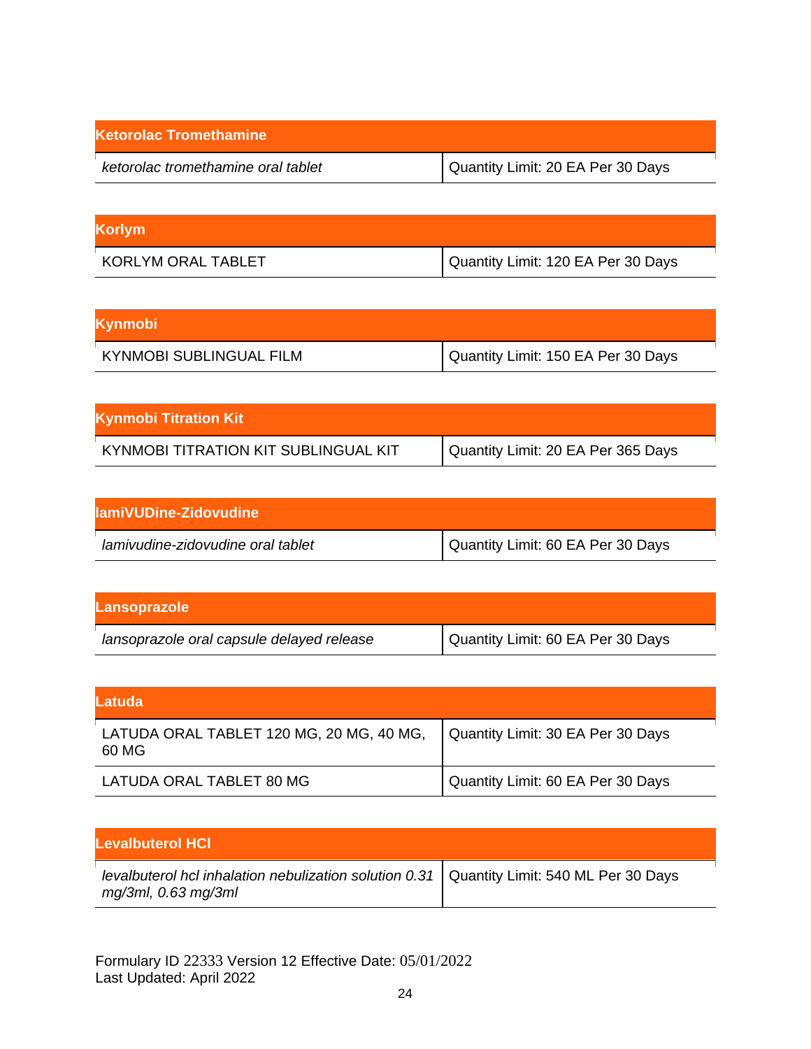| Ketorolac Tromethamine | |
|---|---|
| *ketorolac tromethamine oral tablet* | Quantity Limit: 20 EA Per 30 Days |

| Korlym | |
|---|---|
| KORLYM ORAL TABLET | Quantity Limit: 120 EA Per 30 Days |

| Kynmobi | |
|---|---|
| KYNMOBI SUBLINGUAL FILM | Quantity Limit: 150 EA Per 30 Days |

| Kynmobi Titration Kit | |
|---|---|
| KYNMOBI TITRATION KIT SUBLINGUAL KIT | Quantity Limit: 20 EA Per 365 Days |

| lamiVUDine-Zidovudine | |
|---|---|
| *lamivudine-zidovudine oral tablet* | Quantity Limit: 60 EA Per 30 Days |

| Lansoprazole | |
|---|---|
| *lansoprazole oral capsule delayed release* | Quantity Limit: 60 EA Per 30 Days |

| Latuda | |
|---|---|
| LATUDA ORAL TABLET 120 MG, 20 MG, 40 MG, 60 MG | Quantity Limit: 30 EA Per 30 Days |
| LATUDA ORAL TABLET 80 MG | Quantity Limit: 60 EA Per 30 Days |

| Levalbuterol HCl | |
|---|---|
| *levalbuterol hcl inhalation nebulization solution 0.31 mg/3ml, 0.63 mg/3ml* | Quantity Limit: 540 ML Per 30 Days |

Formulary ID 22333 Version 12 Effective Date: 05/01/2022
Last Updated: April 2022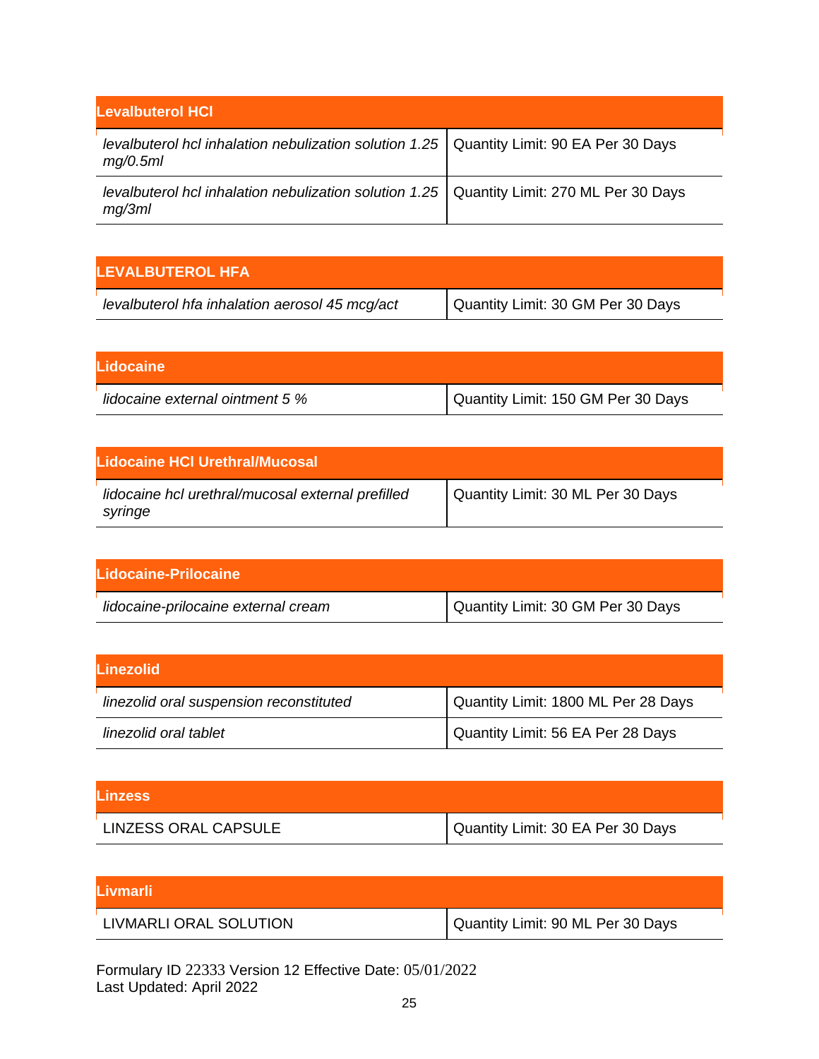| Levalbuterol HCl | |
|---|---|
| *levalbuterol hcl inhalation nebulization solution 1.25 mg/0.5ml* | Quantity Limit: 90 EA Per 30 Days |
| *levalbuterol hcl inhalation nebulization solution 1.25 mg/3ml* | Quantity Limit: 270 ML Per 30 Days |

| LEVALBUTEROL HFA | |
|---|---|
| *levalbuterol hfa inhalation aerosol 45 mcg/act* | Quantity Limit: 30 GM Per 30 Days |

| Lidocaine | |
|---|---|
| *lidocaine external ointment 5 %* | Quantity Limit: 150 GM Per 30 Days |

| Lidocaine HCl Urethral/Mucosal | |
|---|---|
| *lidocaine hcl urethral/mucosal external prefilled syringe* | Quantity Limit: 30 ML Per 30 Days |

| Lidocaine-Prilocaine | |
|---|---|
| *lidocaine-prilocaine external cream* | Quantity Limit: 30 GM Per 30 Days |

| Linezolid | |
|---|---|
| *linezolid oral suspension reconstituted* | Quantity Limit: 1800 ML Per 28 Days |
| *linezolid oral tablet* | Quantity Limit: 56 EA Per 28 Days |

| Linzess | |
|---|---|
| LINZESS ORAL CAPSULE | Quantity Limit: 30 EA Per 30 Days |

| Livmarli | |
|---|---|
| LIVMARLI ORAL SOLUTION | Quantity Limit: 90 ML Per 30 Days |

Formulary ID 22333 Version 12 Effective Date: 05/01/2022
Last Updated: April 2022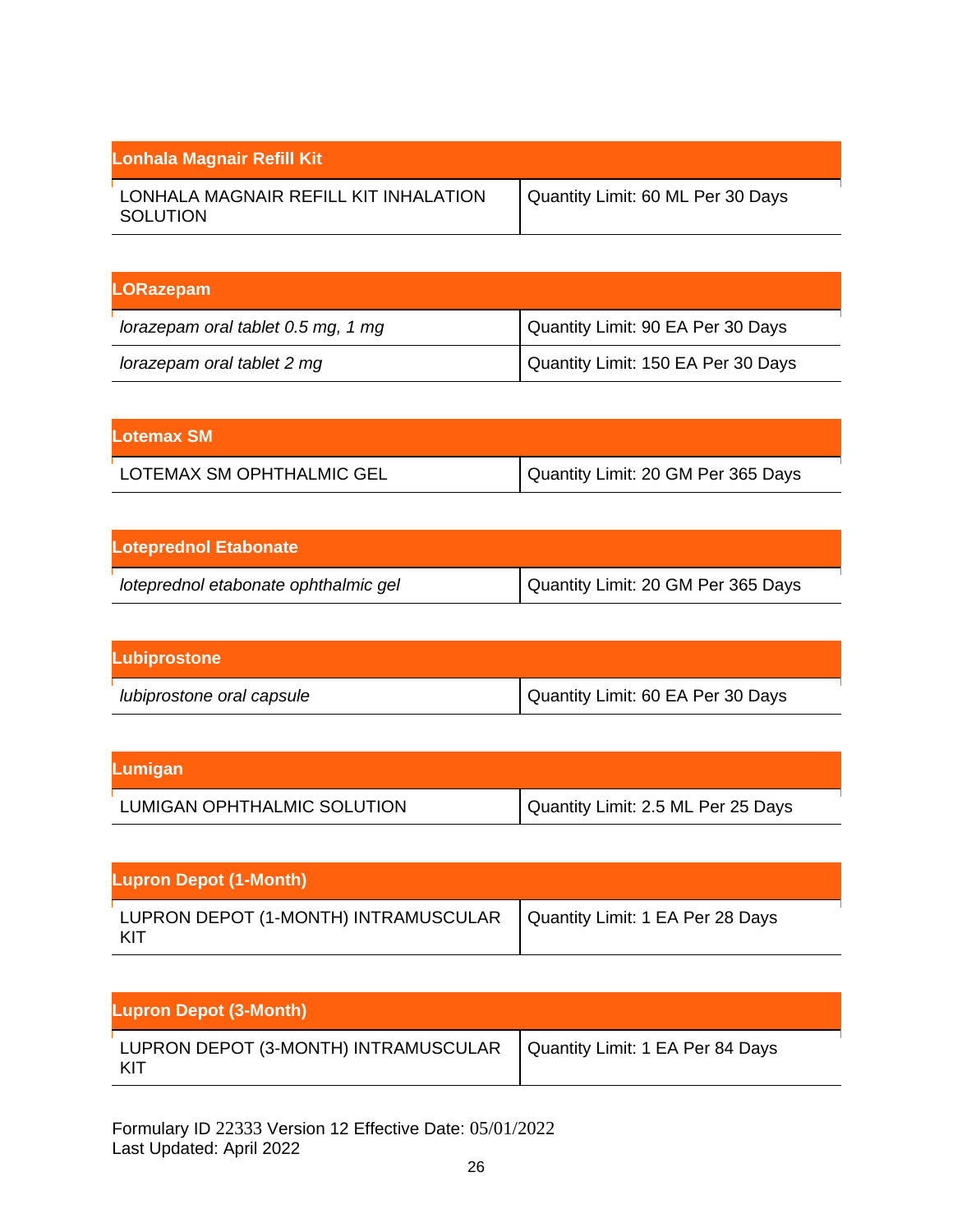| Lonhala Magnair Refill Kit | |
|---|---|
| LONHALA MAGNAIR REFILL KIT INHALATION SOLUTION | Quantity Limit: 60 ML Per 30 Days |

| LORazepam | |
|---|---|
| *lorazepam oral tablet 0.5 mg, 1 mg* | Quantity Limit: 90 EA Per 30 Days |
| *lorazepam oral tablet 2 mg* | Quantity Limit: 150 EA Per 30 Days |

| Lotemax SM | |
|---|---|
| LOTEMAX SM OPHTHALMIC GEL | Quantity Limit: 20 GM Per 365 Days |

| Loteprednol Etabonate | |
|---|---|
| *loteprednol etabonate ophthalmic gel* | Quantity Limit: 20 GM Per 365 Days |

| Lubiprostone | |
|---|---|
| *lubiprostone oral capsule* | Quantity Limit: 60 EA Per 30 Days |

| Lumigan | |
|---|---|
| LUMIGAN OPHTHALMIC SOLUTION | Quantity Limit: 2.5 ML Per 25 Days |

| Lupron Depot (1-Month) | |
|---|---|
| LUPRON DEPOT (1-MONTH) INTRAMUSCULAR KIT | Quantity Limit: 1 EA Per 28 Days |

| Lupron Depot (3-Month) | |
|---|---|
| LUPRON DEPOT (3-MONTH) INTRAMUSCULAR KIT | Quantity Limit: 1 EA Per 84 Days |

Formulary ID 22333 Version 12 Effective Date: 05/01/2022
Last Updated: April 2022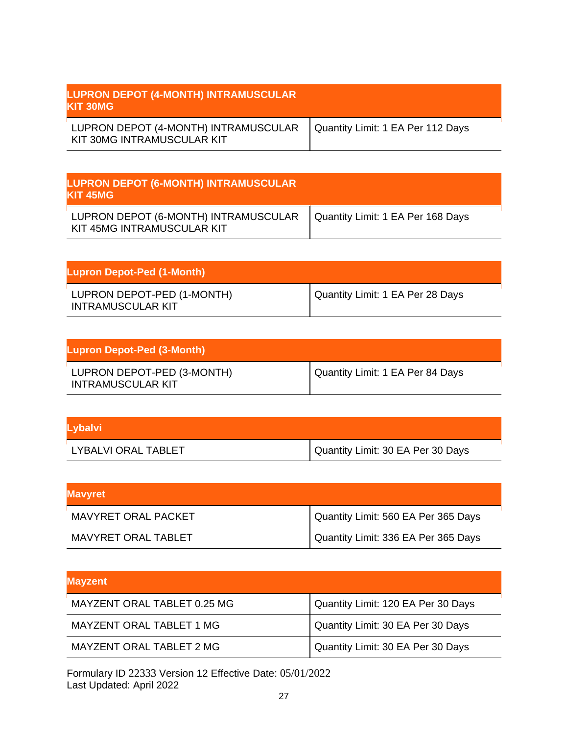| LUPRON DEPOT (4-MONTH) INTRAMUSCULAR KIT 30MG | |
|---|---|
| LUPRON DEPOT (4-MONTH) INTRAMUSCULAR KIT 30MG INTRAMUSCULAR KIT | Quantity Limit: 1 EA Per 112 Days |

| LUPRON DEPOT (6-MONTH) INTRAMUSCULAR KIT 45MG | |
|---|---|
| LUPRON DEPOT (6-MONTH) INTRAMUSCULAR KIT 45MG INTRAMUSCULAR KIT | Quantity Limit: 1 EA Per 168 Days |

| Lupron Depot-Ped (1-Month) | |
|---|---|
| LUPRON DEPOT-PED (1-MONTH) INTRAMUSCULAR KIT | Quantity Limit: 1 EA Per 28 Days |

| Lupron Depot-Ped (3-Month) | |
|---|---|
| LUPRON DEPOT-PED (3-MONTH) INTRAMUSCULAR KIT | Quantity Limit: 1 EA Per 84 Days |

| Lybalvi | |
|---|---|
| LYBALVI ORAL TABLET | Quantity Limit: 30 EA Per 30 Days |

| Mavyret | |
|---|---|
| MAVYRET ORAL PACKET | Quantity Limit: 560 EA Per 365 Days |
| MAVYRET ORAL TABLET | Quantity Limit: 336 EA Per 365 Days |

| Mayzent | |
|---|---|
| MAYZENT ORAL TABLET 0.25 MG | Quantity Limit: 120 EA Per 30 Days |
| MAYZENT ORAL TABLET 1 MG | Quantity Limit: 30 EA Per 30 Days |
| MAYZENT ORAL TABLET 2 MG | Quantity Limit: 30 EA Per 30 Days |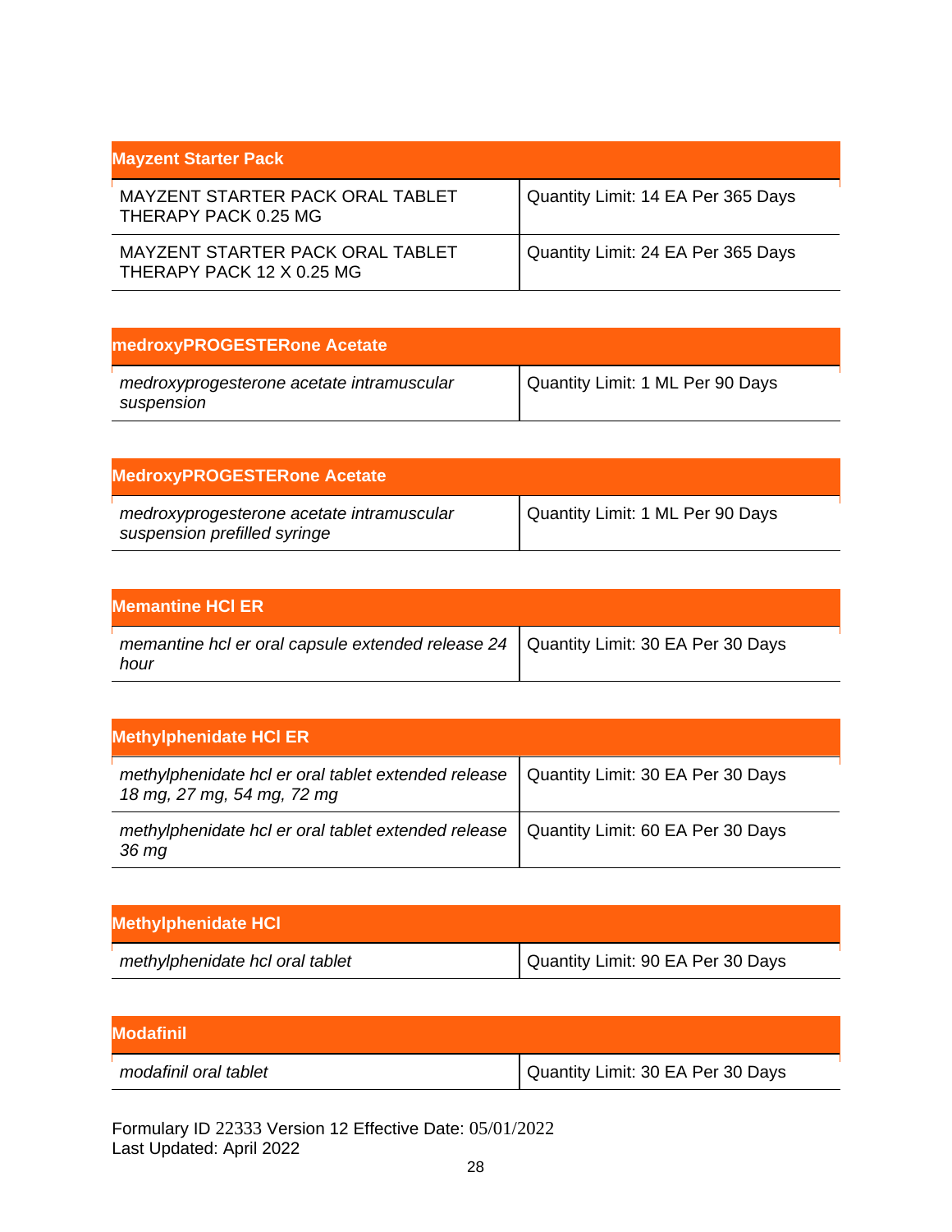| Mayzent Starter Pack | |
|---|---|
| MAYZENT STARTER PACK ORAL TABLET THERAPY PACK 0.25 MG | Quantity Limit: 14 EA Per 365 Days |
| MAYZENT STARTER PACK ORAL TABLET THERAPY PACK 12 X 0.25 MG | Quantity Limit: 24 EA Per 365 Days |

| medroxyPROGESTERone Acetate | |
|---|---|
| *medroxyprogesterone acetate intramuscular suspension* | Quantity Limit: 1 ML Per 90 Days |

| MedroxyPROGESTERone Acetate | |
|---|---|
| *medroxyprogesterone acetate intramuscular suspension prefilled syringe* | Quantity Limit: 1 ML Per 90 Days |

| Memantine HCl ER | |
|---|---|
| *memantine hcl er oral capsule extended release 24 hour* | Quantity Limit: 30 EA Per 30 Days |

| Methylphenidate HCl ER | |
|---|---|
| *methylphenidate hcl er oral tablet extended release 18 mg, 27 mg, 54 mg, 72 mg* | Quantity Limit: 30 EA Per 30 Days |
| *methylphenidate hcl er oral tablet extended release 36 mg* | Quantity Limit: 60 EA Per 30 Days |

| Methylphenidate HCl | |
|---|---|
| *methylphenidate hcl oral tablet* | Quantity Limit: 90 EA Per 30 Days |

| Modafinil | |
|---|---|
| *modafinil oral tablet* | Quantity Limit: 30 EA Per 30 Days |

Formulary ID 22333 Version 12 Effective Date: 05/01/2022
Last Updated: April 2022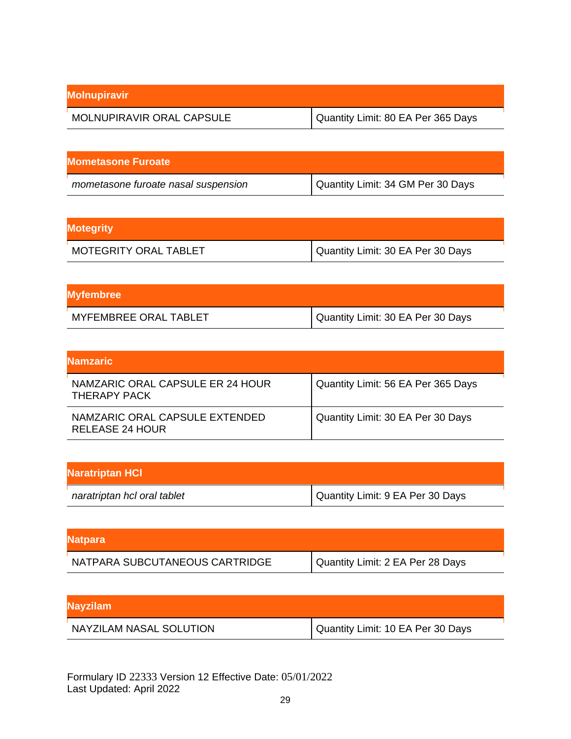| Molnupiravir | |
|---|---|
| MOLNUPIRAVIR ORAL CAPSULE | Quantity Limit: 80 EA Per 365 Days |

| Mometasone Furoate | |
|---|---|
| *mometasone furoate nasal suspension* | Quantity Limit: 34 GM Per 30 Days |

| Motegrity | |
|---|---|
| MOTEGRITY ORAL TABLET | Quantity Limit: 30 EA Per 30 Days |

| Myfembree | |
|---|---|
| MYFEMBREE ORAL TABLET | Quantity Limit: 30 EA Per 30 Days |

| Namzaric | |
|---|---|
| NAMZARIC ORAL CAPSULE ER 24 HOUR THERAPY PACK | Quantity Limit: 56 EA Per 365 Days |
| NAMZARIC ORAL CAPSULE EXTENDED RELEASE 24 HOUR | Quantity Limit: 30 EA Per 30 Days |

| Naratriptan HCl | |
|---|---|
| *naratriptan hcl oral tablet* | Quantity Limit: 9 EA Per 30 Days |

| Natpara | |
|---|---|
| NATPARA SUBCUTANEOUS CARTRIDGE | Quantity Limit: 2 EA Per 28 Days |

| Nayzilam | |
|---|---|
| NAYZILAM NASAL SOLUTION | Quantity Limit: 10 EA Per 30 Days |

Formulary ID 22333 Version 12 Effective Date: 05/01/2022
Last Updated: April 2022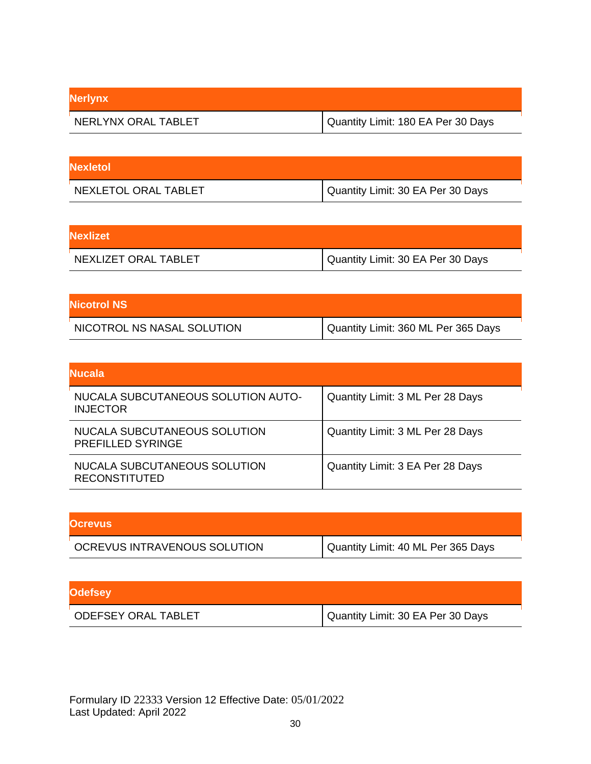| Nerlynx | |
|---|---|
| NERLYNX ORAL TABLET | Quantity Limit: 180 EA Per 30 Days |

| Nexletol | |
|---|---|
| NEXLETOL ORAL TABLET | Quantity Limit: 30 EA Per 30 Days |

| Nexlizet | |
|---|---|
| NEXLIZET ORAL TABLET | Quantity Limit: 30 EA Per 30 Days |

| Nicotrol NS | |
|---|---|
| NICOTROL NS NASAL SOLUTION | Quantity Limit: 360 ML Per 365 Days |

| Nucala | |
|---|---|
| NUCALA SUBCUTANEOUS SOLUTION AUTO-INJECTOR | Quantity Limit: 3 ML Per 28 Days |
| NUCALA SUBCUTANEOUS SOLUTION PREFILLED SYRINGE | Quantity Limit: 3 ML Per 28 Days |
| NUCALA SUBCUTANEOUS SOLUTION RECONSTITUTED | Quantity Limit: 3 EA Per 28 Days |

| Ocrevus | |
|---|---|
| OCREVUS INTRAVENOUS SOLUTION | Quantity Limit: 40 ML Per 365 Days |

| Odefsey | |
|---|---|
| ODEFSEY ORAL TABLET | Quantity Limit: 30 EA Per 30 Days |

Formulary ID 22333 Version 12 Effective Date: 05/01/2022
Last Updated: April 2022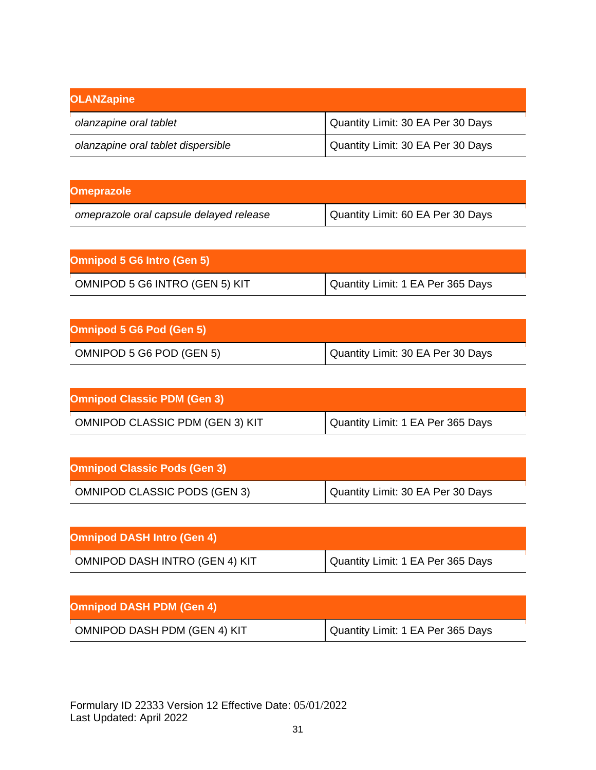| OLANZapine | |
|---|---|
| *olanzapine oral tablet* | Quantity Limit: 30 EA Per 30 Days |
| *olanzapine oral tablet dispersible* | Quantity Limit: 30 EA Per 30 Days |

| Omeprazole | |
|---|---|
| *omeprazole oral capsule delayed release* | Quantity Limit: 60 EA Per 30 Days |

| Omnipod 5 G6 Intro (Gen 5) | |
|---|---|
| OMNIPOD 5 G6 INTRO (GEN 5) KIT | Quantity Limit: 1 EA Per 365 Days |

| Omnipod 5 G6 Pod (Gen 5) | |
|---|---|
| OMNIPOD 5 G6 POD (GEN 5) | Quantity Limit: 30 EA Per 30 Days |

| Omnipod Classic PDM (Gen 3) | |
|---|---|
| OMNIPOD CLASSIC PDM (GEN 3) KIT | Quantity Limit: 1 EA Per 365 Days |

| Omnipod Classic Pods (Gen 3) | |
|---|---|
| OMNIPOD CLASSIC PODS (GEN 3) | Quantity Limit: 30 EA Per 30 Days |

| Omnipod DASH Intro (Gen 4) | |
|---|---|
| OMNIPOD DASH INTRO (GEN 4) KIT | Quantity Limit: 1 EA Per 365 Days |

| Omnipod DASH PDM (Gen 4) | |
|---|---|
| OMNIPOD DASH PDM (GEN 4) KIT | Quantity Limit: 1 EA Per 365 Days |

Formulary ID 22333 Version 12 Effective Date: 05/01/2022
Last Updated: April 2022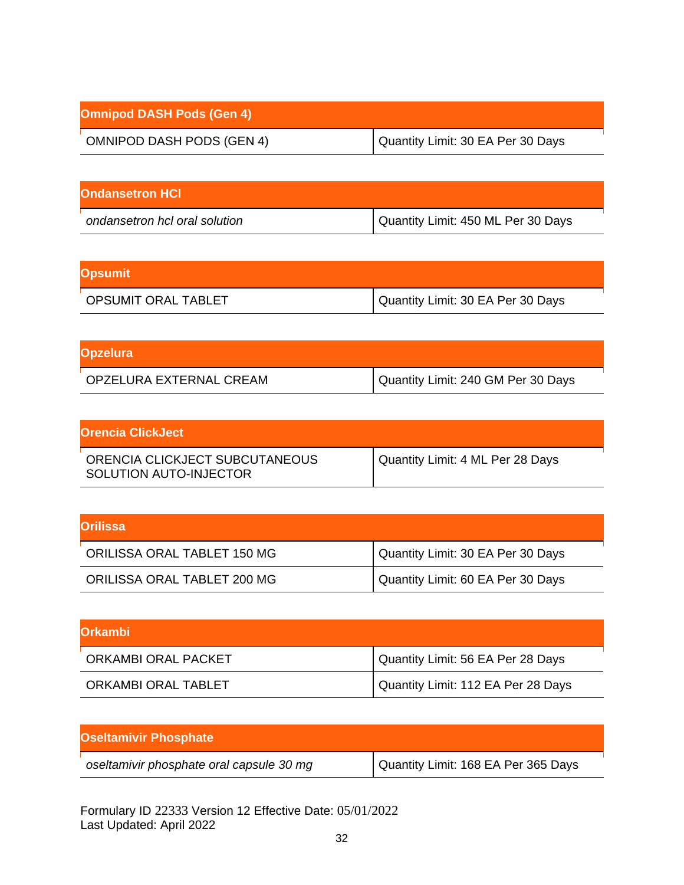| Omnipod DASH Pods (Gen 4) | |
|---|---|
| OMNIPOD DASH PODS (GEN 4) | Quantity Limit: 30 EA Per 30 Days |

| Ondansetron HCl | |
|---|---|
| *ondansetron hcl oral solution* | Quantity Limit: 450 ML Per 30 Days |

| Opsumit | |
|---|---|
| OPSUMIT ORAL TABLET | Quantity Limit: 30 EA Per 30 Days |

| Opzelura | |
|---|---|
| OPZELURA EXTERNAL CREAM | Quantity Limit: 240 GM Per 30 Days |

| Orencia ClickJect | |
|---|---|
| ORENCIA CLICKJECT SUBCUTANEOUS SOLUTION AUTO-INJECTOR | Quantity Limit: 4 ML Per 28 Days |

| Orilissa | |
|---|---|
| ORILISSA ORAL TABLET 150 MG | Quantity Limit: 30 EA Per 30 Days |
| ORILISSA ORAL TABLET 200 MG | Quantity Limit: 60 EA Per 30 Days |

| Orkambi | |
|---|---|
| ORKAMBI ORAL PACKET | Quantity Limit: 56 EA Per 28 Days |
| ORKAMBI ORAL TABLET | Quantity Limit: 112 EA Per 28 Days |

| Oseltamivir Phosphate | |
|---|---|
| *oseltamivir phosphate oral capsule 30 mg* | Quantity Limit: 168 EA Per 365 Days |

Formulary ID 22333 Version 12 Effective Date: 05/01/2022
Last Updated: April 2022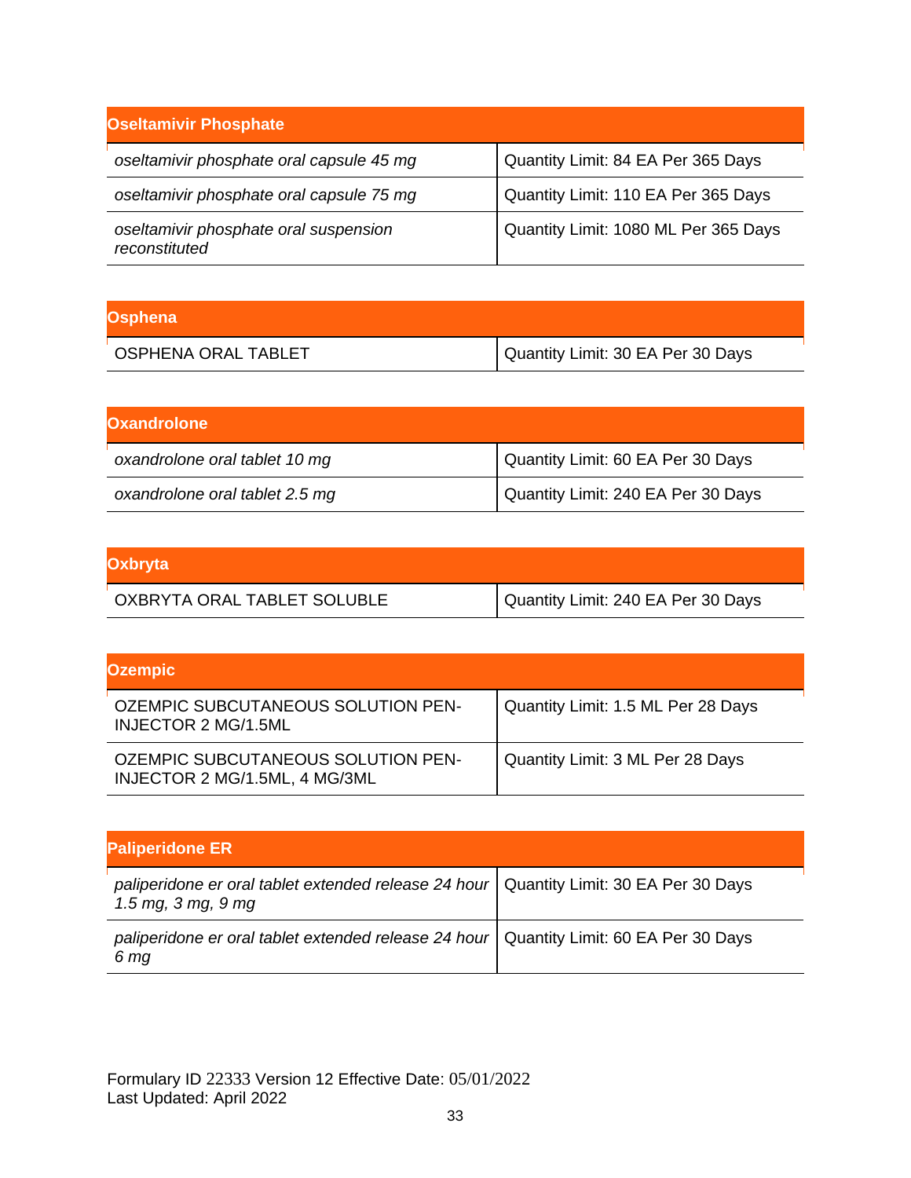| Oseltamivir Phosphate | |
|---|---|
| *oseltamivir phosphate oral capsule 45 mg* | Quantity Limit: 84 EA Per 365 Days |
| *oseltamivir phosphate oral capsule 75 mg* | Quantity Limit: 110 EA Per 365 Days |
| *oseltamivir phosphate oral suspension reconstituted* | Quantity Limit: 1080 ML Per 365 Days |

| Osphena | |
|---|---|
| OSPHENA ORAL TABLET | Quantity Limit: 30 EA Per 30 Days |

| Oxandrolone | |
|---|---|
| *oxandrolone oral tablet 10 mg* | Quantity Limit: 60 EA Per 30 Days |
| *oxandrolone oral tablet 2.5 mg* | Quantity Limit: 240 EA Per 30 Days |

| Oxbryta | |
|---|---|
| OXBRYTA ORAL TABLET SOLUBLE | Quantity Limit: 240 EA Per 30 Days |

| Ozempic | |
|---|---|
| OZEMPIC SUBCUTANEOUS SOLUTION PEN-INJECTOR 2 MG/1.5ML | Quantity Limit: 1.5 ML Per 28 Days |
| OZEMPIC SUBCUTANEOUS SOLUTION PEN-INJECTOR 2 MG/1.5ML, 4 MG/3ML | Quantity Limit: 3 ML Per 28 Days |

| Paliperidone ER | |
|---|---|
| *paliperidone er oral tablet extended release 24 hour 1.5 mg, 3 mg, 9 mg* | Quantity Limit: 30 EA Per 30 Days |
| *paliperidone er oral tablet extended release 24 hour 6 mg* | Quantity Limit: 60 EA Per 30 Days |

Formulary ID 22333 Version 12 Effective Date: 05/01/2022
Last Updated: April 2022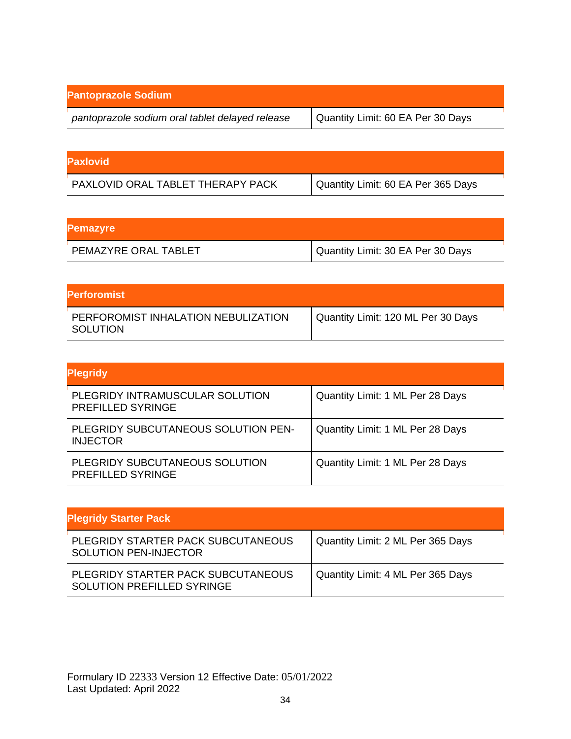| Pantoprazole Sodium | |
|---|---|
| *pantoprazole sodium oral tablet delayed release* | Quantity Limit: 60 EA Per 30 Days |

| Paxlovid | |
|---|---|
| PAXLOVID ORAL TABLET THERAPY PACK | Quantity Limit: 60 EA Per 365 Days |

| Pemazyre | |
|---|---|
| PEMAZYRE ORAL TABLET | Quantity Limit: 30 EA Per 30 Days |

| Perforomist | |
|---|---|
| PERFOROMIST INHALATION NEBULIZATION SOLUTION | Quantity Limit: 120 ML Per 30 Days |

| Plegridy | |
|---|---|
| PLEGRIDY INTRAMUSCULAR SOLUTION PREFILLED SYRINGE | Quantity Limit: 1 ML Per 28 Days |
| PLEGRIDY SUBCUTANEOUS SOLUTION PEN-INJECTOR | Quantity Limit: 1 ML Per 28 Days |
| PLEGRIDY SUBCUTANEOUS SOLUTION PREFILLED SYRINGE | Quantity Limit: 1 ML Per 28 Days |

| Plegridy Starter Pack | |
|---|---|
| PLEGRIDY STARTER PACK SUBCUTANEOUS SOLUTION PEN-INJECTOR | Quantity Limit: 2 ML Per 365 Days |
| PLEGRIDY STARTER PACK SUBCUTANEOUS SOLUTION PREFILLED SYRINGE | Quantity Limit: 4 ML Per 365 Days |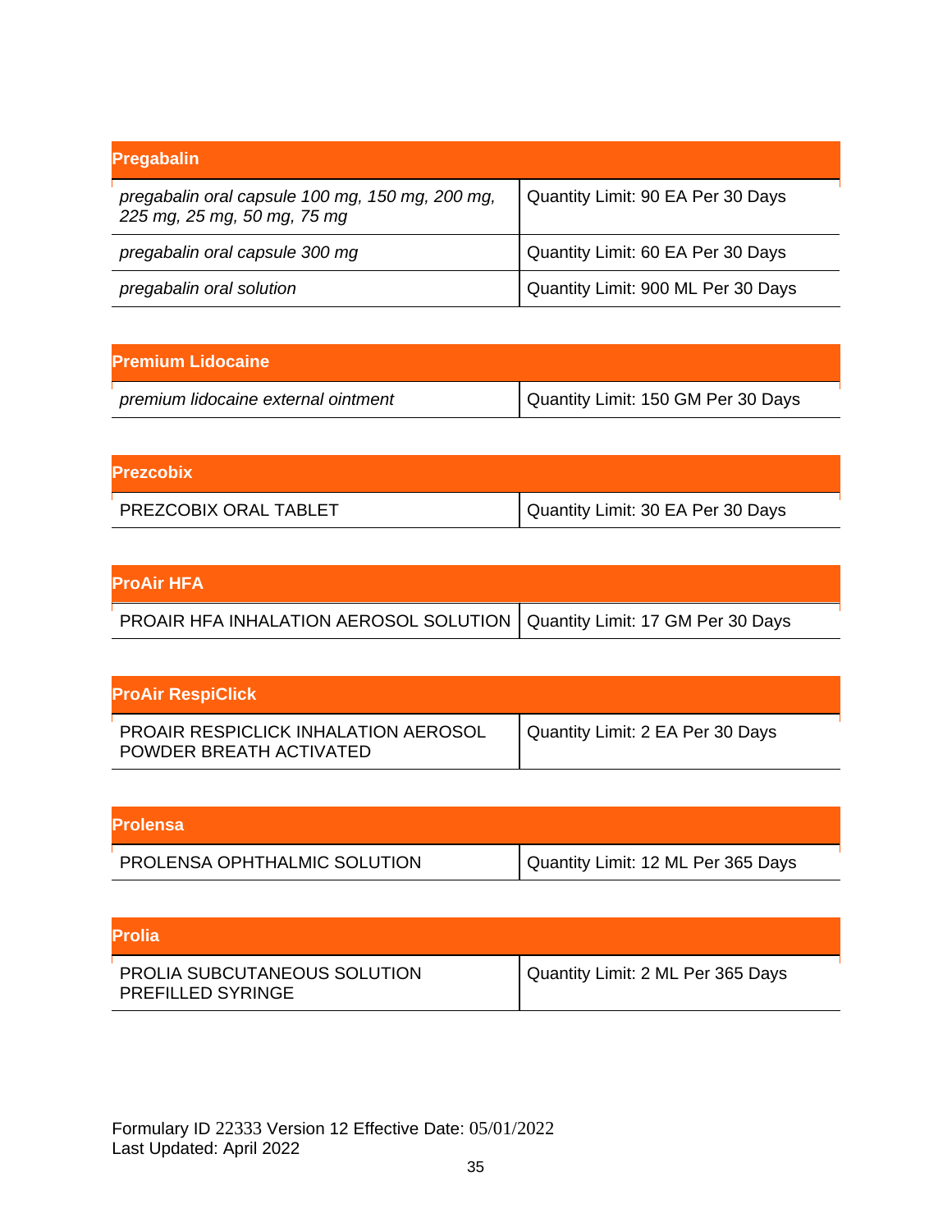| Pregabalin | |
|---|---|
| *pregabalin oral capsule 100 mg, 150 mg, 200 mg, 225 mg, 25 mg, 50 mg, 75 mg* | Quantity Limit: 90 EA Per 30 Days |
| *pregabalin oral capsule 300 mg* | Quantity Limit: 60 EA Per 30 Days |
| *pregabalin oral solution* | Quantity Limit: 900 ML Per 30 Days |

| Premium Lidocaine | |
|---|---|
| *premium lidocaine external ointment* | Quantity Limit: 150 GM Per 30 Days |

| Prezcobix | |
|---|---|
| PREZCOBIX ORAL TABLET | Quantity Limit: 30 EA Per 30 Days |

| ProAir HFA | |
|---|---|
| PROAIR HFA INHALATION AEROSOL SOLUTION | Quantity Limit: 17 GM Per 30 Days |

| ProAir RespiClick | |
|---|---|
| PROAIR RESPICLICK INHALATION AEROSOL POWDER BREATH ACTIVATED | Quantity Limit: 2 EA Per 30 Days |

| Prolensa | |
|---|---|
| PROLENSA OPHTHALMIC SOLUTION | Quantity Limit: 12 ML Per 365 Days |

| Prolia | |
|---|---|
| PROLIA SUBCUTANEOUS SOLUTION PREFILLED SYRINGE | Quantity Limit: 2 ML Per 365 Days |

Formulary ID 22333 Version 12 Effective Date: 05/01/2022
Last Updated: April 2022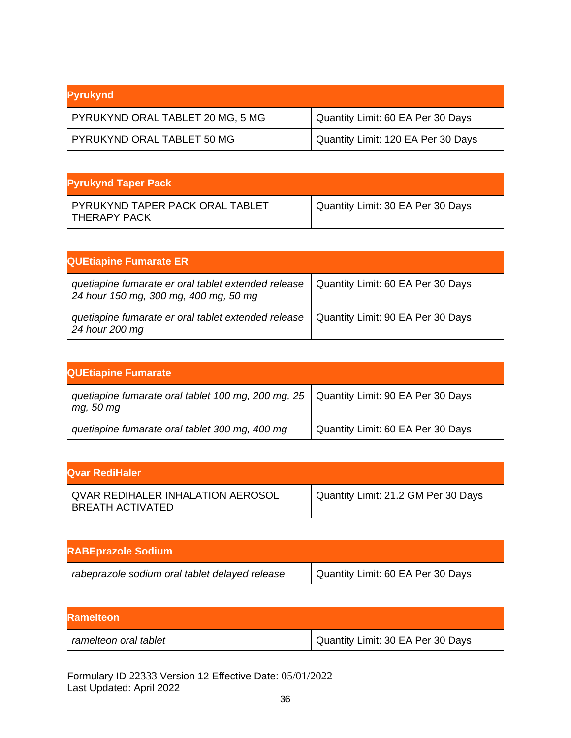| Pyrukynd | |
|---|---|
| PYRUKYND ORAL TABLET 20 MG, 5 MG | Quantity Limit: 60 EA Per 30 Days |
| PYRUKYND ORAL TABLET 50 MG | Quantity Limit: 120 EA Per 30 Days |

| Pyrukynd Taper Pack | |
|---|---|
| PYRUKYND TAPER PACK ORAL TABLET THERAPY PACK | Quantity Limit: 30 EA Per 30 Days |

| QUEtiapine Fumarate ER | |
|---|---|
| *quetiapine fumarate er oral tablet extended release 24 hour 150 mg, 300 mg, 400 mg, 50 mg* | Quantity Limit: 60 EA Per 30 Days |
| *quetiapine fumarate er oral tablet extended release 24 hour 200 mg* | Quantity Limit: 90 EA Per 30 Days |

| QUEtiapine Fumarate | |
|---|---|
| *quetiapine fumarate oral tablet 100 mg, 200 mg, 25 mg, 50 mg* | Quantity Limit: 90 EA Per 30 Days |
| *quetiapine fumarate oral tablet 300 mg, 400 mg* | Quantity Limit: 60 EA Per 30 Days |

| Qvar RediHaler | |
|---|---|
| QVAR REDIHALER INHALATION AEROSOL BREATH ACTIVATED | Quantity Limit: 21.2 GM Per 30 Days |

| RABEprazole Sodium | |
|---|---|
| *rabeprazole sodium oral tablet delayed release* | Quantity Limit: 60 EA Per 30 Days |

| Ramelteon | |
|---|---|
| *ramelteon oral tablet* | Quantity Limit: 30 EA Per 30 Days |

Formulary ID 22333 Version 12 Effective Date: 05/01/2022
Last Updated: April 2022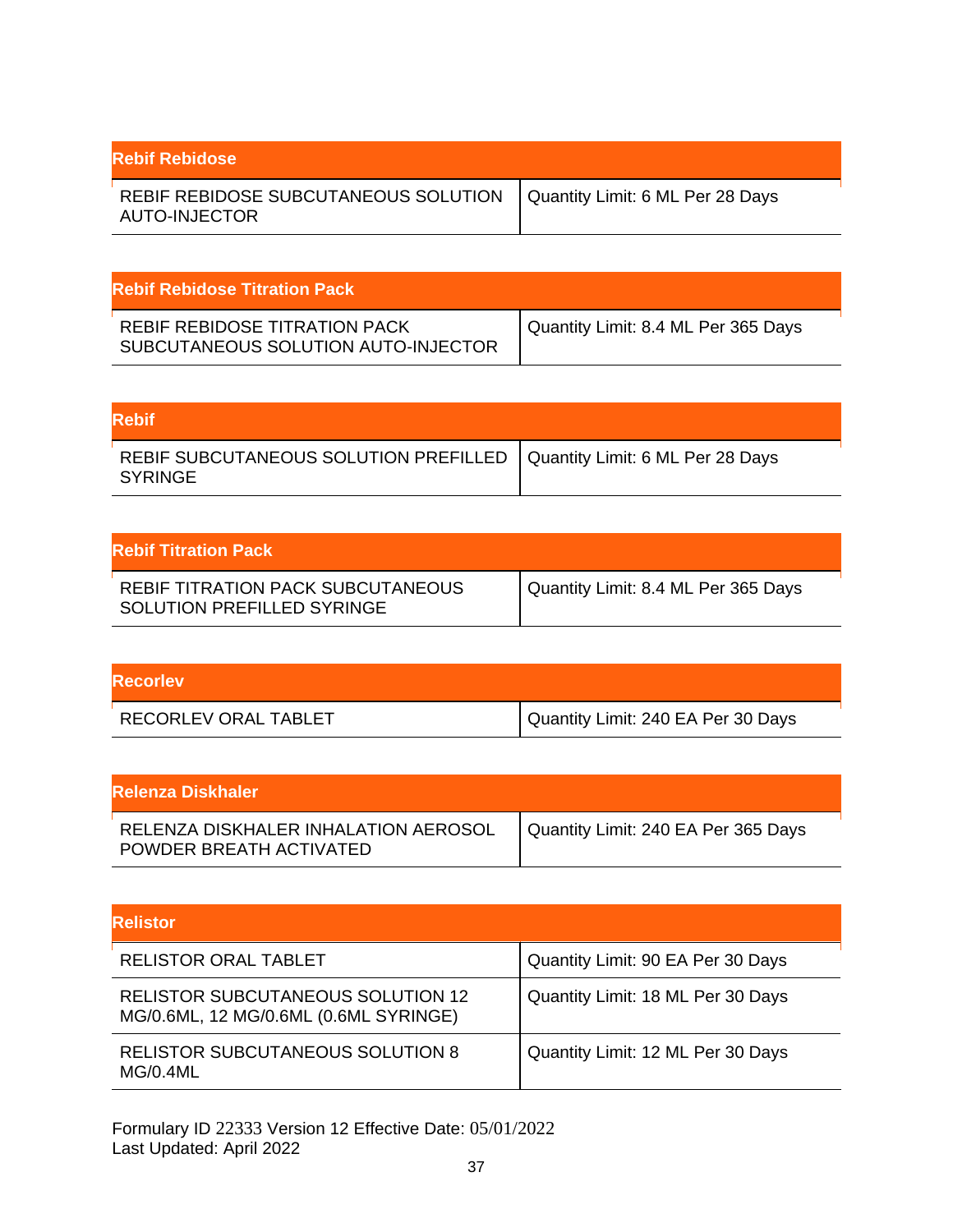| Rebif Rebidose | |
|---|---|
| REBIF REBIDOSE SUBCUTANEOUS SOLUTION AUTO-INJECTOR | Quantity Limit: 6 ML Per 28 Days |

| Rebif Rebidose Titration Pack | |
|---|---|
| REBIF REBIDOSE TITRATION PACK SUBCUTANEOUS SOLUTION AUTO-INJECTOR | Quantity Limit: 8.4 ML Per 365 Days |

| Rebif | |
|---|---|
| REBIF SUBCUTANEOUS SOLUTION PREFILLED SYRINGE | Quantity Limit: 6 ML Per 28 Days |

| Rebif Titration Pack | |
|---|---|
| REBIF TITRATION PACK SUBCUTANEOUS SOLUTION PREFILLED SYRINGE | Quantity Limit: 8.4 ML Per 365 Days |

| Recorlev | |
|---|---|
| RECORLEV ORAL TABLET | Quantity Limit: 240 EA Per 30 Days |

| Relenza Diskhaler | |
|---|---|
| RELENZA DISKHALER INHALATION AEROSOL POWDER BREATH ACTIVATED | Quantity Limit: 240 EA Per 365 Days |

| Relistor | |
|---|---|
| RELISTOR ORAL TABLET | Quantity Limit: 90 EA Per 30 Days |
| RELISTOR SUBCUTANEOUS SOLUTION 12 MG/0.6ML, 12 MG/0.6ML (0.6ML SYRINGE) | Quantity Limit: 18 ML Per 30 Days |
| RELISTOR SUBCUTANEOUS SOLUTION 8 MG/0.4ML | Quantity Limit: 12 ML Per 30 Days |

Formulary ID 22333 Version 12 Effective Date: 05/01/2022
Last Updated: April 2022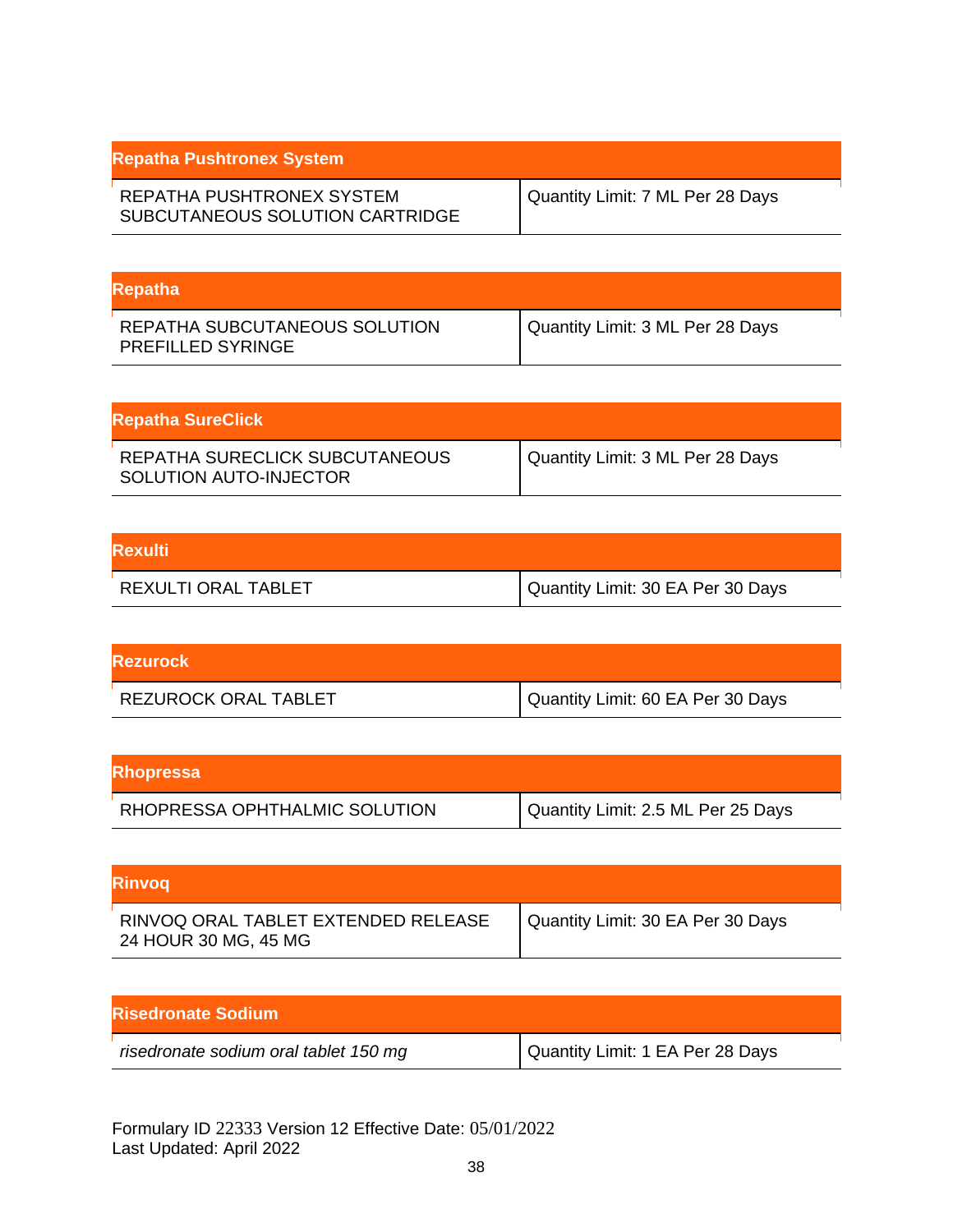| Repatha Pushtronex System | |
|---|---|
| REPATHA PUSHTRONEX SYSTEM SUBCUTANEOUS SOLUTION CARTRIDGE | Quantity Limit: 7 ML Per 28 Days |

| Repatha | |
|---|---|
| REPATHA SUBCUTANEOUS SOLUTION PREFILLED SYRINGE | Quantity Limit: 3 ML Per 28 Days |

| Repatha SureClick | |
|---|---|
| REPATHA SURECLICK SUBCUTANEOUS SOLUTION AUTO-INJECTOR | Quantity Limit: 3 ML Per 28 Days |

| Rexulti | |
|---|---|
| REXULTI ORAL TABLET | Quantity Limit: 30 EA Per 30 Days |

| Rezurock | |
|---|---|
| REZUROCK ORAL TABLET | Quantity Limit: 60 EA Per 30 Days |

| Rhopressa | |
|---|---|
| RHOPRESSA OPHTHALMIC SOLUTION | Quantity Limit: 2.5 ML Per 25 Days |

| Rinvoq | |
|---|---|
| RINVOQ ORAL TABLET EXTENDED RELEASE 24 HOUR 30 MG, 45 MG | Quantity Limit: 30 EA Per 30 Days |

| Risedronate Sodium | |
|---|---|
| *risedronate sodium oral tablet 150 mg* | Quantity Limit: 1 EA Per 28 Days |

Formulary ID 22333 Version 12 Effective Date: 05/01/2022
Last Updated: April 2022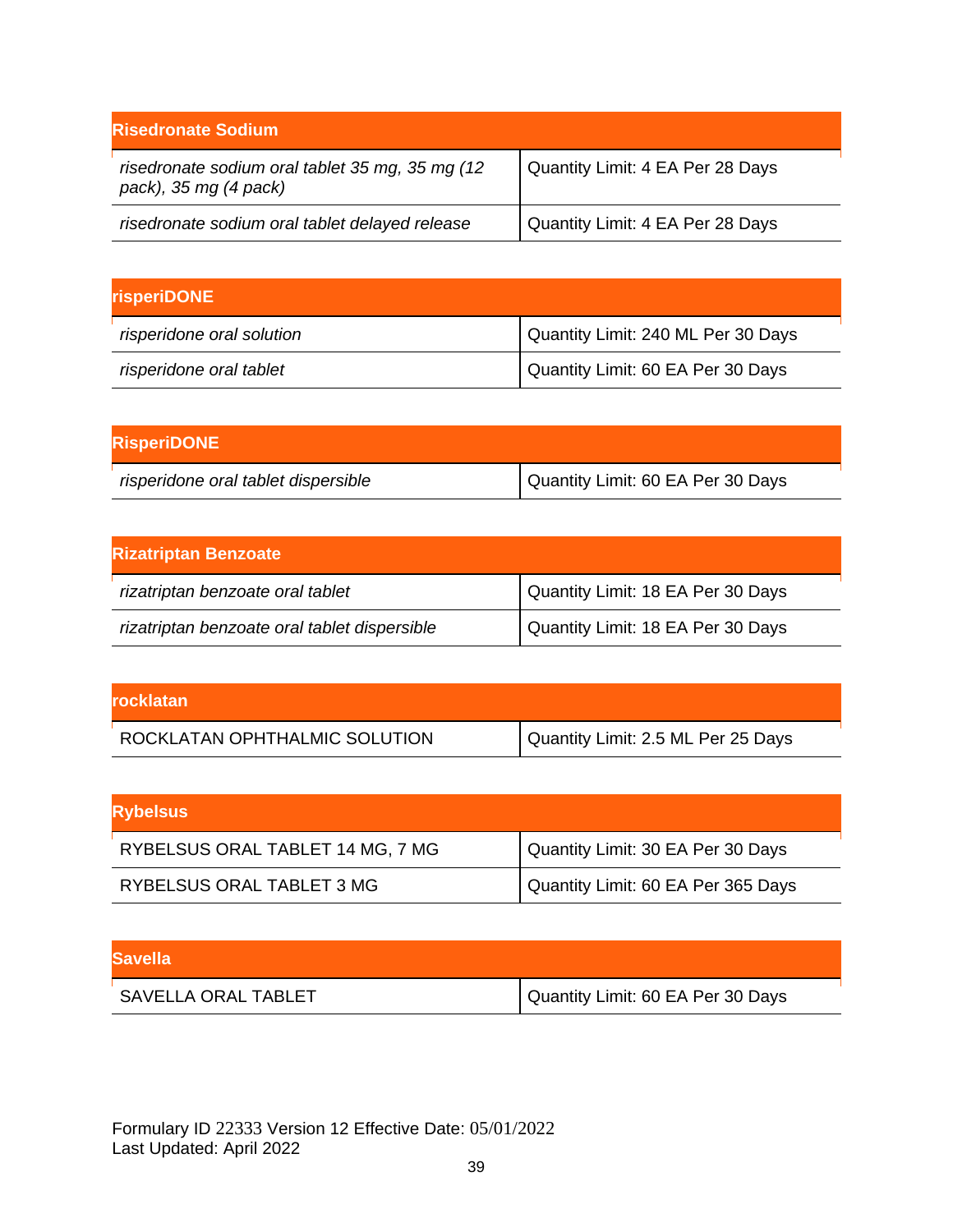| Risedronate Sodium | |
|---|---|
| *risedronate sodium oral tablet 35 mg, 35 mg (12 pack), 35 mg (4 pack)* | Quantity Limit: 4 EA Per 28 Days |
| *risedronate sodium oral tablet delayed release* | Quantity Limit: 4 EA Per 28 Days |

| risperiDONE | |
|---|---|
| *risperidone oral solution* | Quantity Limit: 240 ML Per 30 Days |
| *risperidone oral tablet* | Quantity Limit: 60 EA Per 30 Days |

| RisperiDONE | |
|---|---|
| *risperidone oral tablet dispersible* | Quantity Limit: 60 EA Per 30 Days |

| Rizatriptan Benzoate | |
|---|---|
| *rizatriptan benzoate oral tablet* | Quantity Limit: 18 EA Per 30 Days |
| *rizatriptan benzoate oral tablet dispersible* | Quantity Limit: 18 EA Per 30 Days |

| rocklatan | |
|---|---|
| ROCKLATAN OPHTHALMIC SOLUTION | Quantity Limit: 2.5 ML Per 25 Days |

| Rybelsus | |
|---|---|
| RYBELSUS ORAL TABLET 14 MG, 7 MG | Quantity Limit: 30 EA Per 30 Days |
| RYBELSUS ORAL TABLET 3 MG | Quantity Limit: 60 EA Per 365 Days |

| Savella | |
|---|---|
| SAVELLA ORAL TABLET | Quantity Limit: 60 EA Per 30 Days |

Formulary ID 22333 Version 12 Effective Date: 05/01/2022
Last Updated: April 2022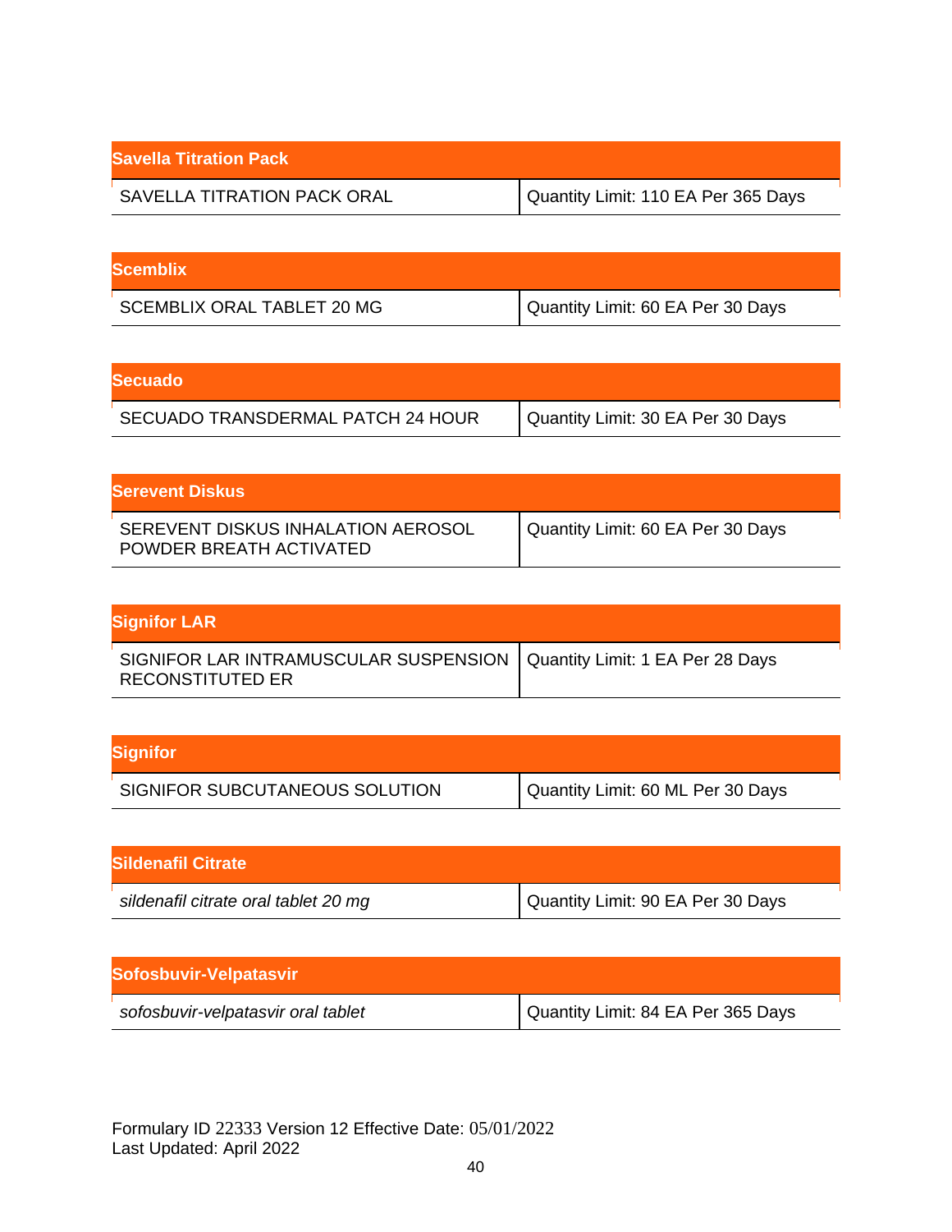| Savella Titration Pack | |
|---|---|
| SAVELLA TITRATION PACK ORAL | Quantity Limit: 110 EA Per 365 Days |

| Scemblix | |
|---|---|
| SCEMBLIX ORAL TABLET 20 MG | Quantity Limit: 60 EA Per 30 Days |

| Secuado | |
|---|---|
| SECUADO TRANSDERMAL PATCH 24 HOUR | Quantity Limit: 30 EA Per 30 Days |

| Serevent Diskus | |
|---|---|
| SEREVENT DISKUS INHALATION AEROSOL POWDER BREATH ACTIVATED | Quantity Limit: 60 EA Per 30 Days |

| Signifor LAR | |
|---|---|
| SIGNIFOR LAR INTRAMUSCULAR SUSPENSION RECONSTITUTED ER | Quantity Limit: 1 EA Per 28 Days |

| Signifor | |
|---|---|
| SIGNIFOR SUBCUTANEOUS SOLUTION | Quantity Limit: 60 ML Per 30 Days |

| Sildenafil Citrate | |
|---|---|
| *sildenafil citrate oral tablet 20 mg* | Quantity Limit: 90 EA Per 30 Days |

| Sofosbuvir-Velpatasvir | |
|---|---|
| *sofosbuvir-velpatasvir oral tablet* | Quantity Limit: 84 EA Per 365 Days |

Formulary ID 22333 Version 12 Effective Date: 05/01/2022
Last Updated: April 2022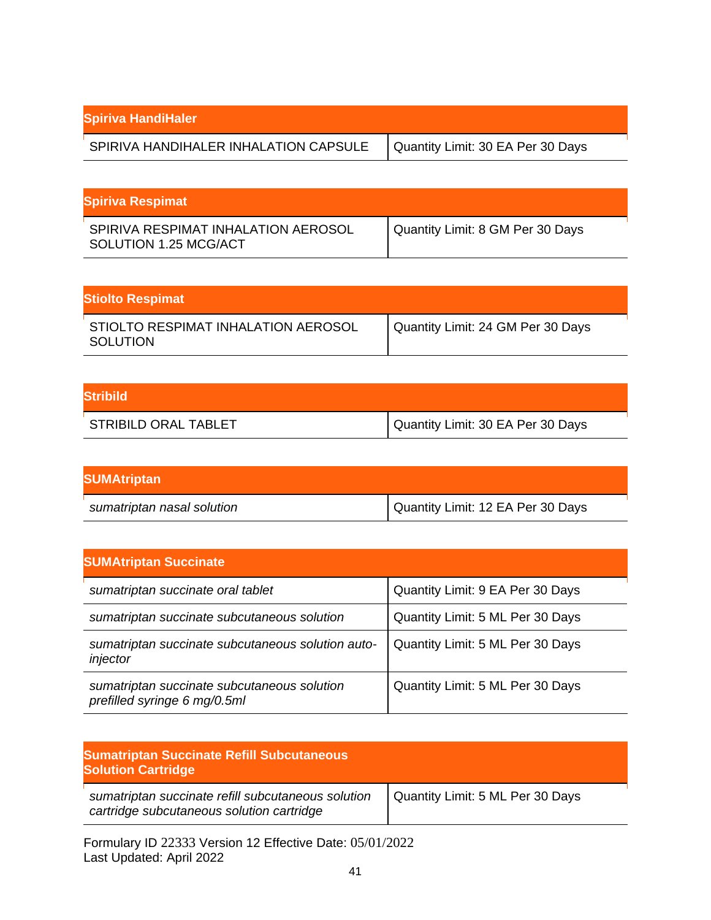| Spiriva HandiHaler | |
|---|---|
| SPIRIVA HANDIHALER INHALATION CAPSULE | Quantity Limit: 30 EA Per 30 Days |

| Spiriva Respimat | |
|---|---|
| SPIRIVA RESPIMAT INHALATION AEROSOL SOLUTION 1.25 MCG/ACT | Quantity Limit: 8 GM Per 30 Days |

| Stiolto Respimat | |
|---|---|
| STIOLTO RESPIMAT INHALATION AEROSOL SOLUTION | Quantity Limit: 24 GM Per 30 Days |

| Stribild | |
|---|---|
| STRIBILD ORAL TABLET | Quantity Limit: 30 EA Per 30 Days |

| SUMAtriptan | |
|---|---|
| *sumatriptan nasal solution* | Quantity Limit: 12 EA Per 30 Days |

| SUMAtriptan Succinate | |
|---|---|
| *sumatriptan succinate oral tablet* | Quantity Limit: 9 EA Per 30 Days |
| *sumatriptan succinate subcutaneous solution* | Quantity Limit: 5 ML Per 30 Days |
| *sumatriptan succinate subcutaneous solution auto-injector* | Quantity Limit: 5 ML Per 30 Days |
| *sumatriptan succinate subcutaneous solution prefilled syringe 6 mg/0.5ml* | Quantity Limit: 5 ML Per 30 Days |

| Sumatriptan Succinate Refill Subcutaneous Solution Cartridge | |
|---|---|
| *sumatriptan succinate refill subcutaneous solution cartridge subcutaneous solution cartridge* | Quantity Limit: 5 ML Per 30 Days |

Formulary ID 22333 Version 12 Effective Date: 05/01/2022
Last Updated: April 2022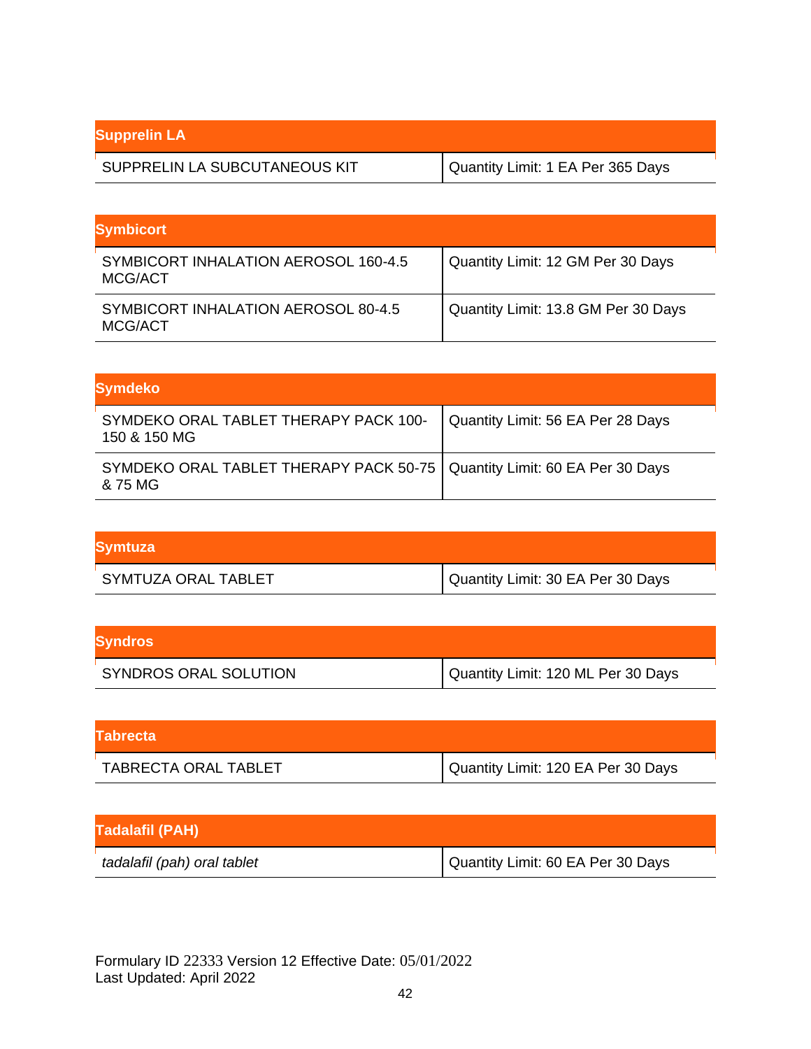| Supprelin LA | |
|---|---|
| SUPPRELIN LA SUBCUTANEOUS KIT | Quantity Limit: 1 EA Per 365 Days |

| Symbicort | |
|---|---|
| SYMBICORT INHALATION AEROSOL 160-4.5 MCG/ACT | Quantity Limit: 12 GM Per 30 Days |
| SYMBICORT INHALATION AEROSOL 80-4.5 MCG/ACT | Quantity Limit: 13.8 GM Per 30 Days |

| Symdeko | |
|---|---|
| SYMDEKO ORAL TABLET THERAPY PACK 100-150 & 150 MG | Quantity Limit: 56 EA Per 28 Days |
| SYMDEKO ORAL TABLET THERAPY PACK 50-75 & 75 MG | Quantity Limit: 60 EA Per 30 Days |

| Symtuza | |
|---|---|
| SYMTUZA ORAL TABLET | Quantity Limit: 30 EA Per 30 Days |

| Syndros | |
|---|---|
| SYNDROS ORAL SOLUTION | Quantity Limit: 120 ML Per 30 Days |

| Tabrecta | |
|---|---|
| TABRECTA ORAL TABLET | Quantity Limit: 120 EA Per 30 Days |

| Tadalafil (PAH) | |
|---|---|
| *tadalafil (pah) oral tablet* | Quantity Limit: 60 EA Per 30 Days |

Formulary ID 22333 Version 12 Effective Date: 05/01/2022
Last Updated: April 2022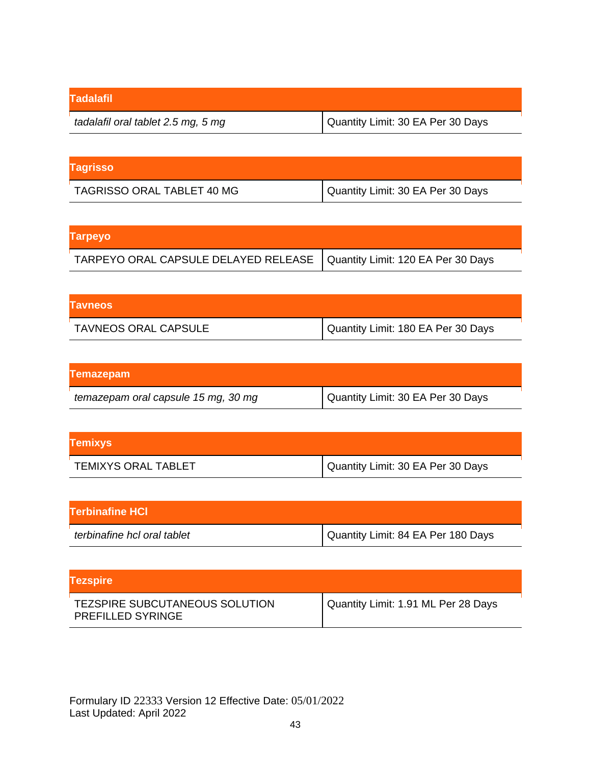| Tadalafil | |
|---|---|
| *tadalafil oral tablet 2.5 mg, 5 mg* | Quantity Limit: 30 EA Per 30 Days |

| Tagrisso | |
|---|---|
| TAGRISSO ORAL TABLET 40 MG | Quantity Limit: 30 EA Per 30 Days |

| Tarpeyo | |
|---|---|
| TARPEYO ORAL CAPSULE DELAYED RELEASE | Quantity Limit: 120 EA Per 30 Days |

| Tavneos | |
|---|---|
| TAVNEOS ORAL CAPSULE | Quantity Limit: 180 EA Per 30 Days |

| Temazepam | |
|---|---|
| *temazepam oral capsule 15 mg, 30 mg* | Quantity Limit: 30 EA Per 30 Days |

| Temixys | |
|---|---|
| TEMIXYS ORAL TABLET | Quantity Limit: 30 EA Per 30 Days |

| Terbinafine HCl | |
|---|---|
| *terbinafine hcl oral tablet* | Quantity Limit: 84 EA Per 180 Days |

| Tezspire | |
|---|---|
| TEZSPIRE SUBCUTANEOUS SOLUTION PREFILLED SYRINGE | Quantity Limit: 1.91 ML Per 28 Days |

Formulary ID 22333 Version 12 Effective Date: 05/01/2022
Last Updated: April 2022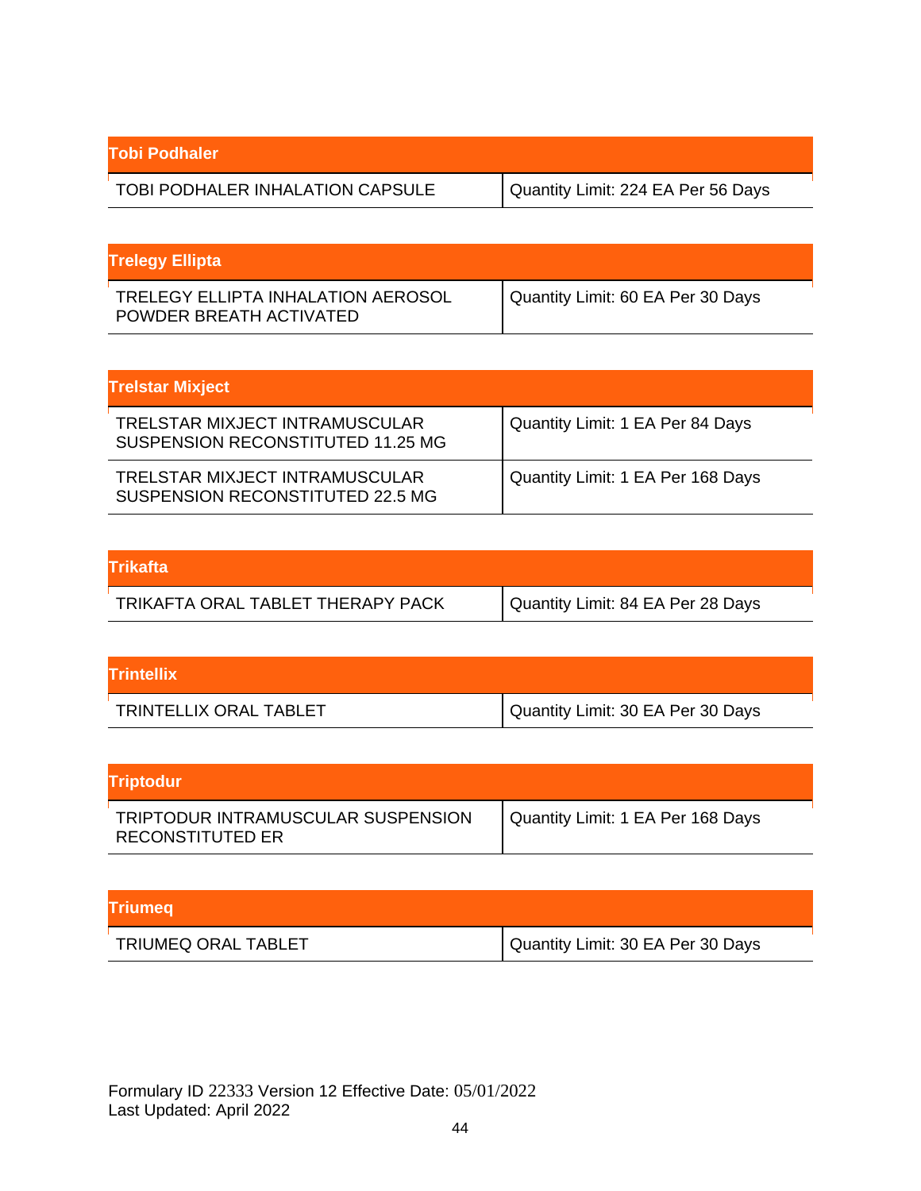| Tobi Podhaler | |
|---|---|
| TOBI PODHALER INHALATION CAPSULE | Quantity Limit: 224 EA Per 56 Days |

| Trelegy Ellipta | |
|---|---|
| TRELEGY ELLIPTA INHALATION AEROSOL POWDER BREATH ACTIVATED | Quantity Limit: 60 EA Per 30 Days |

| Trelstar Mixject | |
|---|---|
| TRELSTAR MIXJECT INTRAMUSCULAR SUSPENSION RECONSTITUTED 11.25 MG | Quantity Limit: 1 EA Per 84 Days |
| TRELSTAR MIXJECT INTRAMUSCULAR SUSPENSION RECONSTITUTED 22.5 MG | Quantity Limit: 1 EA Per 168 Days |

| Trikafta | |
|---|---|
| TRIKAFTA ORAL TABLET THERAPY PACK | Quantity Limit: 84 EA Per 28 Days |

| Trintellix | |
|---|---|
| TRINTELLIX ORAL TABLET | Quantity Limit: 30 EA Per 30 Days |

| Triptodur | |
|---|---|
| TRIPTODUR INTRAMUSCULAR SUSPENSION RECONSTITUTED ER | Quantity Limit: 1 EA Per 168 Days |

| Triumeq | |
|---|---|
| TRIUMEQ ORAL TABLET | Quantity Limit: 30 EA Per 30 Days |

Formulary ID 22333 Version 12 Effective Date: 05/01/2022
Last Updated: April 2022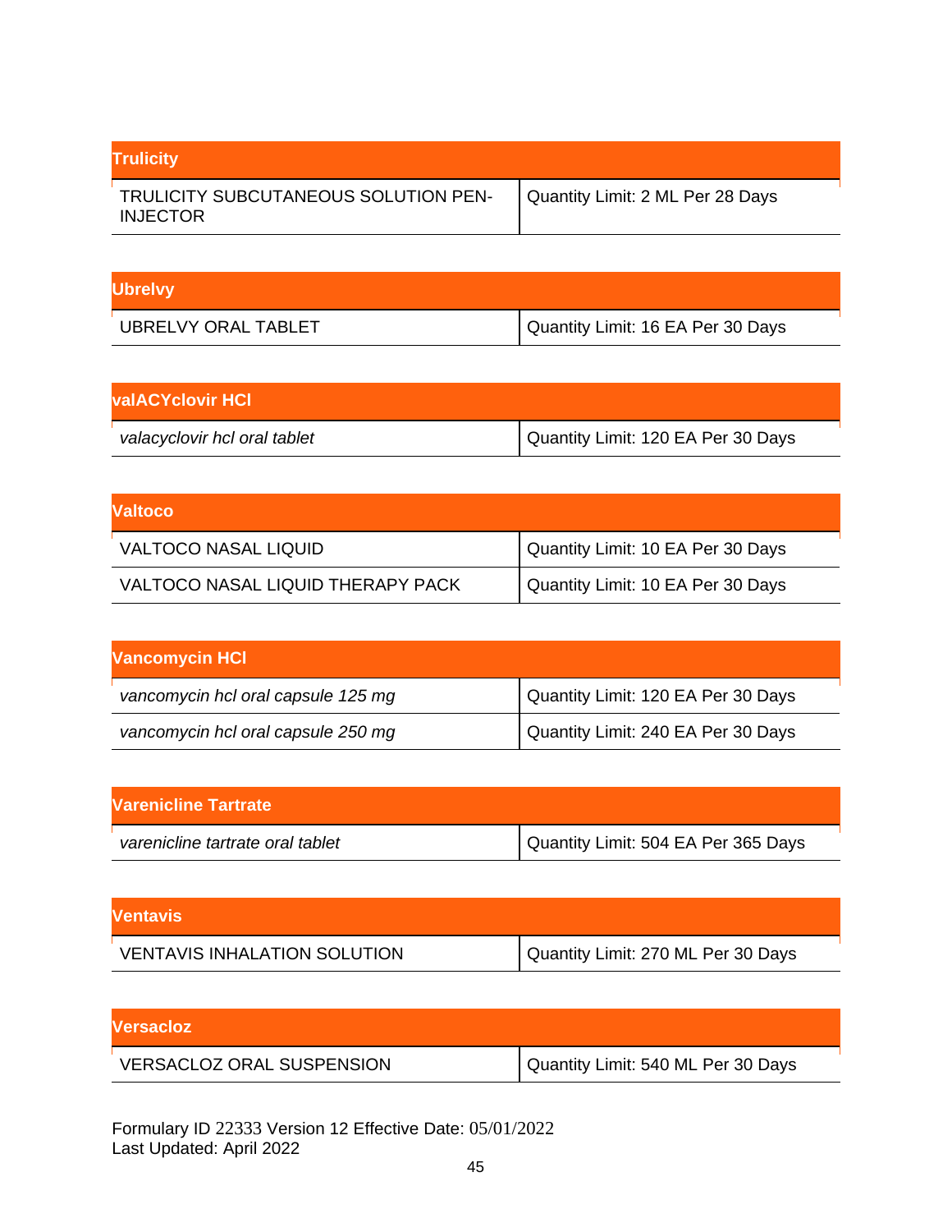| Trulicity | |
|---|---|
| TRULICITY SUBCUTANEOUS SOLUTION PEN-INJECTOR | Quantity Limit: 2 ML Per 28 Days |

| Ubrelvy | |
|---|---|
| UBRELVY ORAL TABLET | Quantity Limit: 16 EA Per 30 Days |

| valACYclovir HCl | |
|---|---|
| *valacyclovir hcl oral tablet* | Quantity Limit: 120 EA Per 30 Days |

| Valtoco | |
|---|---|
| VALTOCO NASAL LIQUID | Quantity Limit: 10 EA Per 30 Days |
| VALTOCO NASAL LIQUID THERAPY PACK | Quantity Limit: 10 EA Per 30 Days |

| Vancomycin HCl | |
|---|---|
| *vancomycin hcl oral capsule 125 mg* | Quantity Limit: 120 EA Per 30 Days |
| *vancomycin hcl oral capsule 250 mg* | Quantity Limit: 240 EA Per 30 Days |

| Varenicline Tartrate | |
|---|---|
| *varenicline tartrate oral tablet* | Quantity Limit: 504 EA Per 365 Days |

| Ventavis | |
|---|---|
| VENTAVIS INHALATION SOLUTION | Quantity Limit: 270 ML Per 30 Days |

| Versacloz | |
|---|---|
| VERSACLOZ ORAL SUSPENSION | Quantity Limit: 540 ML Per 30 Days |

Formulary ID 22333 Version 12 Effective Date: 05/01/2022
Last Updated: April 2022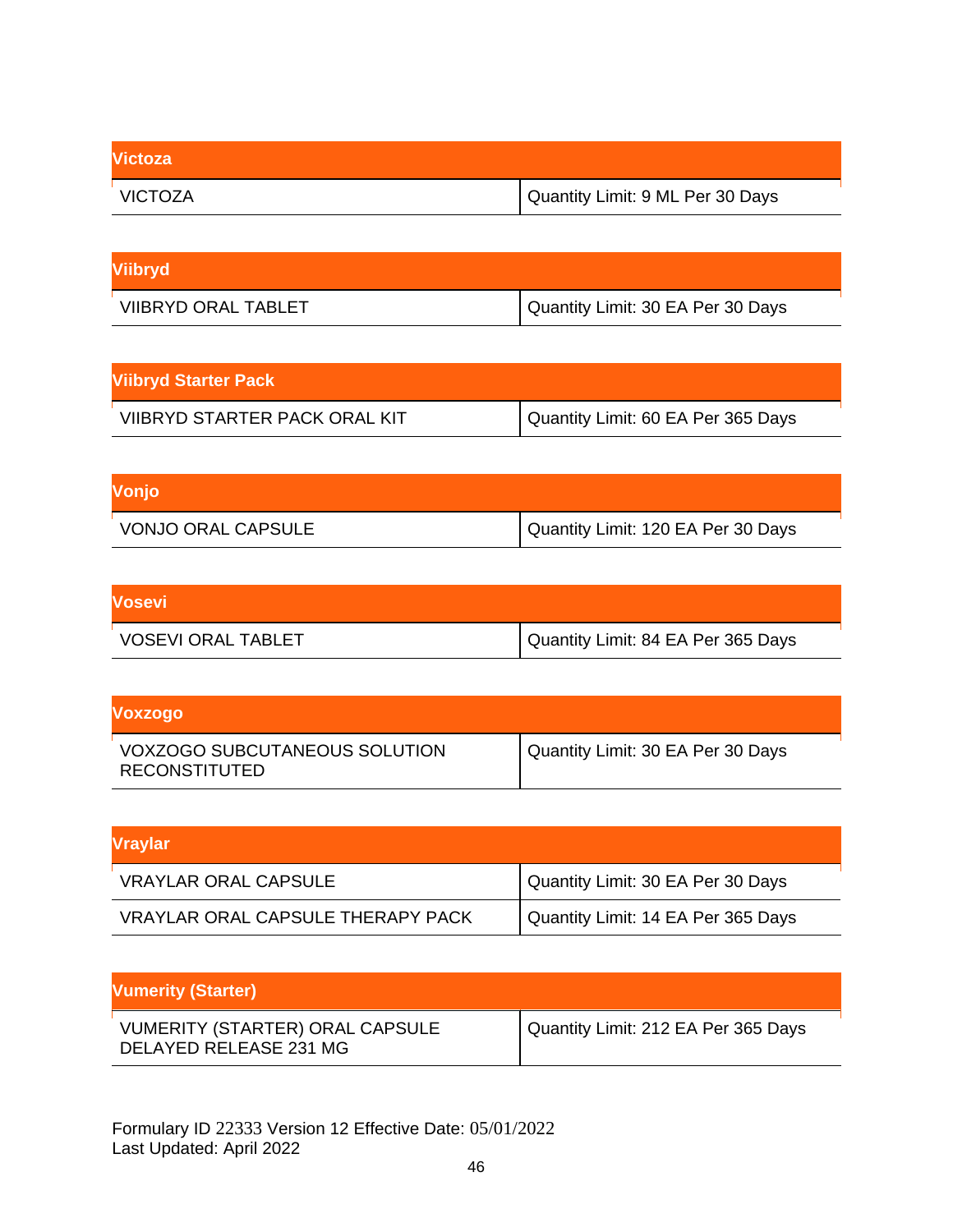| Victoza | |
|---|---|
| VICTOZA | Quantity Limit: 9 ML Per 30 Days |

| Viibryd | |
|---|---|
| VIIBRYD ORAL TABLET | Quantity Limit: 30 EA Per 30 Days |

| Viibryd Starter Pack | |
|---|---|
| VIIBRYD STARTER PACK ORAL KIT | Quantity Limit: 60 EA Per 365 Days |

| Vonjo | |
|---|---|
| VONJO ORAL CAPSULE | Quantity Limit: 120 EA Per 30 Days |

| Vosevi | |
|---|---|
| VOSEVI ORAL TABLET | Quantity Limit: 84 EA Per 365 Days |

| Voxzogo | |
|---|---|
| VOXZOGO SUBCUTANEOUS SOLUTION RECONSTITUTED | Quantity Limit: 30 EA Per 30 Days |

| Vraylar | |
|---|---|
| VRAYLAR ORAL CAPSULE | Quantity Limit: 30 EA Per 30 Days |
| VRAYLAR ORAL CAPSULE THERAPY PACK | Quantity Limit: 14 EA Per 365 Days |

| Vumerity (Starter) | |
|---|---|
| VUMERITY (STARTER) ORAL CAPSULE DELAYED RELEASE 231 MG | Quantity Limit: 212 EA Per 365 Days |

Formulary ID 22333 Version 12 Effective Date: 05/01/2022
Last Updated: April 2022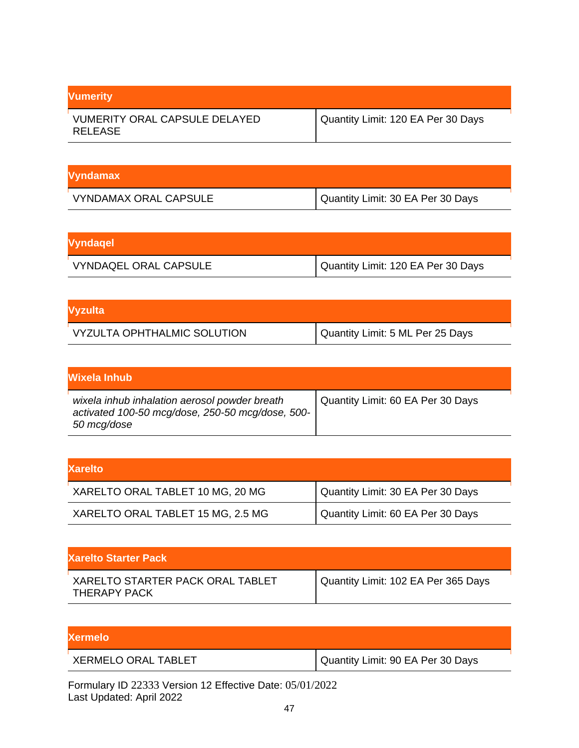| Vumerity | |
|---|---|
| VUMERITY ORAL CAPSULE DELAYED RELEASE | Quantity Limit: 120 EA Per 30 Days |

| Vyndamax | |
|---|---|
| VYNDAMAX ORAL CAPSULE | Quantity Limit: 30 EA Per 30 Days |

| Vyndaqel | |
|---|---|
| VYNDAQEL ORAL CAPSULE | Quantity Limit: 120 EA Per 30 Days |

| Vyzulta | |
|---|---|
| VYZULTA OPHTHALMIC SOLUTION | Quantity Limit: 5 ML Per 25 Days |

| Wixela Inhub | |
|---|---|
| *wixela inhub inhalation aerosol powder breath activated 100-50 mcg/dose, 250-50 mcg/dose, 500-50 mcg/dose* | Quantity Limit: 60 EA Per 30 Days |

| Xarelto | |
|---|---|
| XARELTO ORAL TABLET 10 MG, 20 MG | Quantity Limit: 30 EA Per 30 Days |
| XARELTO ORAL TABLET 15 MG, 2.5 MG | Quantity Limit: 60 EA Per 30 Days |

| Xarelto Starter Pack | |
|---|---|
| XARELTO STARTER PACK ORAL TABLET THERAPY PACK | Quantity Limit: 102 EA Per 365 Days |

| Xermelo | |
|---|---|
| XERMELO ORAL TABLET | Quantity Limit: 90 EA Per 30 Days |

Formulary ID 22333 Version 12 Effective Date: 05/01/2022
Last Updated: April 2022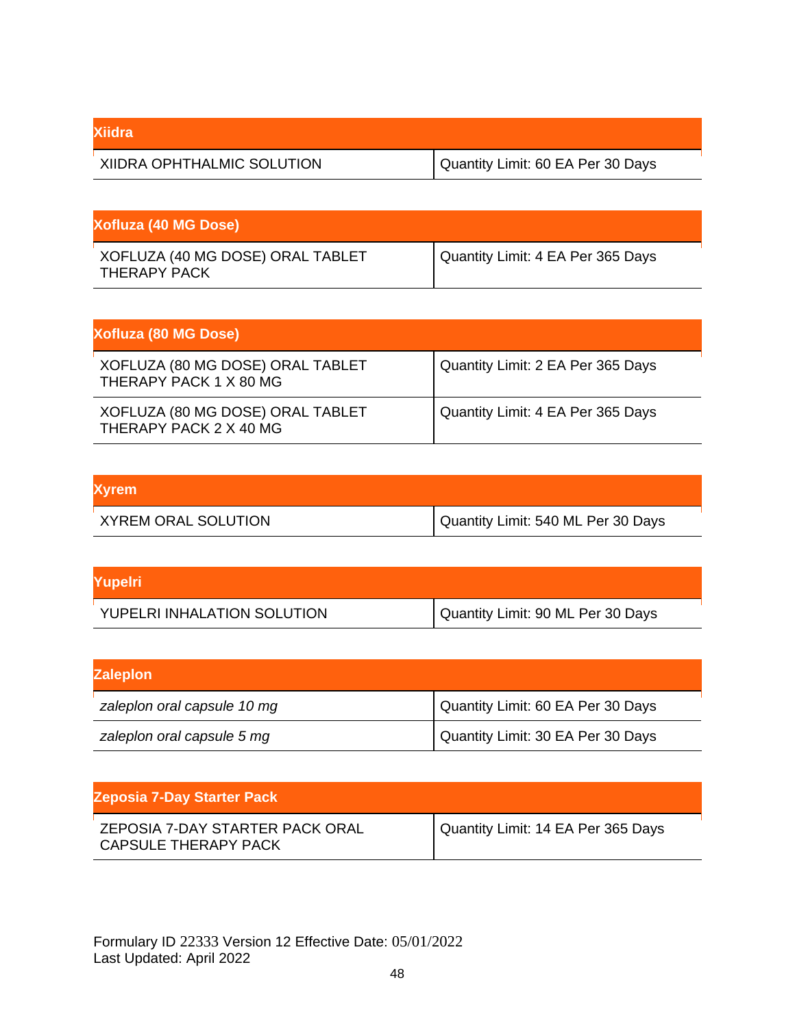| Xiidra | |
|---|---|
| XIIDRA OPHTHALMIC SOLUTION | Quantity Limit: 60 EA Per 30 Days |

| Xofluza (40 MG Dose) | |
|---|---|
| XOFLUZA (40 MG DOSE) ORAL TABLET THERAPY PACK | Quantity Limit: 4 EA Per 365 Days |

| Xofluza (80 MG Dose) | |
|---|---|
| XOFLUZA (80 MG DOSE) ORAL TABLET THERAPY PACK 1 X 80 MG | Quantity Limit: 2 EA Per 365 Days |
| XOFLUZA (80 MG DOSE) ORAL TABLET THERAPY PACK 2 X 40 MG | Quantity Limit: 4 EA Per 365 Days |

| Xyrem | |
|---|---|
| XYREM ORAL SOLUTION | Quantity Limit: 540 ML Per 30 Days |

| Yupelri | |
|---|---|
| YUPELRI INHALATION SOLUTION | Quantity Limit: 90 ML Per 30 Days |

| Zaleplon | |
|---|---|
| *zaleplon oral capsule 10 mg* | Quantity Limit: 60 EA Per 30 Days |
| *zaleplon oral capsule 5 mg* | Quantity Limit: 30 EA Per 30 Days |

| Zeposia 7-Day Starter Pack | |
|---|---|
| ZEPOSIA 7-DAY STARTER PACK ORAL CAPSULE THERAPY PACK | Quantity Limit: 14 EA Per 365 Days |

Formulary ID 22333 Version 12 Effective Date: 05/01/2022
Last Updated: April 2022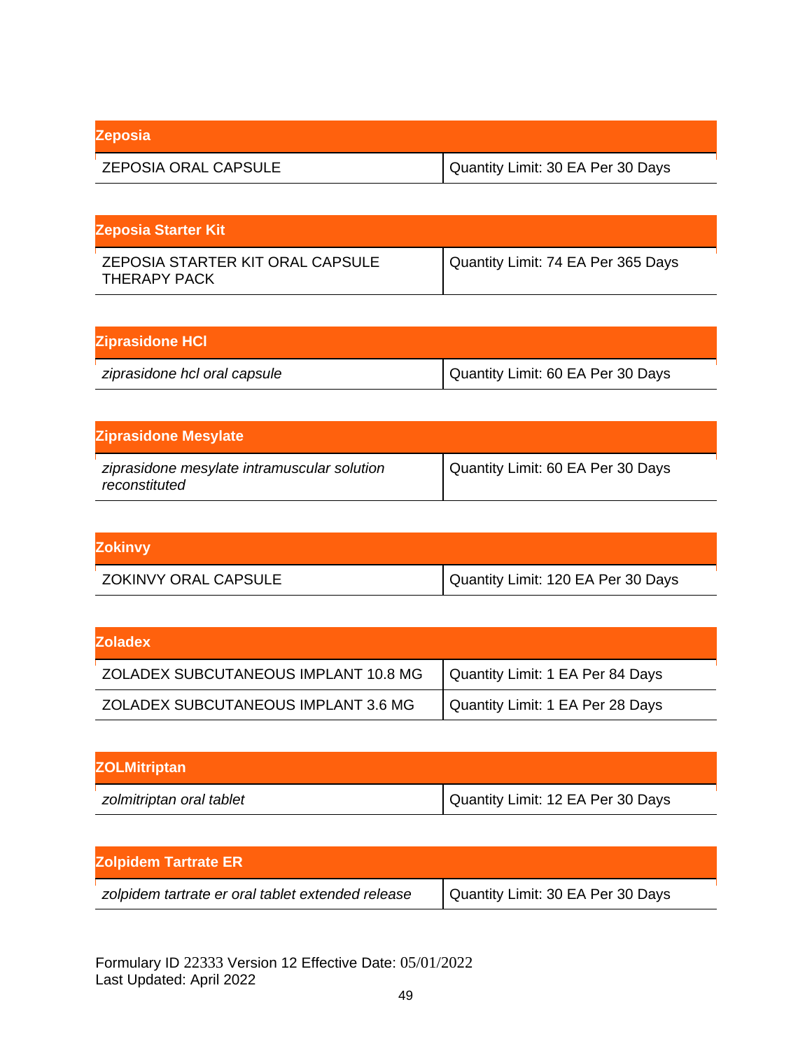| Zeposia | |
|---|---|
| ZEPOSIA ORAL CAPSULE | Quantity Limit: 30 EA Per 30 Days |

| Zeposia Starter Kit | |
|---|---|
| ZEPOSIA STARTER KIT ORAL CAPSULE THERAPY PACK | Quantity Limit: 74 EA Per 365 Days |

| Ziprasidone HCl | |
|---|---|
| *ziprasidone hcl oral capsule* | Quantity Limit: 60 EA Per 30 Days |

| Ziprasidone Mesylate | |
|---|---|
| *ziprasidone mesylate intramuscular solution reconstituted* | Quantity Limit: 60 EA Per 30 Days |

| Zokinvy | |
|---|---|
| ZOKINVY ORAL CAPSULE | Quantity Limit: 120 EA Per 30 Days |

| Zoladex | |
|---|---|
| ZOLADEX SUBCUTANEOUS IMPLANT 10.8 MG | Quantity Limit: 1 EA Per 84 Days |
| ZOLADEX SUBCUTANEOUS IMPLANT 3.6 MG | Quantity Limit: 1 EA Per 28 Days |

| ZOLMitriptan | |
|---|---|
| *zolmitriptan oral tablet* | Quantity Limit: 12 EA Per 30 Days |

| Zolpidem Tartrate ER | |
|---|---|
| *zolpidem tartrate er oral tablet extended release* | Quantity Limit: 30 EA Per 30 Days |

Formulary ID 22333 Version 12 Effective Date: 05/01/2022
Last Updated: April 2022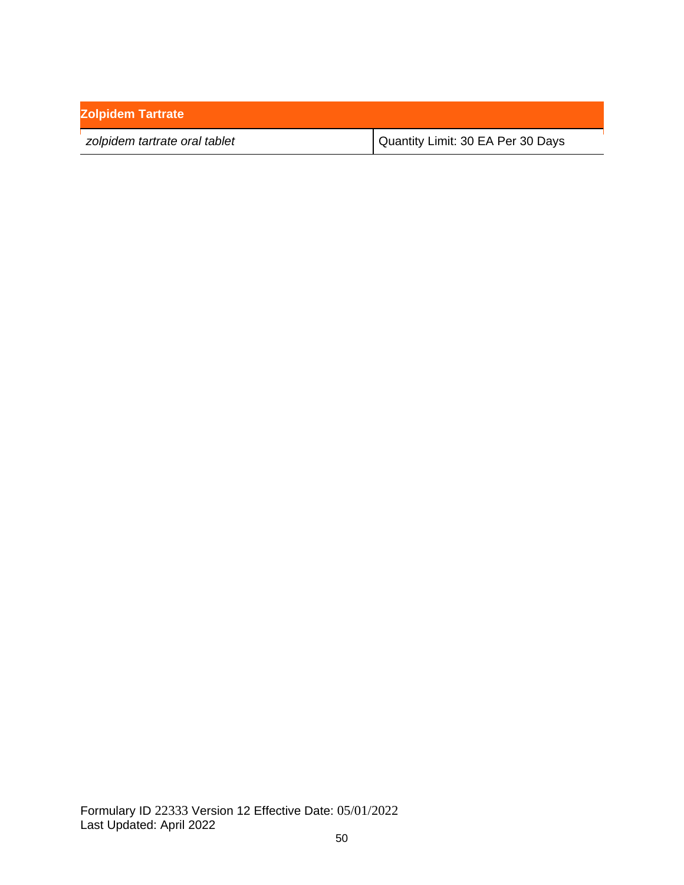| Zolpidem Tartrate | |
|---|---|
| *zolpidem tartrate oral tablet* | Quantity Limit: 30 EA Per 30 Days |

Formulary ID 22333 Version 12 Effective Date: 05/01/2022
Last Updated: April 2022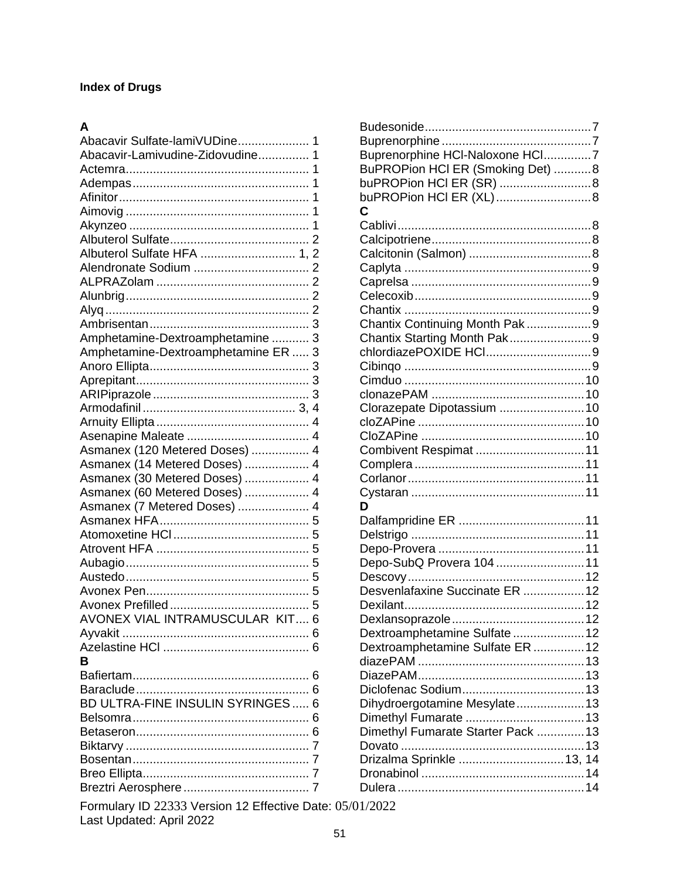**Index of Drugs**

**A**

Abacavir Sulfate-lamiVUDine.................... 1
Abacavir-Lamivudine-Zidovudine............... 1
Actemra...................................................... 1
Adempas.................................................... 1
Afinitor........................................................ 1
Aimovig ...................................................... 1
Akynzeo ..................................................... 1
Albuterol Sulfate......................................... 2
Albuterol Sulfate HFA ............................ 1, 2
Alendronate Sodium .................................. 2
ALPRAZolam ............................................. 2
Alunbrig...................................................... 2
Alyq ............................................................ 2
Ambrisentan............................................... 3
Amphetamine-Dextroamphetamine ........... 3
Amphetamine-Dextroamphetamine ER ..... 3
Anoro Ellipta............................................... 3
Aprepitant................................................... 3
ARIPiprazole .............................................. 3
Armodafinil ............................................. 3, 4
Arnuity Ellipta ............................................. 4
Asenapine Maleate .................................... 4
Asmanex (120 Metered Doses) ................. 4
Asmanex (14 Metered Doses) ................... 4
Asmanex (30 Metered Doses) ................... 4
Asmanex (60 Metered Doses) ................... 4
Asmanex (7 Metered Doses) ..................... 4
Asmanex HFA............................................ 5
Atomoxetine HCl ........................................ 5
Atrovent HFA ............................................. 5
Aubagio...................................................... 5
Austedo...................................................... 5
Avonex Pen................................................ 5
Avonex Prefilled ......................................... 5
AVONEX VIAL INTRAMUSCULAR KIT.... 6
Ayvakit ....................................................... 6
Azelastine HCl ........................................... 6

**B**

Bafiertam.................................................... 6
Baraclude................................................... 6
BD ULTRA-FINE INSULIN SYRINGES ..... 6
Belsomra.................................................... 6
Betaseron................................................... 6
Biktarvy ...................................................... 7
Bosentan.................................................... 7
Breo Ellipta................................................. 7
Breztri Aerosphere ..................................... 7
Budesonide.................................................7
Buprenorphine ............................................7
Buprenorphine HCl-Naloxone HCl..............7
BuPROPion HCl ER (Smoking Det) ...........8
buPROPion HCl ER (SR) ...........................8
buPROPion HCl ER (XL)............................8

**C**

Cablivi.........................................................8
Calcipotriene...............................................8
Calcitonin (Salmon) ....................................8
Caplyta .......................................................9
Caprelsa .....................................................9
Celecoxib....................................................9
Chantix .......................................................9
Chantix Continuing Month Pak ...................9
Chantix Starting Month Pak........................9
chlordiazePOXIDE HCl...............................9
Cibinqo .......................................................9
Cimduo .....................................................10
clonazePAM .............................................10
Clorazepate Dipotassium .........................10
cloZAPine .................................................10
CloZAPine ................................................10
Combivent Respimat ................................11
Complera ..................................................11
Corlanor....................................................11
Cystaran ...................................................11

**D**

Dalfampridine ER .....................................11
Delstrigo ...................................................11
Depo-Provera ...........................................11
Depo-SubQ Provera 104 ..........................11
Descovy....................................................12
Desvenlafaxine Succinate ER ..................12
Dexilant.....................................................12
Dexlansoprazole.......................................12
Dextroamphetamine Sulfate .....................12
Dextroamphetamine Sulfate ER ...............12
diazePAM .................................................13
DiazePAM.................................................13
Diclofenac Sodium....................................13
Dihydroergotamine Mesylate....................13
Dimethyl Fumarate ...................................13
Dimethyl Fumarate Starter Pack ..............13
Dovato ......................................................13
Drizalma Sprinkle ...............................13, 14
Dronabinol ................................................14
Dulera .......................................................14

Formulary ID 22333 Version 12 Effective Date: 05/01/2022
Last Updated: April 2022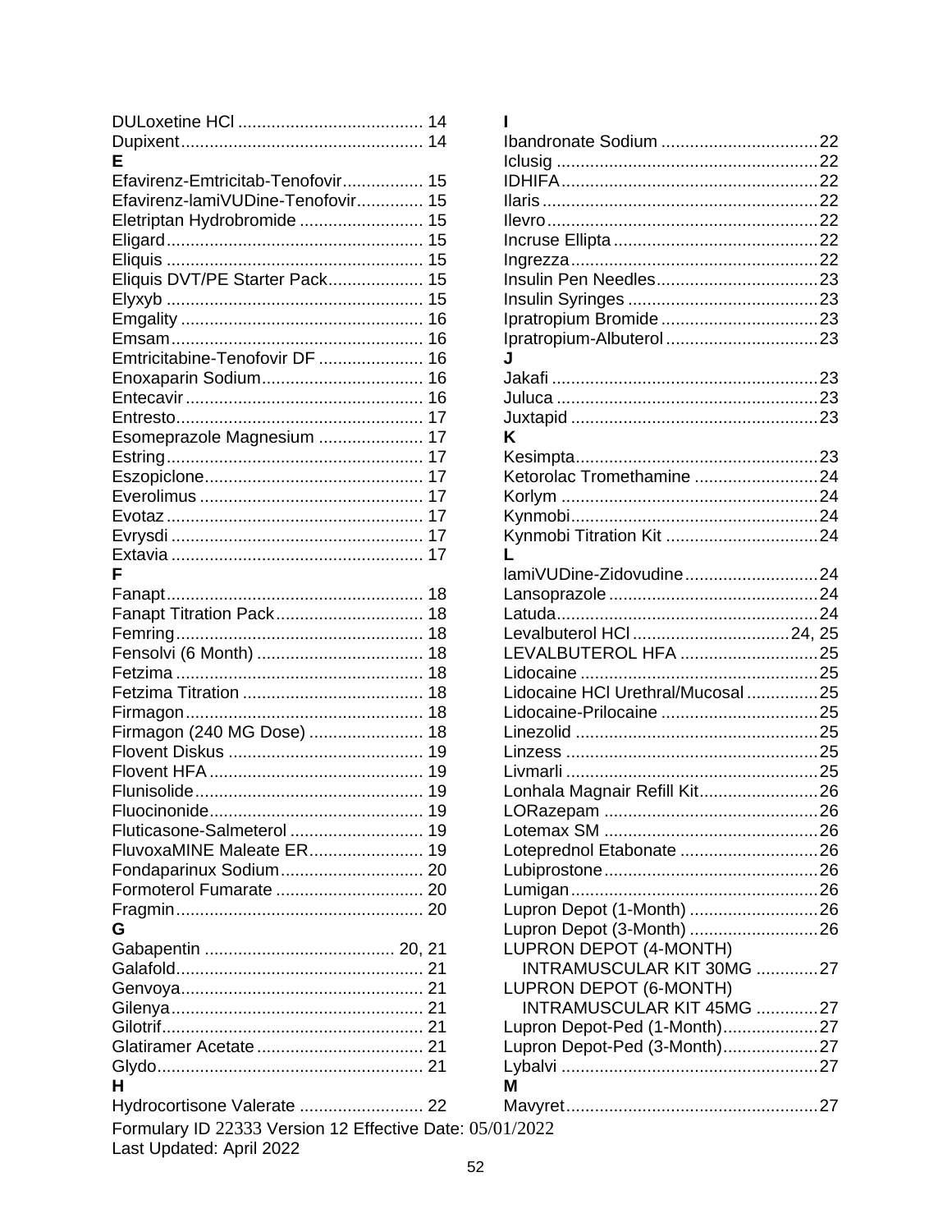DULoxetine HCl ....................................... 14
Dupixent.................................................. 14

**E**

Efavirenz-Emtricitab-Tenofovir................. 15
Efavirenz-lamiVUDine-Tenofovir.............. 15
Eletriptan Hydrobromide .......................... 15
Eligard..................................................... 15
Eliquis ...................................................... 15
Eliquis DVT/PE Starter Pack.................... 15
Elyxyb ..................................................... 15
Emgality .................................................. 16
Emsam..................................................... 16
Emtricitabine-Tenofovir DF ...................... 16
Enoxaparin Sodium.................................. 16
Entecavir.................................................. 16
Entresto.................................................... 17
Esomeprazole Magnesium ...................... 17
Estring...................................................... 17
Eszopiclone.............................................. 17
Everolimus ............................................... 17
Evotaz ...................................................... 17
Evrysdi ..................................................... 17
Extavia ..................................................... 17

**F**

Fanapt...................................................... 18
Fanapt Titration Pack............................... 18
Femring.................................................... 18
Fensolvi (6 Month) ................................... 18
Fetzima .................................................... 18
Fetzima Titration ...................................... 18
Firmagon.................................................. 18
Firmagon (240 MG Dose) ........................ 18
Flovent Diskus ......................................... 19
Flovent HFA............................................. 19
Flunisolide................................................ 19
Fluocinonide............................................. 19
Fluticasone-Salmeterol ............................ 19
FluvoxaMINE Maleate ER........................ 19
Fondaparinux Sodium.............................. 20
Formoterol Fumarate ............................... 20
Fragmin.................................................... 20

**G**

Gabapentin ........................................ 20, 21
Galafold.................................................... 21
Genvoya................................................... 21
Gilenya..................................................... 21
Gilotrif....................................................... 21
Glatiramer Acetate................................... 21
Glydo........................................................ 21

**H**

Hydrocortisone Valerate .......................... 22

**I**

Ibandronate Sodium .................................22
Iclusig .......................................................22
IDHIFA......................................................22
Ilaris ..........................................................22
Ilevro.........................................................22
Incruse Ellipta...........................................22
Ingrezza....................................................22
Insulin Pen Needles..................................23
Insulin Syringes ........................................23
Ipratropium Bromide .................................23
Ipratropium-Albuterol................................23

**J**

Jakafi ........................................................23
Juluca .......................................................23
Juxtapid ....................................................23

**K**

Kesimpta...................................................23
Ketorolac Tromethamine ..........................24
Korlym ......................................................24
Kynmobi....................................................24
Kynmobi Titration Kit ................................24

**L**

lamiVUDine-Zidovudine............................24
Lansoprazole............................................24
Latuda.......................................................24
Levalbuterol HCl .................................24, 25
LEVALBUTEROL HFA .............................25
Lidocaine ..................................................25
Lidocaine HCl Urethral/Mucosal...............25
Lidocaine-Prilocaine .................................25
Linezolid ...................................................25
Linzess .....................................................25
Livmarli .....................................................25
Lonhala Magnair Refill Kit.........................26
LORazepam .............................................26
Lotemax SM .............................................26
Loteprednol Etabonate .............................26
Lubiprostone.............................................26
Lumigan....................................................26
Lupron Depot (1-Month) ...........................26
Lupron Depot (3-Month) ...........................26
LUPRON DEPOT (4-MONTH) INTRAMUSCULAR KIT 30MG .............27
LUPRON DEPOT (6-MONTH) INTRAMUSCULAR KIT 45MG .............27
Lupron Depot-Ped (1-Month)....................27
Lupron Depot-Ped (3-Month)....................27
Lybalvi ......................................................27

**M**

Mavyret.....................................................27

Formulary ID 22333 Version 12 Effective Date: 05/01/2022
Last Updated: April 2022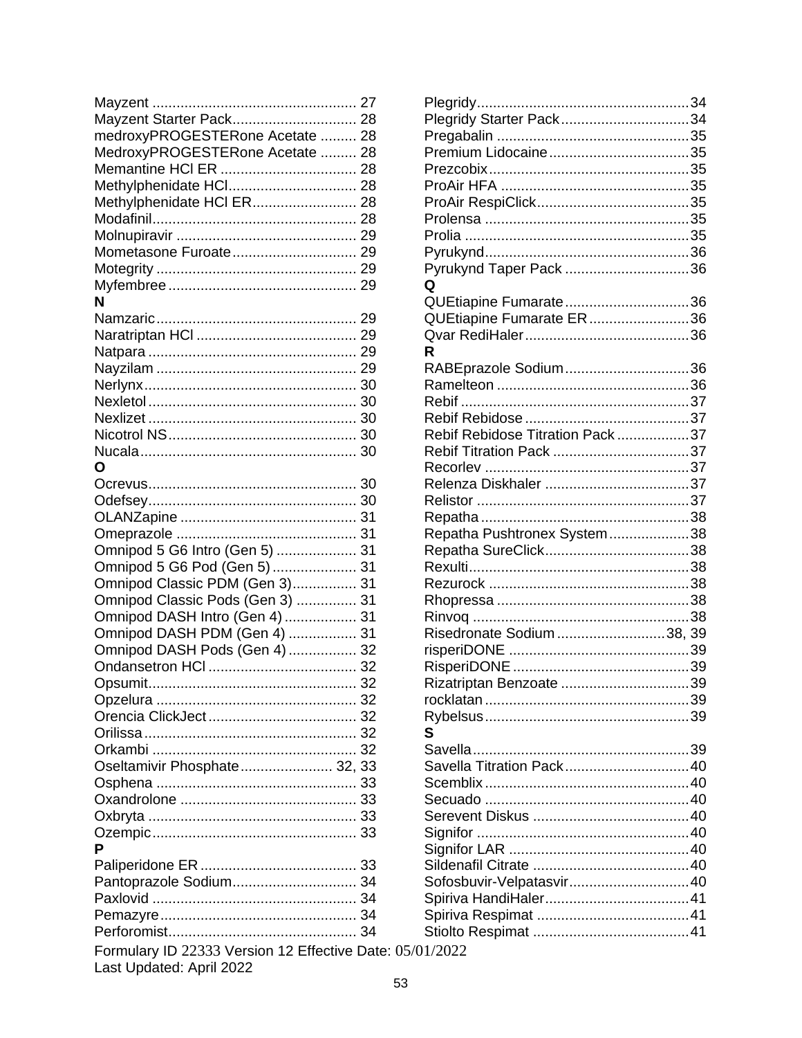Mayzent .................................................... 27
Mayzent Starter Pack................................ 28
medroxyPROGESTERone Acetate ......... 28
MedroxyPROGESTERone Acetate ......... 28
Memantine HCl ER .................................. 28
Methylphenidate HCl................................ 28
Methylphenidate HCl ER.......................... 28
Modafinil.................................................... 28
Molnupiravir ............................................. 29
Mometasone Furoate............................... 29
Motegrity .................................................. 29
Myfembree ............................................... 29

**N**

Namzaric.................................................. 29
Naratriptan HCl ........................................ 29
Natpara .................................................... 29
Nayzilam .................................................. 29
Nerlynx..................................................... 30
Nexletol .................................................... 30
Nexlizet .................................................... 30
Nicotrol NS............................................... 30
Nucala...................................................... 30

**O**

Ocrevus.................................................... 30
Odefsey.................................................... 30
OLANZapine ............................................ 31
Omeprazole ............................................. 31
Omnipod 5 G6 Intro (Gen 5) .................... 31
Omnipod 5 G6 Pod (Gen 5) ..................... 31
Omnipod Classic PDM (Gen 3)................ 31
Omnipod Classic Pods (Gen 3) ............... 31
Omnipod DASH Intro (Gen 4) .................. 31
Omnipod DASH PDM (Gen 4) ................. 31
Omnipod DASH Pods (Gen 4) ................. 32
Ondansetron HCl ..................................... 32
Opsumit.................................................... 32
Opzelura .................................................. 32
Orencia ClickJect ..................................... 32
Orilissa ..................................................... 32
Orkambi ................................................... 32
Oseltamivir Phosphate....................... 32, 33
Osphena .................................................. 33
Oxandrolone ............................................ 33
Oxbryta .................................................... 33
Ozempic................................................... 33

**P**

Paliperidone ER ....................................... 33
Pantoprazole Sodium............................... 34
Paxlovid ................................................... 34
Pemazyre................................................. 34
Perforomist............................................... 34
Plegridy.................................................... 34
Plegridy Starter Pack................................ 34
Pregabalin ................................................ 35
Premium Lidocaine................................... 35
Prezcobix.................................................. 35
ProAir HFA ............................................... 35
ProAir RespiClick...................................... 35
Prolensa ................................................... 35
Prolia ........................................................ 35
Pyrukynd................................................... 36
Pyrukynd Taper Pack ............................... 36

**Q**

QUEtiapine Fumarate............................... 36
QUEtiapine Fumarate ER......................... 36
Qvar RediHaler......................................... 36

**R**

RABEprazole Sodium............................... 36
Ramelteon ................................................ 36
Rebif ......................................................... 37
Rebif Rebidose ......................................... 37
Rebif Rebidose Titration Pack .................. 37
Rebif Titration Pack .................................. 37
Recorlev ................................................... 37
Relenza Diskhaler .................................... 37
Relistor ..................................................... 37
Repatha .................................................... 38
Repatha Pushtronex System.................... 38
Repatha SureClick.................................... 38
Rexulti....................................................... 38
Rezurock .................................................. 38
Rhopressa ................................................ 38
Rinvoq ...................................................... 38
Risedronate Sodium ........................... 38, 39
risperiDONE ............................................. 39
RisperiDONE ............................................ 39
Rizatriptan Benzoate ................................ 39
rocklatan ................................................... 39
Rybelsus................................................... 39

**S**

Savella...................................................... 39
Savella Titration Pack............................... 40
Scemblix ................................................... 40
Secuado ................................................... 40
Serevent Diskus ....................................... 40
Signifor ..................................................... 40
Signifor LAR ............................................. 40
Sildenafil Citrate ....................................... 40
Sofosbuvir-Velpatasvir.............................. 40
Spiriva HandiHaler.................................... 41
Spiriva Respimat ...................................... 41
Stiolto Respimat ....................................... 41

Formulary ID 22333 Version 12 Effective Date: 05/01/2022
Last Updated: April 2022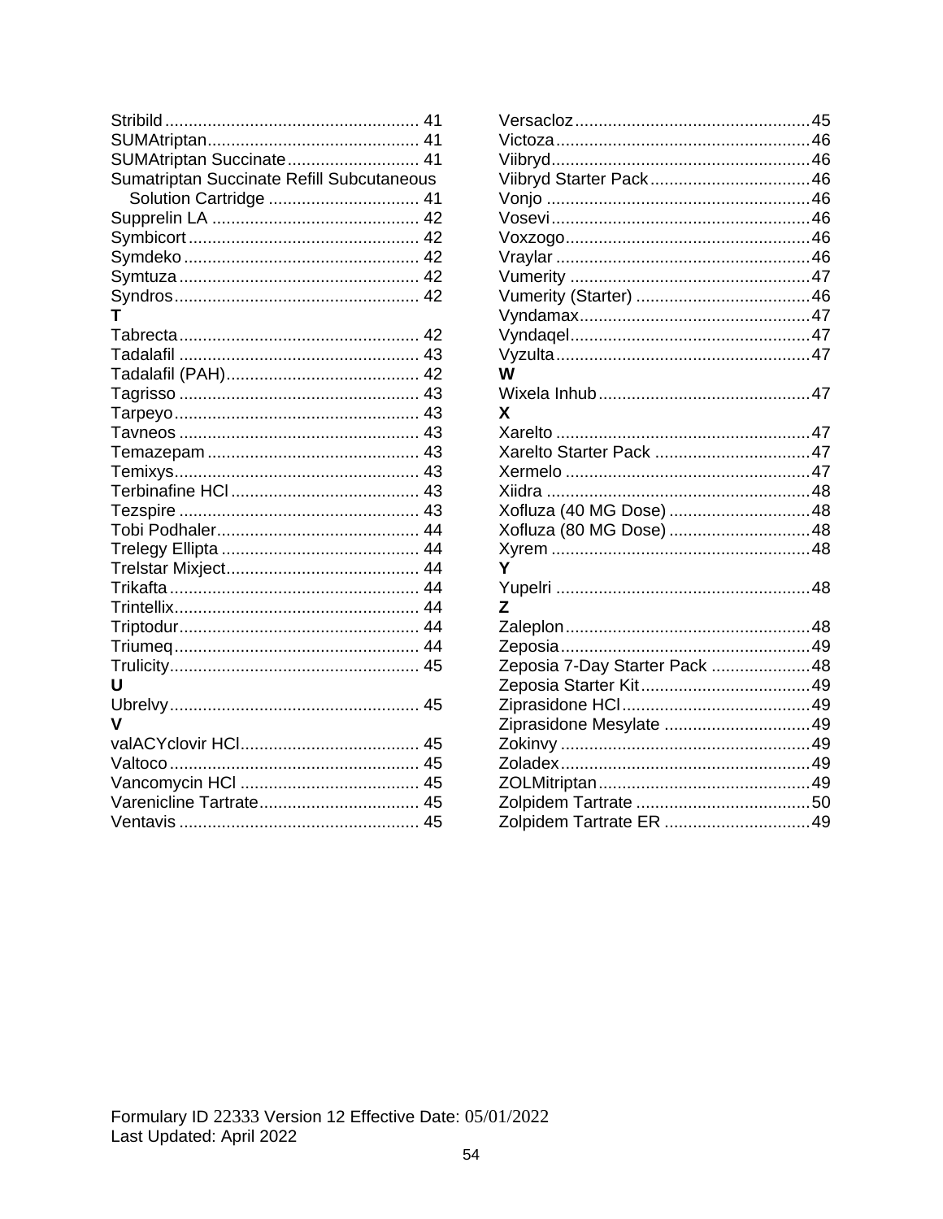Stribild ...................................................... 41
SUMAtriptan............................................. 41
SUMAtriptan Succinate............................ 41
Sumatriptan Succinate Refill Subcutaneous Solution Cartridge ................................. 41
Supprelin LA ............................................ 42
Symbicort................................................. 42
Symdeko.................................................. 42
Symtuza................................................... 42
Syndros.................................................... 42

**T**

Tabrecta................................................... 42
Tadalafil ................................................... 43
Tadalafil (PAH).......................................... 42
Tagrisso ................................................... 43
Tarpeyo..................................................... 43
Tavneos ................................................... 43
Temazepam ............................................. 43
Temixys..................................................... 43
Terbinafine HCl ......................................... 43
Tezspire ................................................... 43
Tobi Podhaler............................................ 44
Trelegy Ellipta ........................................... 44
Trelstar Mixject.......................................... 44
Trikafta ..................................................... 44
Trintellix..................................................... 44
Triptodur................................................... 44
Triumeq.................................................... 44
Trulicity...................................................... 45

**U**

Ubrelvy..................................................... 45

**V**

valACYclovir HCl....................................... 45
Valtoco ..................................................... 45
Vancomycin HCl ....................................... 45
Varenicline Tartrate................................... 45
Ventavis ................................................... 45
Versacloz..................................................45
Victoza......................................................46
Viibryd.......................................................46
Viibryd Starter Pack..................................46
Vonjo ........................................................46
Vosevi.......................................................46
Voxzogo....................................................46
Vraylar ......................................................46
Vumerity ...................................................47
Vumerity (Starter) .....................................46
Vyndamax.................................................47
Vyndaqel...................................................47
Vyzulta......................................................47

**W**

Wixela Inhub.............................................47

**X**

Xarelto ......................................................47
Xarelto Starter Pack .................................47
Xermelo ....................................................47
Xiidra ........................................................48
Xofluza (40 MG Dose) ..............................48
Xofluza (80 MG Dose) ..............................48
Xyrem .......................................................48

**Y**

Yupelri ......................................................48

**Z**

Zaleplon....................................................48
Zeposia.....................................................49
Zeposia 7-Day Starter Pack .....................48
Zeposia Starter Kit....................................49
Ziprasidone HCl........................................49
Ziprasidone Mesylate ...............................49
Zokinvy .....................................................49
Zoladex.....................................................49
ZOLMitriptan.............................................49
Zolpidem Tartrate .....................................50
Zolpidem Tartrate ER ...............................49

Formulary ID 22333 Version 12 Effective Date: 05/01/2022
Last Updated: April 2022